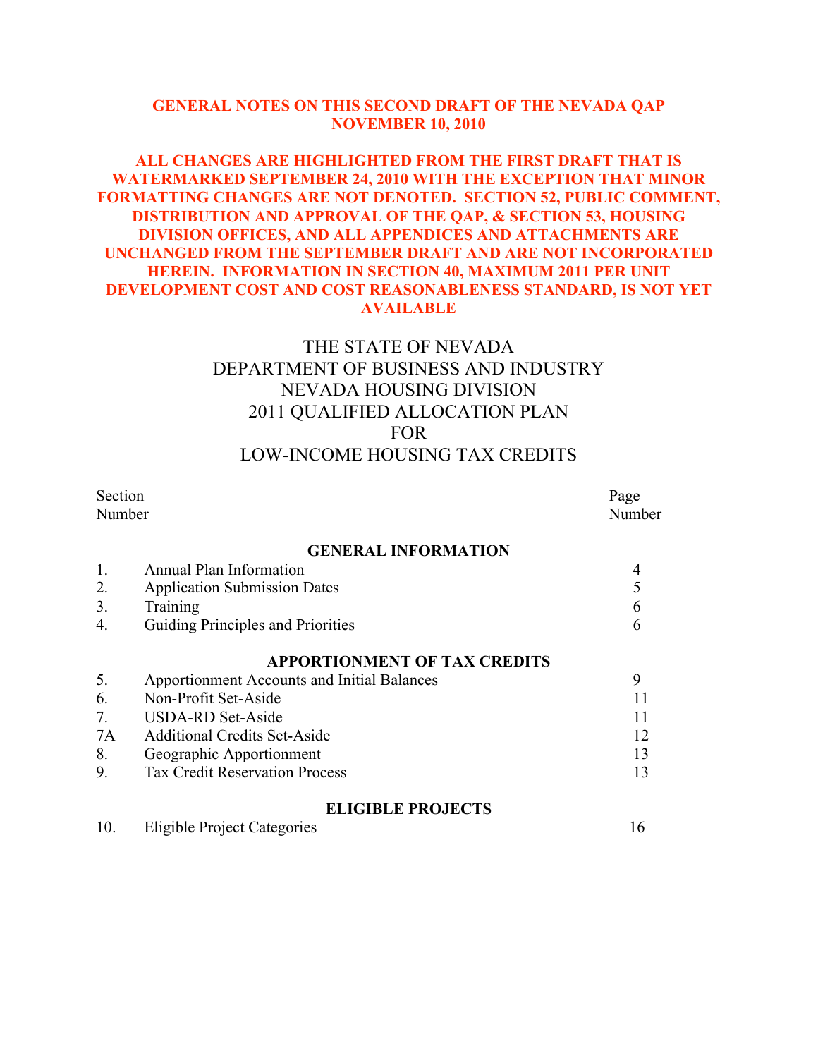**GENERAL NOTES ON THIS SECOND DRAFT OF THE NEVADA QAP NOVEMBER 10, 2010**

**ALL CHANGES ARE HIGHLIGHTED FROM THE FIRST DRAFT THAT IS WATERMARKED SEPTEMBER 24, 2010 WITH THE EXCEPTION THAT MINOR FORMATTING CHANGES ARE NOT DENOTED. SECTION 52, PUBLIC COMMENT, DISTRIBUTION AND APPROVAL OF THE QAP, & SECTION 53, HOUSING DIVISION OFFICES, AND ALL APPENDICES AND ATTACHMENTS ARE UNCHANGED FROM THE SEPTEMBER DRAFT AND ARE NOT INCORPORATED HEREIN. INFORMATION IN SECTION 40, MAXIMUM 2011 PER UNIT DEVELOPMENT COST AND COST REASONABLENESS STANDARD, IS NOT YET AVAILABLE**

# THE STATE OF NEVADA
# DEPARTMENT OF BUSINESS AND INDUSTRY
# NEVADA HOUSING DIVISION
# 2011 QUALIFIED ALLOCATION PLAN
# FOR
# LOW-INCOME HOUSING TAX CREDITS

| Section Number | | Page Number |
|---|---|---|
| | **GENERAL INFORMATION** | |
| 1. | Annual Plan Information | 4 |
| 2. | Application Submission Dates | 5 |
| 3. | Training | 6 |
| 4. | Guiding Principles and Priorities | 6 |
| | **APPORTIONMENT OF TAX CREDITS** | |
| 5. | Apportionment Accounts and Initial Balances | 9 |
| 6. | Non-Profit Set-Aside | 11 |
| 7. | USDA-RD Set-Aside | 11 |
| 7A | Additional Credits Set-Aside | 12 |
| 8. | Geographic Apportionment | 13 |
| 9. | Tax Credit Reservation Process | 13 |
| | **ELIGIBLE PROJECTS** | |
| 10. | Eligible Project Categories | 16 |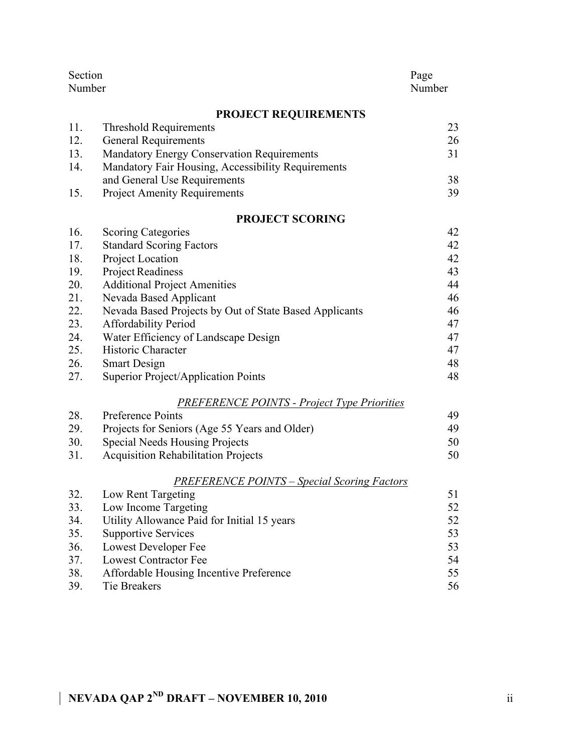| Section Number | | Page Number |
|---|---|---|
| | **PROJECT REQUIREMENTS** | |
| 11. | Threshold Requirements | 23 |
| 12. | General Requirements | 26 |
| 13. | Mandatory Energy Conservation Requirements | 31 |
| 14. | Mandatory Fair Housing, Accessibility Requirements and General Use Requirements | 38 |
| 15. | Project Amenity Requirements | 39 |
| | **PROJECT SCORING** | |
| 16. | Scoring Categories | 42 |
| 17. | Standard Scoring Factors | 42 |
| 18. | Project Location | 42 |
| 19. | Project Readiness | 43 |
| 20. | Additional Project Amenities | 44 |
| 21. | Nevada Based Applicant | 46 |
| 22. | Nevada Based Projects by Out of State Based Applicants | 46 |
| 23. | Affordability Period | 47 |
| 24. | Water Efficiency of Landscape Design | 47 |
| 25. | Historic Character | 47 |
| 26. | Smart Design | 48 |
| 27. | Superior Project/Application Points | 48 |
| | *PREFERENCE POINTS - Project Type Priorities* | |
| 28. | Preference Points | 49 |
| 29. | Projects for Seniors (Age 55 Years and Older) | 49 |
| 30. | Special Needs Housing Projects | 50 |
| 31. | Acquisition Rehabilitation Projects | 50 |
| | *PREFERENCE POINTS – Special Scoring Factors* | |
| 32. | Low Rent Targeting | 51 |
| 33. | Low Income Targeting | 52 |
| 34. | Utility Allowance Paid for Initial 15 years | 52 |
| 35. | Supportive Services | 53 |
| 36. | Lowest Developer Fee | 53 |
| 37. | Lowest Contractor Fee | 54 |
| 38. | Affordable Housing Incentive Preference | 55 |
| 39. | Tie Breakers | 56 |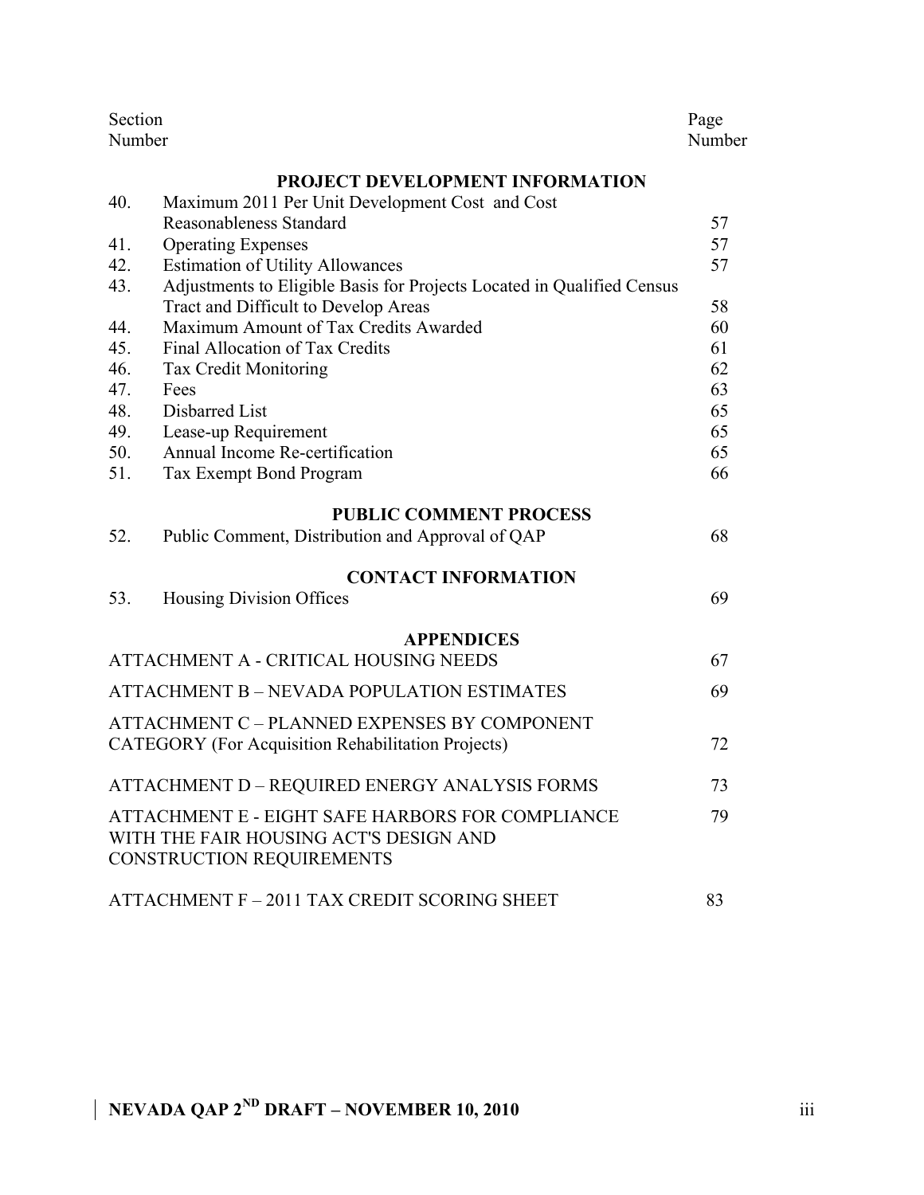| Section Number | | Page Number |
|---|---|---|
| | **PROJECT DEVELOPMENT INFORMATION** | |
| 40. | Maximum 2011 Per Unit Development Cost and Cost Reasonableness Standard | 57 |
| 41. | Operating Expenses | 57 |
| 42. | Estimation of Utility Allowances | 57 |
| 43. | Adjustments to Eligible Basis for Projects Located in Qualified Census Tract and Difficult to Develop Areas | 58 |
| 44. | Maximum Amount of Tax Credits Awarded | 60 |
| 45. | Final Allocation of Tax Credits | 61 |
| 46. | Tax Credit Monitoring | 62 |
| 47. | Fees | 63 |
| 48. | Disbarred List | 65 |
| 49. | Lease-up Requirement | 65 |
| 50. | Annual Income Re-certification | 65 |
| 51. | Tax Exempt Bond Program | 66 |
| | **PUBLIC COMMENT PROCESS** | |
| 52. | Public Comment, Distribution and Approval of QAP | 68 |
| | **CONTACT INFORMATION** | |
| 53. | Housing Division Offices | 69 |
| | **APPENDICES** | |
| | ATTACHMENT A - CRITICAL HOUSING NEEDS | 67 |
| | ATTACHMENT B – NEVADA POPULATION ESTIMATES | 69 |
| | ATTACHMENT C – PLANNED EXPENSES BY COMPONENT CATEGORY (For Acquisition Rehabilitation Projects) | 72 |
| | ATTACHMENT D – REQUIRED ENERGY ANALYSIS FORMS | 73 |
| | ATTACHMENT E - EIGHT SAFE HARBORS FOR COMPLIANCE WITH THE FAIR HOUSING ACT'S DESIGN AND CONSTRUCTION REQUIREMENTS | 79 |
| | ATTACHMENT F – 2011 TAX CREDIT SCORING SHEET | 83 |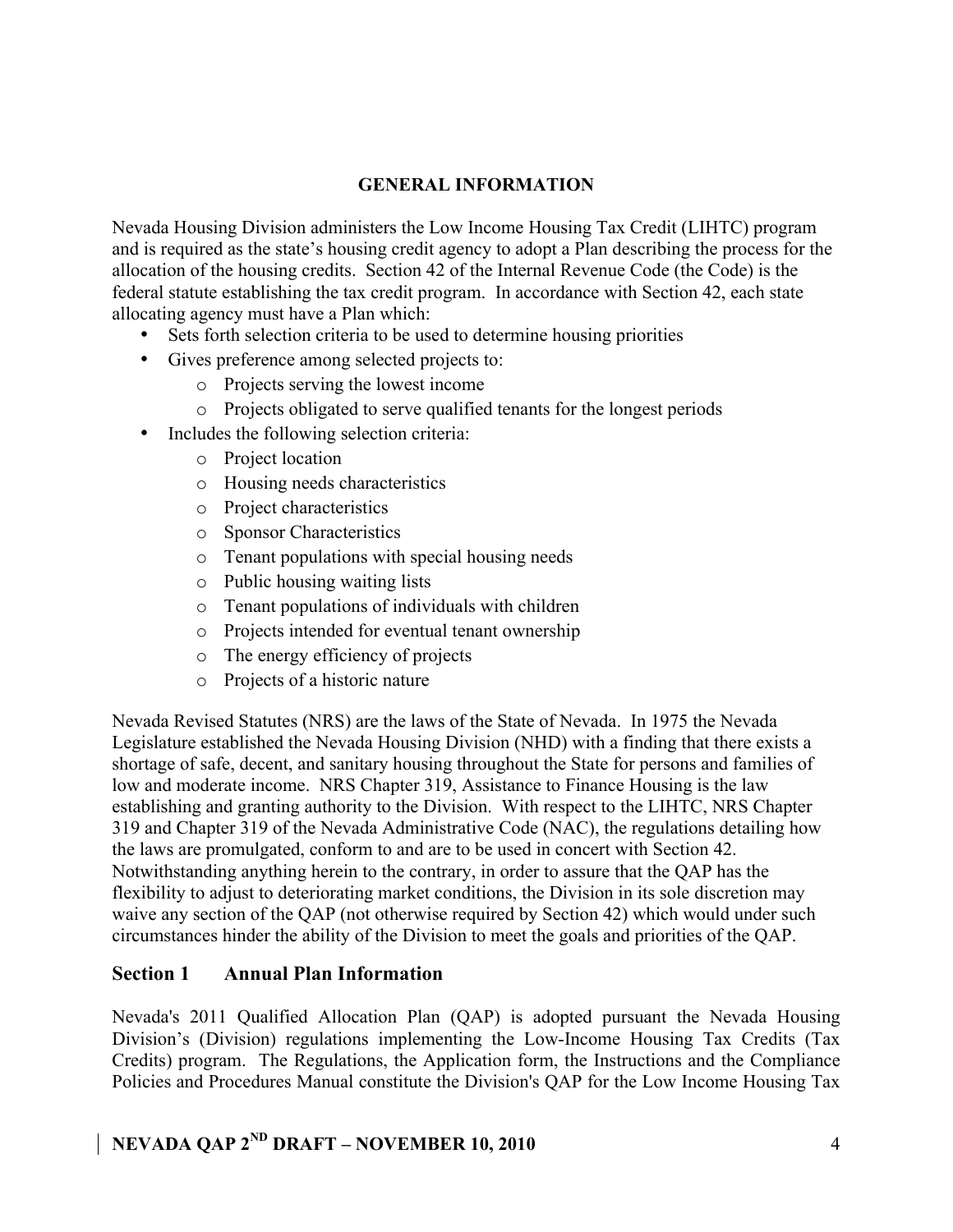## GENERAL INFORMATION

Nevada Housing Division administers the Low Income Housing Tax Credit (LIHTC) program and is required as the state's housing credit agency to adopt a Plan describing the process for the allocation of the housing credits. Section 42 of the Internal Revenue Code (the Code) is the federal statute establishing the tax credit program. In accordance with Section 42, each state allocating agency must have a Plan which:

- Sets forth selection criteria to be used to determine housing priorities
- Gives preference among selected projects to:
  - Projects serving the lowest income
  - Projects obligated to serve qualified tenants for the longest periods
- Includes the following selection criteria:
  - Project location
  - Housing needs characteristics
  - Project characteristics
  - Sponsor Characteristics
  - Tenant populations with special housing needs
  - Public housing waiting lists
  - Tenant populations of individuals with children
  - Projects intended for eventual tenant ownership
  - The energy efficiency of projects
  - Projects of a historic nature

Nevada Revised Statutes (NRS) are the laws of the State of Nevada. In 1975 the Nevada Legislature established the Nevada Housing Division (NHD) with a finding that there exists a shortage of safe, decent, and sanitary housing throughout the State for persons and families of low and moderate income. NRS Chapter 319, Assistance to Finance Housing is the law establishing and granting authority to the Division. With respect to the LIHTC, NRS Chapter 319 and Chapter 319 of the Nevada Administrative Code (NAC), the regulations detailing how the laws are promulgated, conform to and are to be used in concert with Section 42. Notwithstanding anything herein to the contrary, in order to assure that the QAP has the flexibility to adjust to deteriorating market conditions, the Division in its sole discretion may waive any section of the QAP (not otherwise required by Section 42) which would under such circumstances hinder the ability of the Division to meet the goals and priorities of the QAP.

## Section 1 Annual Plan Information

Nevada's 2011 Qualified Allocation Plan (QAP) is adopted pursuant the Nevada Housing Division's (Division) regulations implementing the Low-Income Housing Tax Credits (Tax Credits) program. The Regulations, the Application form, the Instructions and the Compliance Policies and Procedures Manual constitute the Division's QAP for the Low Income Housing Tax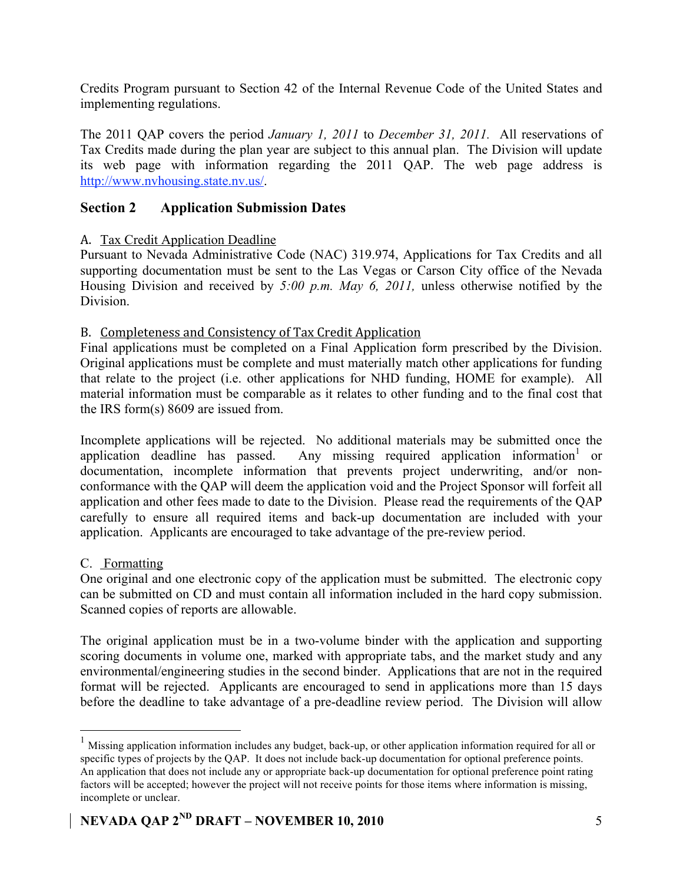Credits Program pursuant to Section 42 of the Internal Revenue Code of the United States and implementing regulations.

The 2011 QAP covers the period *January 1, 2011* to *December 31, 2011.* All reservations of Tax Credits made during the plan year are subject to this annual plan. The Division will update its web page with information regarding the 2011 QAP. The web page address is http://www.nvhousing.state.nv.us/.

## Section 2 Application Submission Dates

A. Tax Credit Application Deadline

Pursuant to Nevada Administrative Code (NAC) 319.974, Applications for Tax Credits and all supporting documentation must be sent to the Las Vegas or Carson City office of the Nevada Housing Division and received by *5:00 p.m. May 6, 2011,* unless otherwise notified by the Division.

B. Completeness and Consistency of Tax Credit Application

Final applications must be completed on a Final Application form prescribed by the Division. Original applications must be complete and must materially match other applications for funding that relate to the project (i.e. other applications for NHD funding, HOME for example). All material information must be comparable as it relates to other funding and to the final cost that the IRS form(s) 8609 are issued from.

Incomplete applications will be rejected. No additional materials may be submitted once the application deadline has passed. Any missing required application information[1] or documentation, incomplete information that prevents project underwriting, and/or non-conformance with the QAP will deem the application void and the Project Sponsor will forfeit all application and other fees made to date to the Division. Please read the requirements of the QAP carefully to ensure all required items and back-up documentation are included with your application. Applicants are encouraged to take advantage of the pre-review period.

C. Formatting

One original and one electronic copy of the application must be submitted. The electronic copy can be submitted on CD and must contain all information included in the hard copy submission. Scanned copies of reports are allowable.

The original application must be in a two-volume binder with the application and supporting scoring documents in volume one, marked with appropriate tabs, and the market study and any environmental/engineering studies in the second binder. Applications that are not in the required format will be rejected. Applicants are encouraged to send in applications more than 15 days before the deadline to take advantage of a pre-deadline review period. The Division will allow

[1] Missing application information includes any budget, back-up, or other application information required for all or specific types of projects by the QAP. It does not include back-up documentation for optional preference points. An application that does not include any or appropriate back-up documentation for optional preference point rating factors will be accepted; however the project will not receive points for those items where information is missing, incomplete or unclear.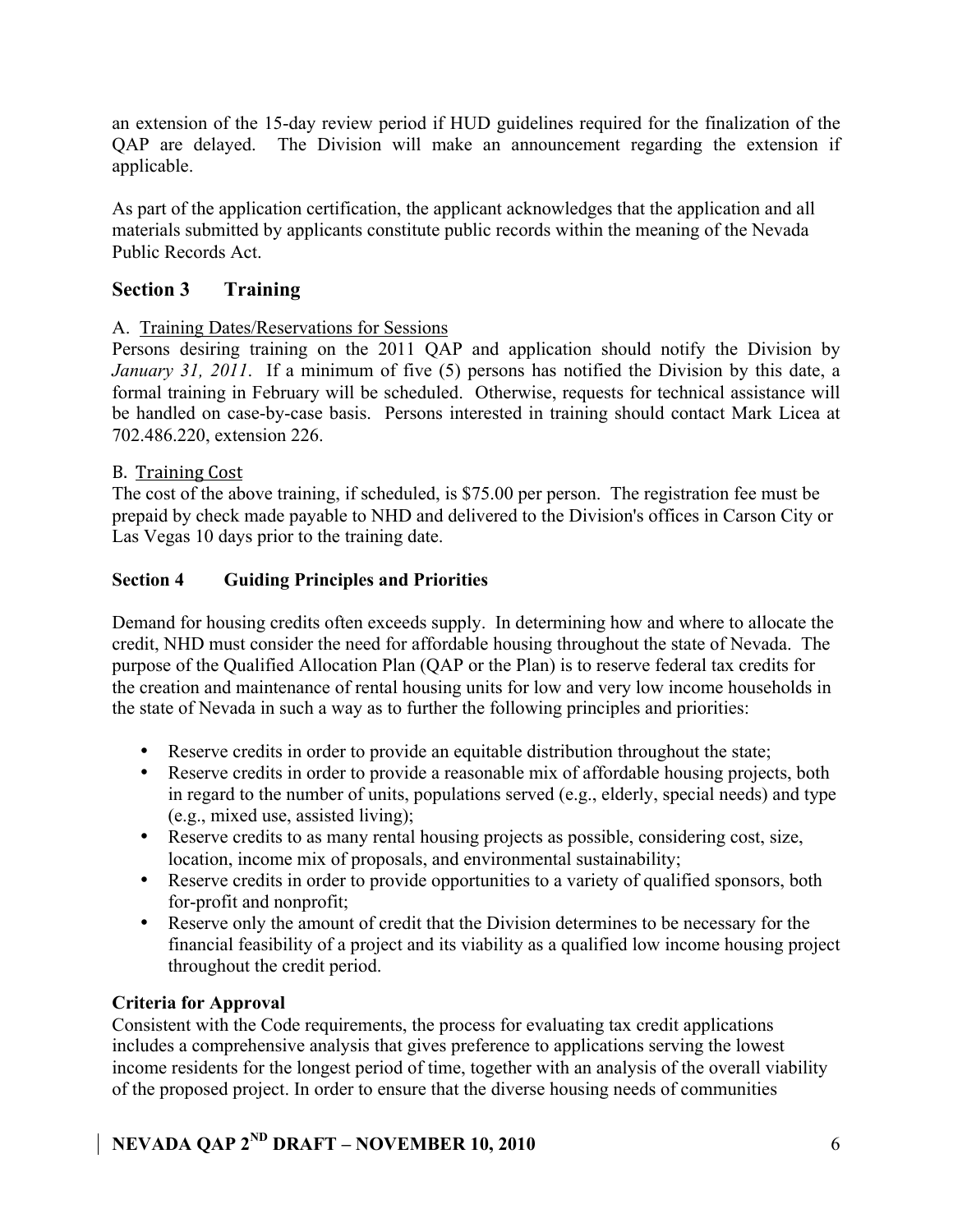an extension of the 15-day review period if HUD guidelines required for the finalization of the QAP are delayed. The Division will make an announcement regarding the extension if applicable.

As part of the application certification, the applicant acknowledges that the application and all materials submitted by applicants constitute public records within the meaning of the Nevada Public Records Act.

## Section 3 Training

A. Training Dates/Reservations for Sessions

Persons desiring training on the 2011 QAP and application should notify the Division by *January 31, 2011*. If a minimum of five (5) persons has notified the Division by this date, a formal training in February will be scheduled. Otherwise, requests for technical assistance will be handled on case-by-case basis. Persons interested in training should contact Mark Licea at 702.486.220, extension 226.

B. Training Cost

The cost of the above training, if scheduled, is $75.00 per person. The registration fee must be prepaid by check made payable to NHD and delivered to the Division's offices in Carson City or Las Vegas 10 days prior to the training date.

## Section 4 Guiding Principles and Priorities

Demand for housing credits often exceeds supply. In determining how and where to allocate the credit, NHD must consider the need for affordable housing throughout the state of Nevada. The purpose of the Qualified Allocation Plan (QAP or the Plan) is to reserve federal tax credits for the creation and maintenance of rental housing units for low and very low income households in the state of Nevada in such a way as to further the following principles and priorities:

- Reserve credits in order to provide an equitable distribution throughout the state;
- Reserve credits in order to provide a reasonable mix of affordable housing projects, both in regard to the number of units, populations served (e.g., elderly, special needs) and type (e.g., mixed use, assisted living);
- Reserve credits to as many rental housing projects as possible, considering cost, size, location, income mix of proposals, and environmental sustainability;
- Reserve credits in order to provide opportunities to a variety of qualified sponsors, both for-profit and nonprofit;
- Reserve only the amount of credit that the Division determines to be necessary for the financial feasibility of a project and its viability as a qualified low income housing project throughout the credit period.

**Criteria for Approval**

Consistent with the Code requirements, the process for evaluating tax credit applications includes a comprehensive analysis that gives preference to applications serving the lowest income residents for the longest period of time, together with an analysis of the overall viability of the proposed project. In order to ensure that the diverse housing needs of communities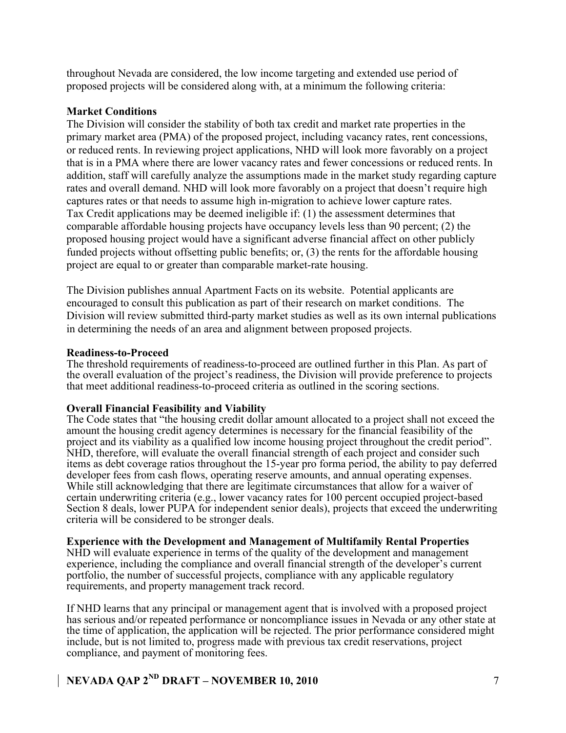throughout Nevada are considered, the low income targeting and extended use period of proposed projects will be considered along with, at a minimum the following criteria:

**Market Conditions**
The Division will consider the stability of both tax credit and market rate properties in the primary market area (PMA) of the proposed project, including vacancy rates, rent concessions, or reduced rents. In reviewing project applications, NHD will look more favorably on a project that is in a PMA where there are lower vacancy rates and fewer concessions or reduced rents. In addition, staff will carefully analyze the assumptions made in the market study regarding capture rates and overall demand. NHD will look more favorably on a project that doesn't require high captures rates or that needs to assume high in-migration to achieve lower capture rates. Tax Credit applications may be deemed ineligible if: (1) the assessment determines that comparable affordable housing projects have occupancy levels less than 90 percent; (2) the proposed housing project would have a significant adverse financial affect on other publicly funded projects without offsetting public benefits; or, (3) the rents for the affordable housing project are equal to or greater than comparable market-rate housing.

The Division publishes annual Apartment Facts on its website. Potential applicants are encouraged to consult this publication as part of their research on market conditions. The Division will review submitted third-party market studies as well as its own internal publications in determining the needs of an area and alignment between proposed projects.

**Readiness-to-Proceed**
The threshold requirements of readiness-to-proceed are outlined further in this Plan. As part of the overall evaluation of the project's readiness, the Division will provide preference to projects that meet additional readiness-to-proceed criteria as outlined in the scoring sections.

**Overall Financial Feasibility and Viability**
The Code states that "the housing credit dollar amount allocated to a project shall not exceed the amount the housing credit agency determines is necessary for the financial feasibility of the project and its viability as a qualified low income housing project throughout the credit period". NHD, therefore, will evaluate the overall financial strength of each project and consider such items as debt coverage ratios throughout the 15-year pro forma period, the ability to pay deferred developer fees from cash flows, operating reserve amounts, and annual operating expenses. While still acknowledging that there are legitimate circumstances that allow for a waiver of certain underwriting criteria (e.g., lower vacancy rates for 100 percent occupied project-based Section 8 deals, lower PUPA for independent senior deals), projects that exceed the underwriting criteria will be considered to be stronger deals.

**Experience with the Development and Management of Multifamily Rental Properties**
NHD will evaluate experience in terms of the quality of the development and management experience, including the compliance and overall financial strength of the developer's current portfolio, the number of successful projects, compliance with any applicable regulatory requirements, and property management track record.

If NHD learns that any principal or management agent that is involved with a proposed project has serious and/or repeated performance or noncompliance issues in Nevada or any other state at the time of application, the application will be rejected. The prior performance considered might include, but is not limited to, progress made with previous tax credit reservations, project compliance, and payment of monitoring fees.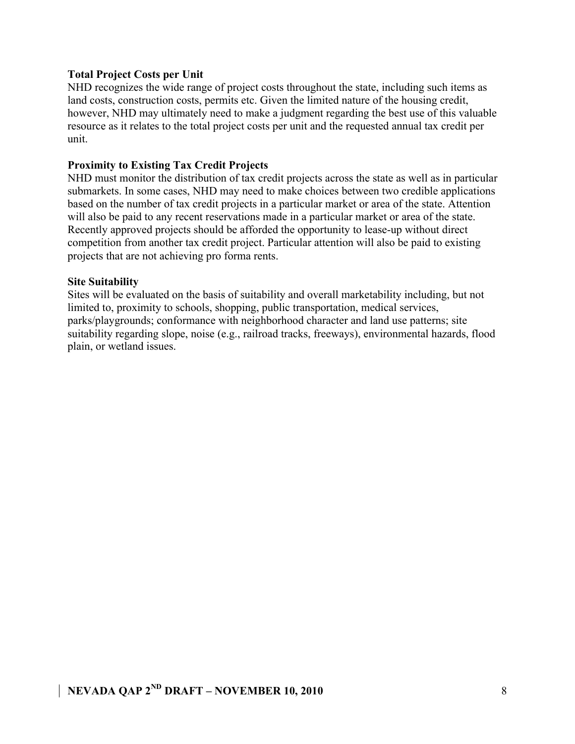**Total Project Costs per Unit**

NHD recognizes the wide range of project costs throughout the state, including such items as land costs, construction costs, permits etc. Given the limited nature of the housing credit, however, NHD may ultimately need to make a judgment regarding the best use of this valuable resource as it relates to the total project costs per unit and the requested annual tax credit per unit.

**Proximity to Existing Tax Credit Projects**

NHD must monitor the distribution of tax credit projects across the state as well as in particular submarkets. In some cases, NHD may need to make choices between two credible applications based on the number of tax credit projects in a particular market or area of the state. Attention will also be paid to any recent reservations made in a particular market or area of the state. Recently approved projects should be afforded the opportunity to lease-up without direct competition from another tax credit project. Particular attention will also be paid to existing projects that are not achieving pro forma rents.

**Site Suitability**

Sites will be evaluated on the basis of suitability and overall marketability including, but not limited to, proximity to schools, shopping, public transportation, medical services, parks/playgrounds; conformance with neighborhood character and land use patterns; site suitability regarding slope, noise (e.g., railroad tracks, freeways), environmental hazards, flood plain, or wetland issues.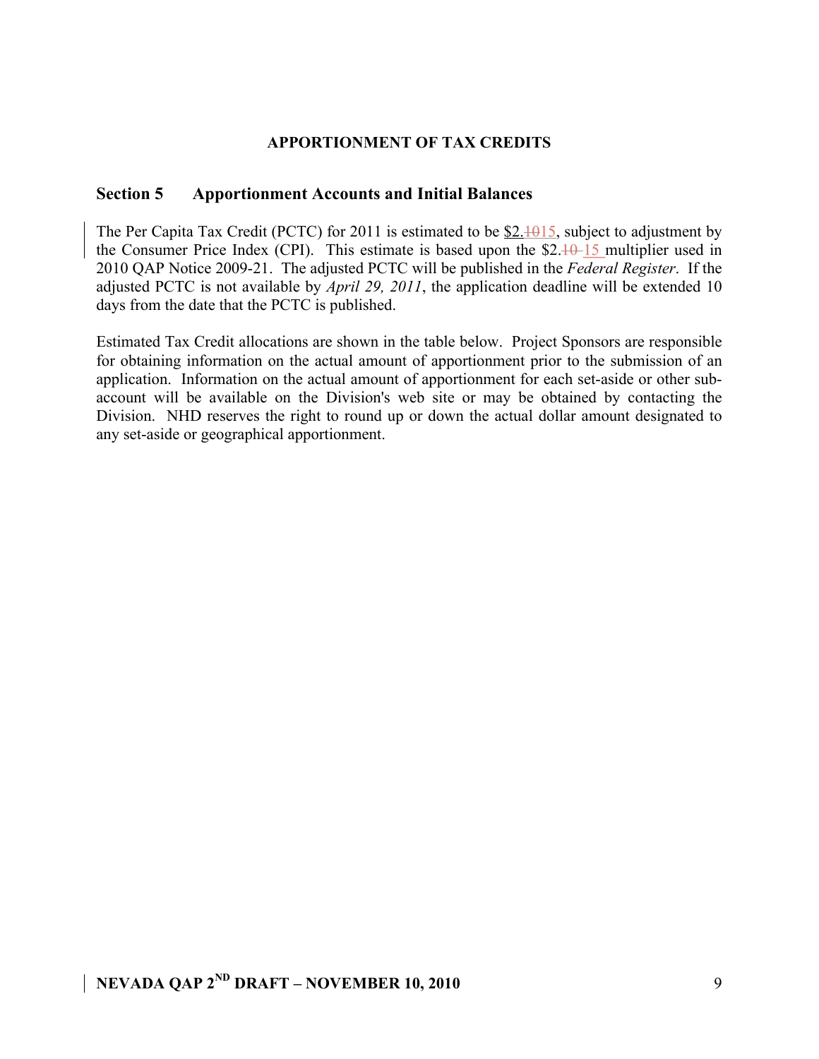**APPORTIONMENT OF TAX CREDITS**

## Section 5 Apportionment Accounts and Initial Balances

The Per Capita Tax Credit (PCTC) for 2011 is estimated to be $2.~~10~~15, subject to adjustment by the Consumer Price Index (CPI). This estimate is based upon the $2.~~10~~ 15 multiplier used in 2010 QAP Notice 2009-21. The adjusted PCTC will be published in the *Federal Register*. If the adjusted PCTC is not available by *April 29, 2011*, the application deadline will be extended 10 days from the date that the PCTC is published.

Estimated Tax Credit allocations are shown in the table below. Project Sponsors are responsible for obtaining information on the actual amount of apportionment prior to the submission of an application. Information on the actual amount of apportionment for each set-aside or other sub-account will be available on the Division's web site or may be obtained by contacting the Division. NHD reserves the right to round up or down the actual dollar amount designated to any set-aside or geographical apportionment.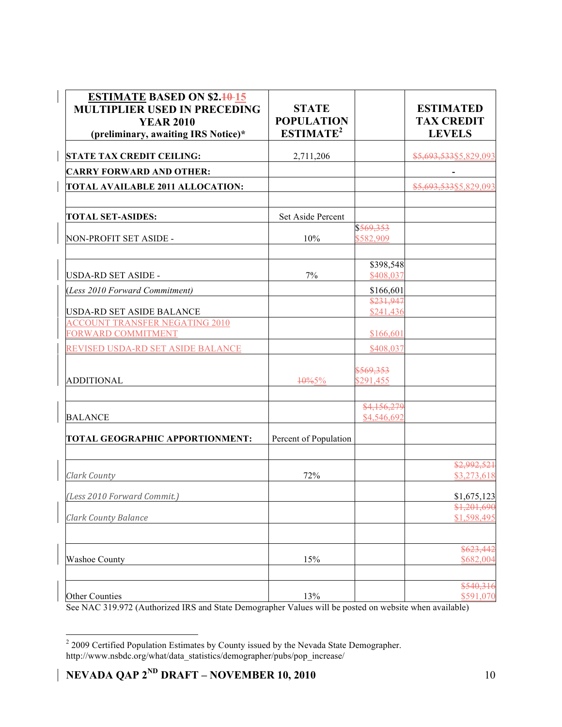| **ESTIMATE BASED ON $2.~~10~~ 15 MULTIPLIER USED IN PRECEDING YEAR 2010 (preliminary, awaiting IRS Notice)*** | **STATE POPULATION ESTIMATE[2]** | | **ESTIMATED TAX CREDIT LEVELS** |
|---|---|---|---|
| **STATE TAX CREDIT CEILING:** | 2,711,206 | | ~~$5,693,533~~$5,829,093 |
| **CARRY FORWARD AND OTHER:** | | | - |
| **TOTAL AVAILABLE 2011 ALLOCATION:** | | | ~~$5,693,533~~$5,829,093 |
| | | | |
| **TOTAL SET-ASIDES:** | Set Aside Percent | | |
| NON-PROFIT SET ASIDE - | 10% | $~~569,353~~ $582,909 | |
| | | | |
| USDA-RD SET ASIDE - | 7% | $398,548 $408,037 | |
| *(Less 2010 Forward Commitment)* | | $166,601 | |
| USDA-RD SET ASIDE BALANCE | | ~~$231,947~~ $241,436 | |
| ACCOUNT TRANSFER NEGATING 2010 FORWARD COMMITMENT | | $166,601 | |
| REVISED USDA-RD SET ASIDE BALANCE | | $408,037 | |
| ADDITIONAL | ~~10%~~5% | ~~$569,353~~ $291,455 | |
| | | | |
| BALANCE | | ~~$4,156,279~~ $4,546,692 | |
| **TOTAL GEOGRAPHIC APPORTIONMENT:** | Percent of Population | | |
| | | | |
| *Clark County* | 72% | | ~~$2,992,521~~ $3,273,618 |
| *(Less 2010 Forward Commit.)* | | | $1,675,123 |
| *Clark County Balance* | | | ~~$1,201,690~~ $1,598,495 |
| | | | |
| Washoe County | 15% | | ~~$623,442~~ $682,004 |
| | | | |
| Other Counties | 13% | | ~~$540,316~~ $591,070 |

See NAC 319.972 (Authorized IRS and State Demographer Values will be posted on website when available)

[2] 2009 Certified Population Estimates by County issued by the Nevada State Demographer. http://www.nsbdc.org/what/data_statistics/demographer/pubs/pop_increase/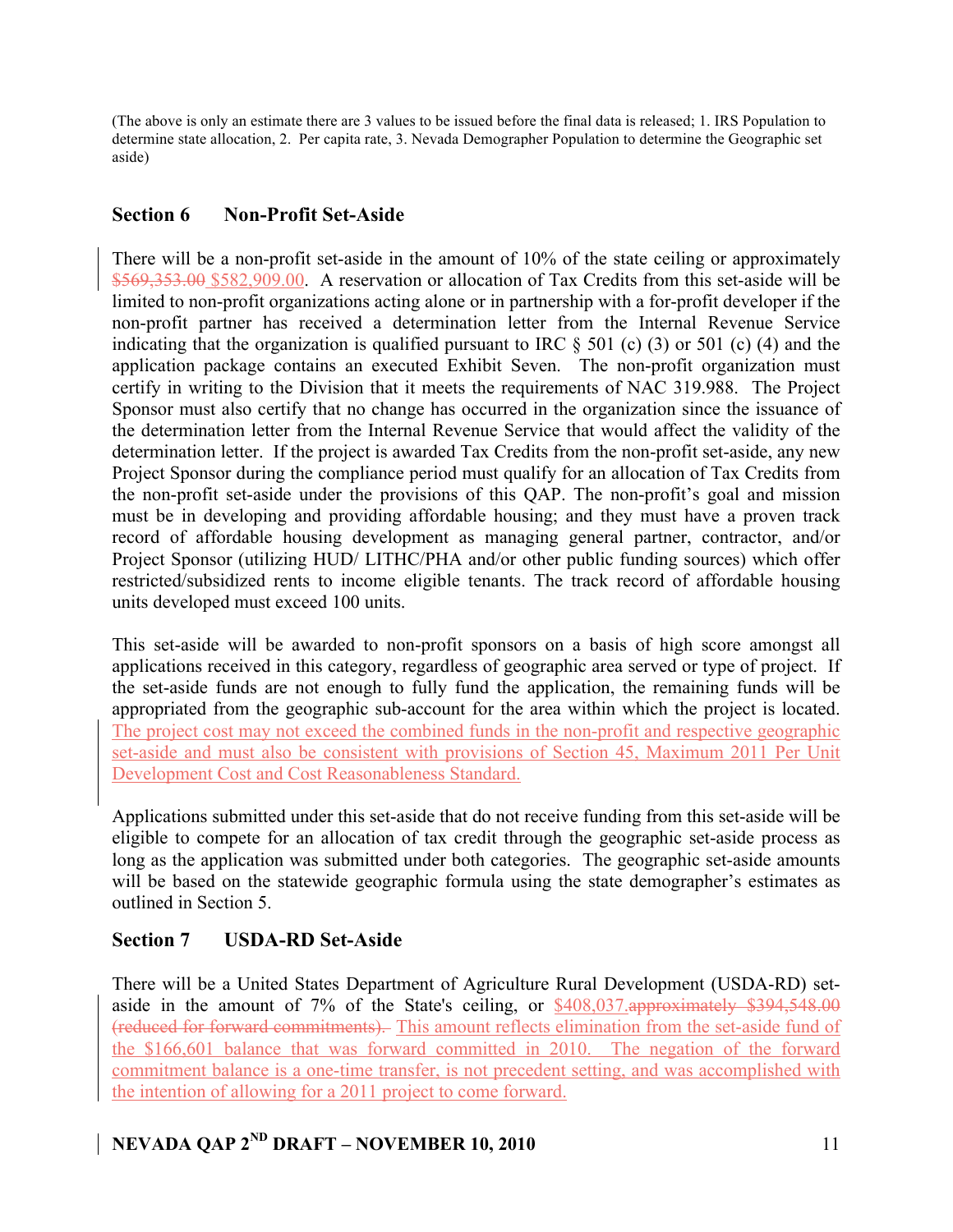(The above is only an estimate there are 3 values to be issued before the final data is released; 1. IRS Population to determine state allocation, 2. Per capita rate, 3. Nevada Demographer Population to determine the Geographic set aside)

## Section 6 Non-Profit Set-Aside

There will be a non-profit set-aside in the amount of 10% of the state ceiling or approximately ~~$569,353.00~~ $582,909.00. A reservation or allocation of Tax Credits from this set-aside will be limited to non-profit organizations acting alone or in partnership with a for-profit developer if the non-profit partner has received a determination letter from the Internal Revenue Service indicating that the organization is qualified pursuant to IRC § 501 (c) (3) or 501 (c) (4) and the application package contains an executed Exhibit Seven. The non-profit organization must certify in writing to the Division that it meets the requirements of NAC 319.988. The Project Sponsor must also certify that no change has occurred in the organization since the issuance of the determination letter from the Internal Revenue Service that would affect the validity of the determination letter. If the project is awarded Tax Credits from the non-profit set-aside, any new Project Sponsor during the compliance period must qualify for an allocation of Tax Credits from the non-profit set-aside under the provisions of this QAP. The non-profit's goal and mission must be in developing and providing affordable housing; and they must have a proven track record of affordable housing development as managing general partner, contractor, and/or Project Sponsor (utilizing HUD/ LITHC/PHA and/or other public funding sources) which offer restricted/subsidized rents to income eligible tenants. The track record of affordable housing units developed must exceed 100 units.

This set-aside will be awarded to non-profit sponsors on a basis of high score amongst all applications received in this category, regardless of geographic area served or type of project. If the set-aside funds are not enough to fully fund the application, the remaining funds will be appropriated from the geographic sub-account for the area within which the project is located. The project cost may not exceed the combined funds in the non-profit and respective geographic set-aside and must also be consistent with provisions of Section 45, Maximum 2011 Per Unit Development Cost and Cost Reasonableness Standard.

Applications submitted under this set-aside that do not receive funding from this set-aside will be eligible to compete for an allocation of tax credit through the geographic set-aside process as long as the application was submitted under both categories. The geographic set-aside amounts will be based on the statewide geographic formula using the state demographer's estimates as outlined in Section 5.

## Section 7 USDA-RD Set-Aside

There will be a United States Department of Agriculture Rural Development (USDA-RD) set-aside in the amount of 7% of the State's ceiling, or $408,037.~~approximately $394,548.00 (reduced for forward commitments).~~ This amount reflects elimination from the set-aside fund of the $166,601 balance that was forward committed in 2010. The negation of the forward commitment balance is a one-time transfer, is not precedent setting, and was accomplished with the intention of allowing for a 2011 project to come forward.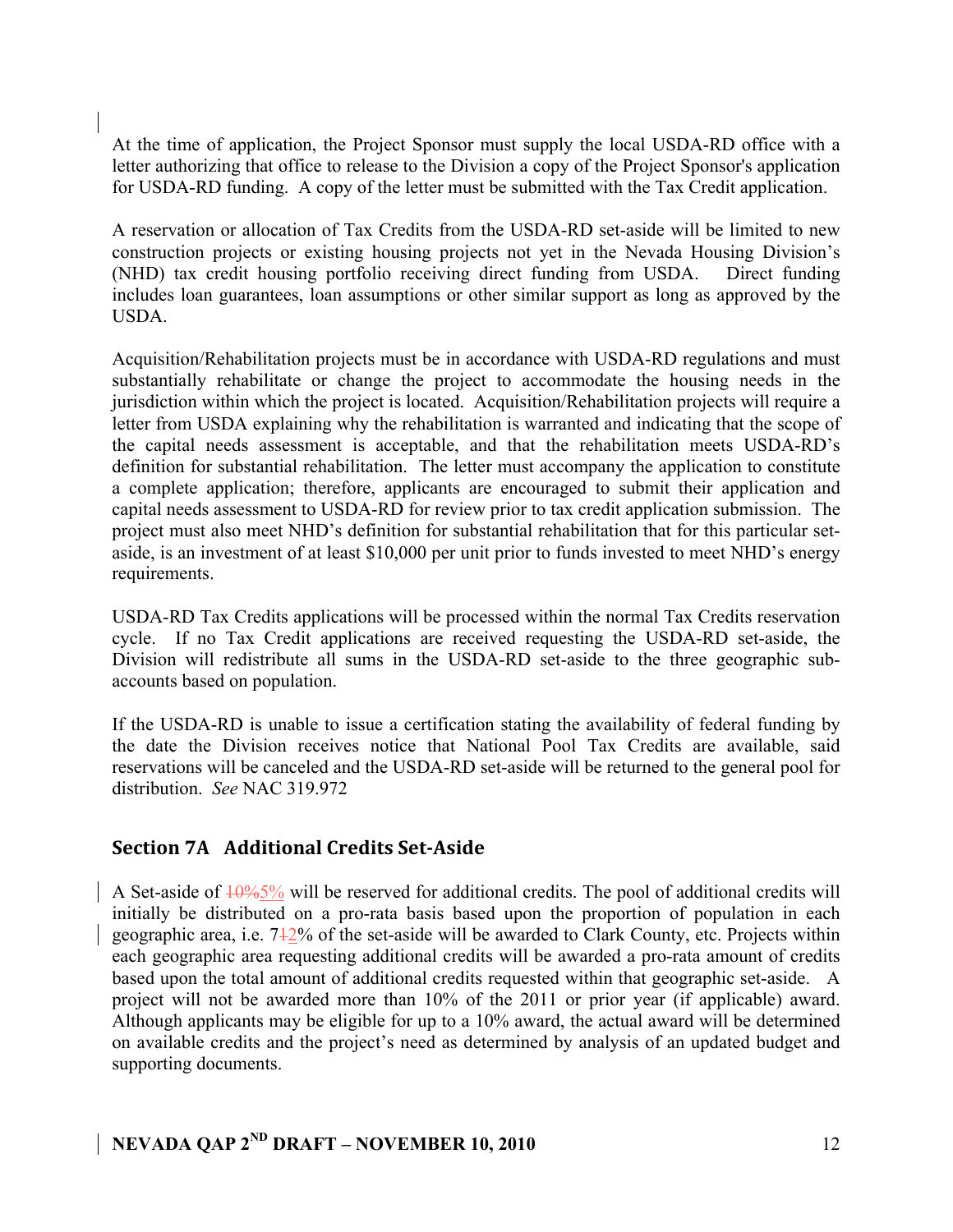At the time of application, the Project Sponsor must supply the local USDA-RD office with a letter authorizing that office to release to the Division a copy of the Project Sponsor's application for USDA-RD funding. A copy of the letter must be submitted with the Tax Credit application.

A reservation or allocation of Tax Credits from the USDA-RD set-aside will be limited to new construction projects or existing housing projects not yet in the Nevada Housing Division's (NHD) tax credit housing portfolio receiving direct funding from USDA. Direct funding includes loan guarantees, loan assumptions or other similar support as long as approved by the USDA.

Acquisition/Rehabilitation projects must be in accordance with USDA-RD regulations and must substantially rehabilitate or change the project to accommodate the housing needs in the jurisdiction within which the project is located. Acquisition/Rehabilitation projects will require a letter from USDA explaining why the rehabilitation is warranted and indicating that the scope of the capital needs assessment is acceptable, and that the rehabilitation meets USDA-RD's definition for substantial rehabilitation. The letter must accompany the application to constitute a complete application; therefore, applicants are encouraged to submit their application and capital needs assessment to USDA-RD for review prior to tax credit application submission. The project must also meet NHD's definition for substantial rehabilitation that for this particular set-aside, is an investment of at least $10,000 per unit prior to funds invested to meet NHD's energy requirements.

USDA-RD Tax Credits applications will be processed within the normal Tax Credits reservation cycle. If no Tax Credit applications are received requesting the USDA-RD set-aside, the Division will redistribute all sums in the USDA-RD set-aside to the three geographic sub-accounts based on population.

If the USDA-RD is unable to issue a certification stating the availability of federal funding by the date the Division receives notice that National Pool Tax Credits are available, said reservations will be canceled and the USDA-RD set-aside will be returned to the general pool for distribution. *See* NAC 319.972

## Section 7A Additional Credits Set-Aside

A Set-aside of ~~10%~~5% will be reserved for additional credits. The pool of additional credits will initially be distributed on a pro-rata basis based upon the proportion of population in each geographic area, i.e. 7~~1~~2% of the set-aside will be awarded to Clark County, etc. Projects within each geographic area requesting additional credits will be awarded a pro-rata amount of credits based upon the total amount of additional credits requested within that geographic set-aside. A project will not be awarded more than 10% of the 2011 or prior year (if applicable) award. Although applicants may be eligible for up to a 10% award, the actual award will be determined on available credits and the project's need as determined by analysis of an updated budget and supporting documents.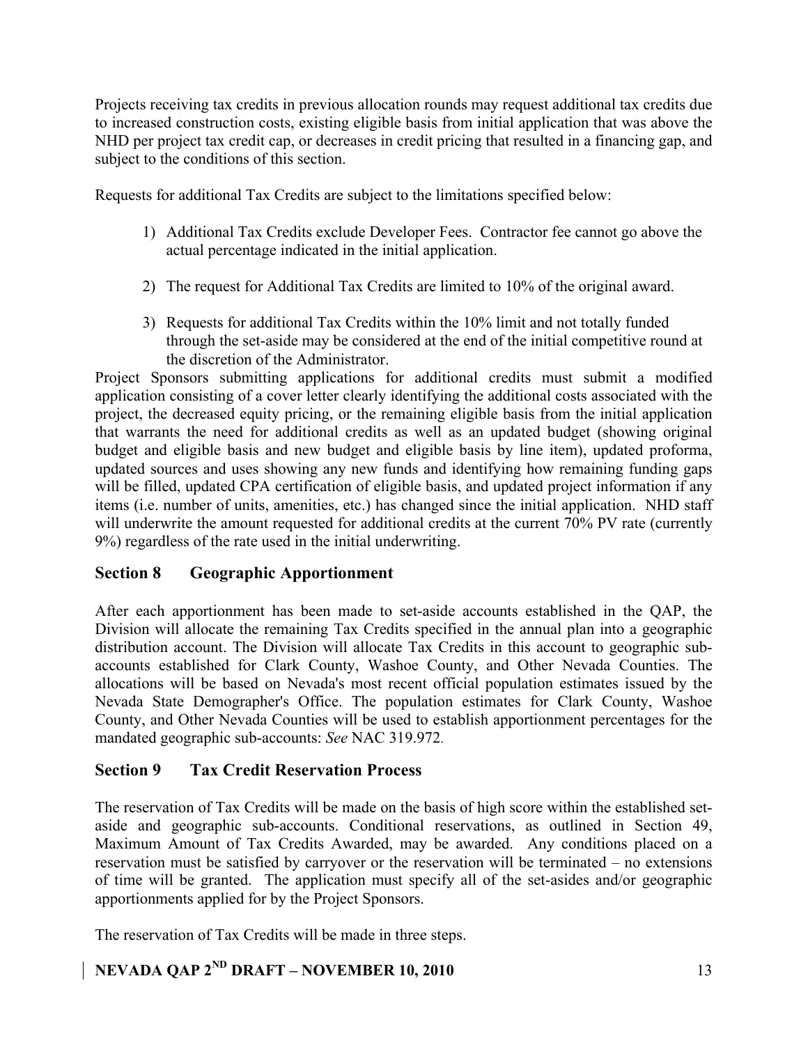Projects receiving tax credits in previous allocation rounds may request additional tax credits due to increased construction costs, existing eligible basis from initial application that was above the NHD per project tax credit cap, or decreases in credit pricing that resulted in a financing gap, and subject to the conditions of this section.

Requests for additional Tax Credits are subject to the limitations specified below:

1) Additional Tax Credits exclude Developer Fees. Contractor fee cannot go above the actual percentage indicated in the initial application.
2) The request for Additional Tax Credits are limited to 10% of the original award.
3) Requests for additional Tax Credits within the 10% limit and not totally funded through the set-aside may be considered at the end of the initial competitive round at the discretion of the Administrator.

Project Sponsors submitting applications for additional credits must submit a modified application consisting of a cover letter clearly identifying the additional costs associated with the project, the decreased equity pricing, or the remaining eligible basis from the initial application that warrants the need for additional credits as well as an updated budget (showing original budget and eligible basis and new budget and eligible basis by line item), updated proforma, updated sources and uses showing any new funds and identifying how remaining funding gaps will be filled, updated CPA certification of eligible basis, and updated project information if any items (i.e. number of units, amenities, etc.) has changed since the initial application. NHD staff will underwrite the amount requested for additional credits at the current 70% PV rate (currently 9%) regardless of the rate used in the initial underwriting.

## Section 8 Geographic Apportionment

After each apportionment has been made to set-aside accounts established in the QAP, the Division will allocate the remaining Tax Credits specified in the annual plan into a geographic distribution account. The Division will allocate Tax Credits in this account to geographic sub-accounts established for Clark County, Washoe County, and Other Nevada Counties. The allocations will be based on Nevada's most recent official population estimates issued by the Nevada State Demographer's Office. The population estimates for Clark County, Washoe County, and Other Nevada Counties will be used to establish apportionment percentages for the mandated geographic sub-accounts: *See* NAC 319.972.

## Section 9 Tax Credit Reservation Process

The reservation of Tax Credits will be made on the basis of high score within the established set-aside and geographic sub-accounts. Conditional reservations, as outlined in Section 49, Maximum Amount of Tax Credits Awarded, may be awarded. Any conditions placed on a reservation must be satisfied by carryover or the reservation will be terminated – no extensions of time will be granted. The application must specify all of the set-asides and/or geographic apportionments applied for by the Project Sponsors.

The reservation of Tax Credits will be made in three steps.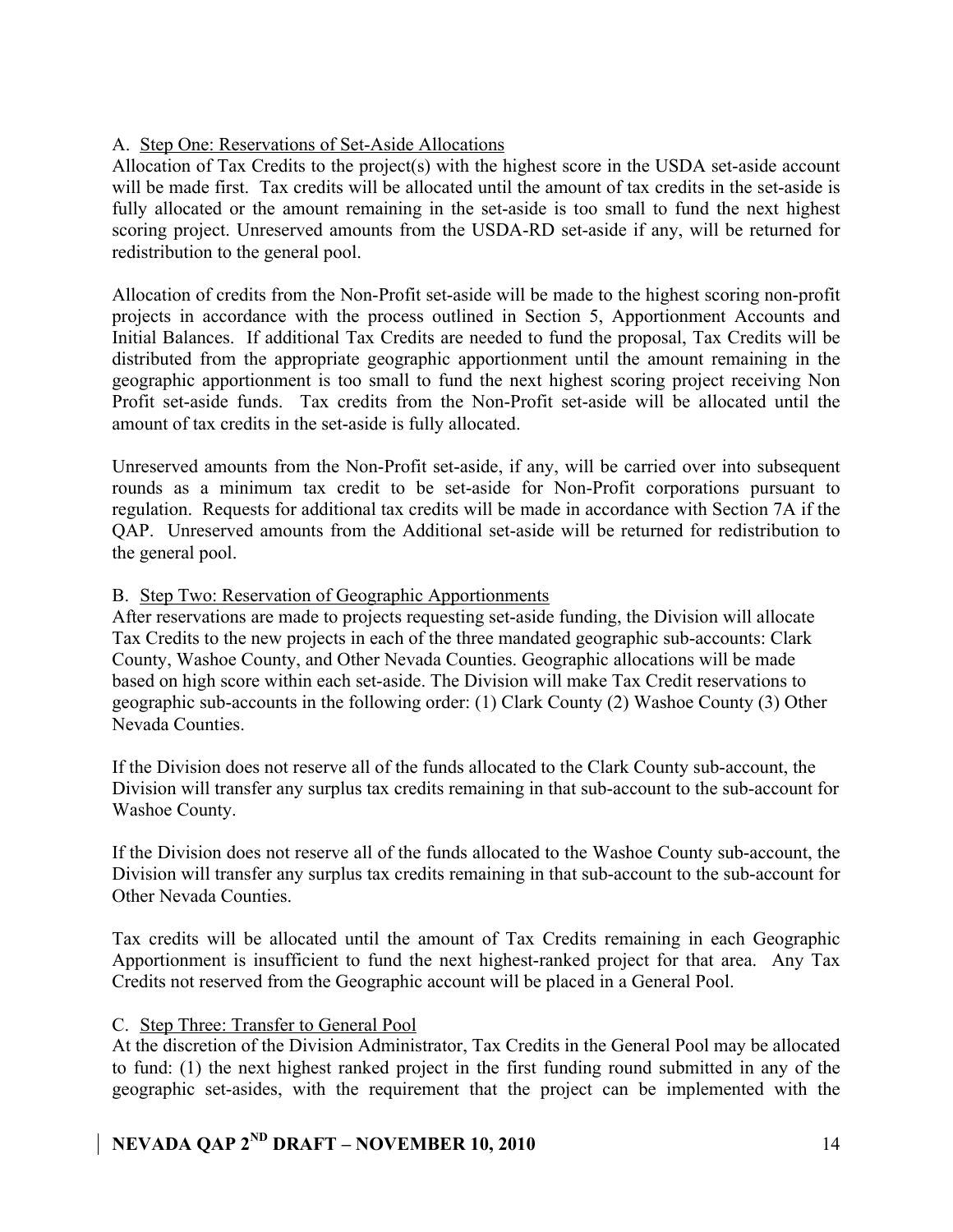A. <u>Step One: Reservations of Set-Aside Allocations</u>

Allocation of Tax Credits to the project(s) with the highest score in the USDA set-aside account will be made first. Tax credits will be allocated until the amount of tax credits in the set-aside is fully allocated or the amount remaining in the set-aside is too small to fund the next highest scoring project. Unreserved amounts from the USDA-RD set-aside if any, will be returned for redistribution to the general pool.

Allocation of credits from the Non-Profit set-aside will be made to the highest scoring non-profit projects in accordance with the process outlined in Section 5, Apportionment Accounts and Initial Balances. If additional Tax Credits are needed to fund the proposal, Tax Credits will be distributed from the appropriate geographic apportionment until the amount remaining in the geographic apportionment is too small to fund the next highest scoring project receiving Non Profit set-aside funds. Tax credits from the Non-Profit set-aside will be allocated until the amount of tax credits in the set-aside is fully allocated.

Unreserved amounts from the Non-Profit set-aside, if any, will be carried over into subsequent rounds as a minimum tax credit to be set-aside for Non-Profit corporations pursuant to regulation. Requests for additional tax credits will be made in accordance with Section 7A if the QAP. Unreserved amounts from the Additional set-aside will be returned for redistribution to the general pool.

B. <u>Step Two: Reservation of Geographic Apportionments</u>

After reservations are made to projects requesting set-aside funding, the Division will allocate Tax Credits to the new projects in each of the three mandated geographic sub-accounts: Clark County, Washoe County, and Other Nevada Counties. Geographic allocations will be made based on high score within each set-aside. The Division will make Tax Credit reservations to geographic sub-accounts in the following order: (1) Clark County (2) Washoe County (3) Other Nevada Counties.

If the Division does not reserve all of the funds allocated to the Clark County sub-account, the Division will transfer any surplus tax credits remaining in that sub-account to the sub-account for Washoe County.

If the Division does not reserve all of the funds allocated to the Washoe County sub-account, the Division will transfer any surplus tax credits remaining in that sub-account to the sub-account for Other Nevada Counties.

Tax credits will be allocated until the amount of Tax Credits remaining in each Geographic Apportionment is insufficient to fund the next highest-ranked project for that area. Any Tax Credits not reserved from the Geographic account will be placed in a General Pool.

C. <u>Step Three: Transfer to General Pool</u>

At the discretion of the Division Administrator, Tax Credits in the General Pool may be allocated to fund: (1) the next highest ranked project in the first funding round submitted in any of the geographic set-asides, with the requirement that the project can be implemented with the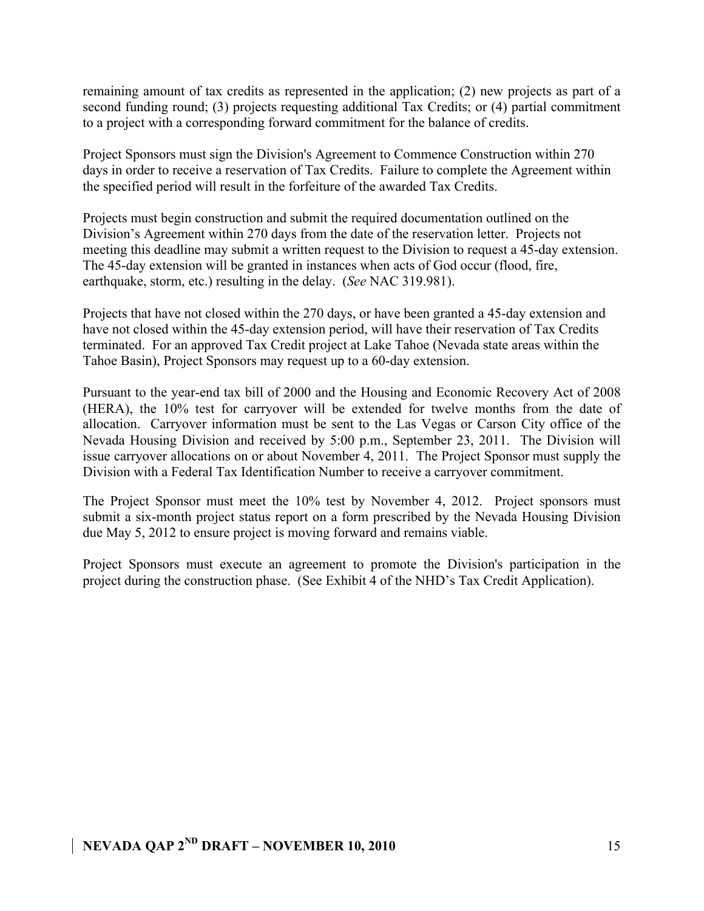remaining amount of tax credits as represented in the application; (2) new projects as part of a second funding round; (3) projects requesting additional Tax Credits; or (4) partial commitment to a project with a corresponding forward commitment for the balance of credits.

Project Sponsors must sign the Division's Agreement to Commence Construction within 270 days in order to receive a reservation of Tax Credits. Failure to complete the Agreement within the specified period will result in the forfeiture of the awarded Tax Credits.

Projects must begin construction and submit the required documentation outlined on the Division's Agreement within 270 days from the date of the reservation letter. Projects not meeting this deadline may submit a written request to the Division to request a 45-day extension. The 45-day extension will be granted in instances when acts of God occur (flood, fire, earthquake, storm, etc.) resulting in the delay. (*See* NAC 319.981).

Projects that have not closed within the 270 days, or have been granted a 45-day extension and have not closed within the 45-day extension period, will have their reservation of Tax Credits terminated. For an approved Tax Credit project at Lake Tahoe (Nevada state areas within the Tahoe Basin), Project Sponsors may request up to a 60-day extension.

Pursuant to the year-end tax bill of 2000 and the Housing and Economic Recovery Act of 2008 (HERA), the 10% test for carryover will be extended for twelve months from the date of allocation. Carryover information must be sent to the Las Vegas or Carson City office of the Nevada Housing Division and received by 5:00 p.m., September 23, 2011. The Division will issue carryover allocations on or about November 4, 2011. The Project Sponsor must supply the Division with a Federal Tax Identification Number to receive a carryover commitment.

The Project Sponsor must meet the 10% test by November 4, 2012. Project sponsors must submit a six-month project status report on a form prescribed by the Nevada Housing Division due May 5, 2012 to ensure project is moving forward and remains viable.

Project Sponsors must execute an agreement to promote the Division's participation in the project during the construction phase. (See Exhibit 4 of the NHD's Tax Credit Application).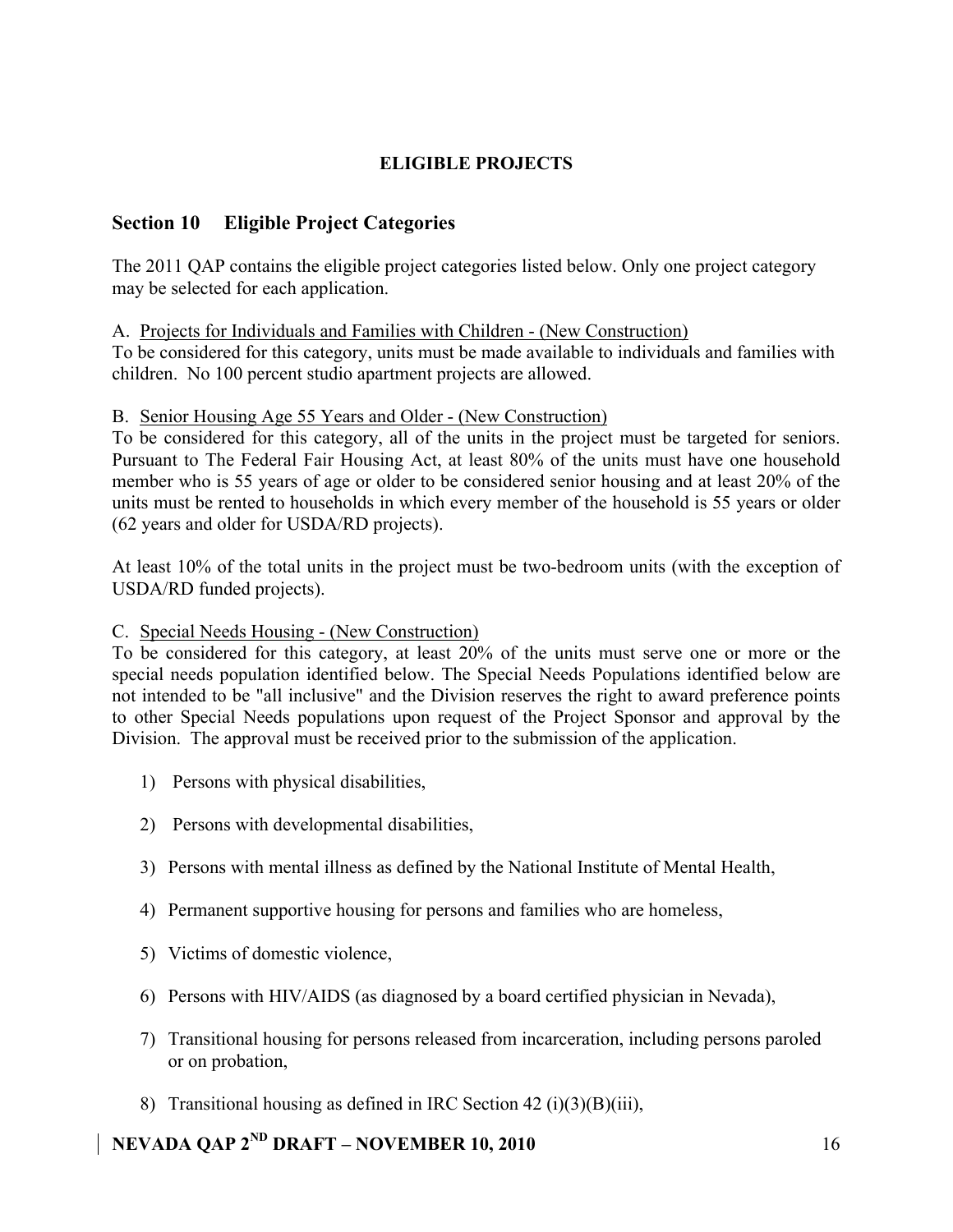## ELIGIBLE PROJECTS

## Section 10 Eligible Project Categories

The 2011 QAP contains the eligible project categories listed below. Only one project category may be selected for each application.

A. Projects for Individuals and Families with Children - (New Construction)
To be considered for this category, units must be made available to individuals and families with children. No 100 percent studio apartment projects are allowed.

B. Senior Housing Age 55 Years and Older - (New Construction)
To be considered for this category, all of the units in the project must be targeted for seniors. Pursuant to The Federal Fair Housing Act, at least 80% of the units must have one household member who is 55 years of age or older to be considered senior housing and at least 20% of the units must be rented to households in which every member of the household is 55 years or older (62 years and older for USDA/RD projects).

At least 10% of the total units in the project must be two-bedroom units (with the exception of USDA/RD funded projects).

C. Special Needs Housing - (New Construction)
To be considered for this category, at least 20% of the units must serve one or more or the special needs population identified below. The Special Needs Populations identified below are not intended to be "all inclusive" and the Division reserves the right to award preference points to other Special Needs populations upon request of the Project Sponsor and approval by the Division. The approval must be received prior to the submission of the application.

1) Persons with physical disabilities,

2) Persons with developmental disabilities,

3) Persons with mental illness as defined by the National Institute of Mental Health,

4) Permanent supportive housing for persons and families who are homeless,

5) Victims of domestic violence,

6) Persons with HIV/AIDS (as diagnosed by a board certified physician in Nevada),

7) Transitional housing for persons released from incarceration, including persons paroled or on probation,

8) Transitional housing as defined in IRC Section 42 (i)(3)(B)(iii),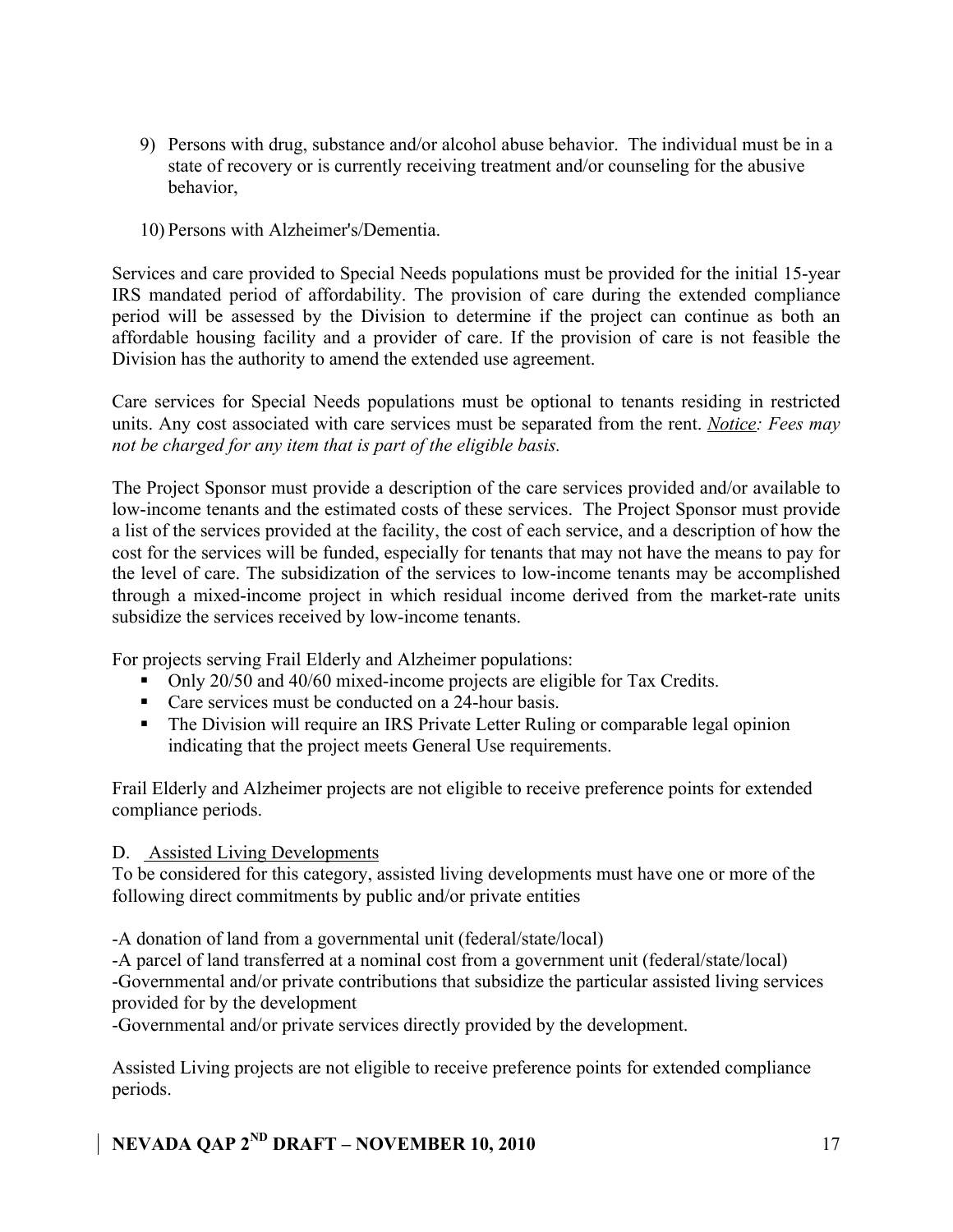9) Persons with drug, substance and/or alcohol abuse behavior. The individual must be in a state of recovery or is currently receiving treatment and/or counseling for the abusive behavior,

10) Persons with Alzheimer's/Dementia.

Services and care provided to Special Needs populations must be provided for the initial 15-year IRS mandated period of affordability. The provision of care during the extended compliance period will be assessed by the Division to determine if the project can continue as both an affordable housing facility and a provider of care. If the provision of care is not feasible the Division has the authority to amend the extended use agreement.

Care services for Special Needs populations must be optional to tenants residing in restricted units. Any cost associated with care services must be separated from the rent. *<u>Notice</u>: Fees may not be charged for any item that is part of the eligible basis.*

The Project Sponsor must provide a description of the care services provided and/or available to low-income tenants and the estimated costs of these services. The Project Sponsor must provide a list of the services provided at the facility, the cost of each service, and a description of how the cost for the services will be funded, especially for tenants that may not have the means to pay for the level of care. The subsidization of the services to low-income tenants may be accomplished through a mixed-income project in which residual income derived from the market-rate units subsidize the services received by low-income tenants.

For projects serving Frail Elderly and Alzheimer populations:

- Only 20/50 and 40/60 mixed-income projects are eligible for Tax Credits.
- Care services must be conducted on a 24-hour basis.
- The Division will require an IRS Private Letter Ruling or comparable legal opinion indicating that the project meets General Use requirements.

Frail Elderly and Alzheimer projects are not eligible to receive preference points for extended compliance periods.

D. <u>Assisted Living Developments</u>

To be considered for this category, assisted living developments must have one or more of the following direct commitments by public and/or private entities

-A donation of land from a governmental unit (federal/state/local)
-A parcel of land transferred at a nominal cost from a government unit (federal/state/local)
-Governmental and/or private contributions that subsidize the particular assisted living services provided for by the development
-Governmental and/or private services directly provided by the development.

Assisted Living projects are not eligible to receive preference points for extended compliance periods.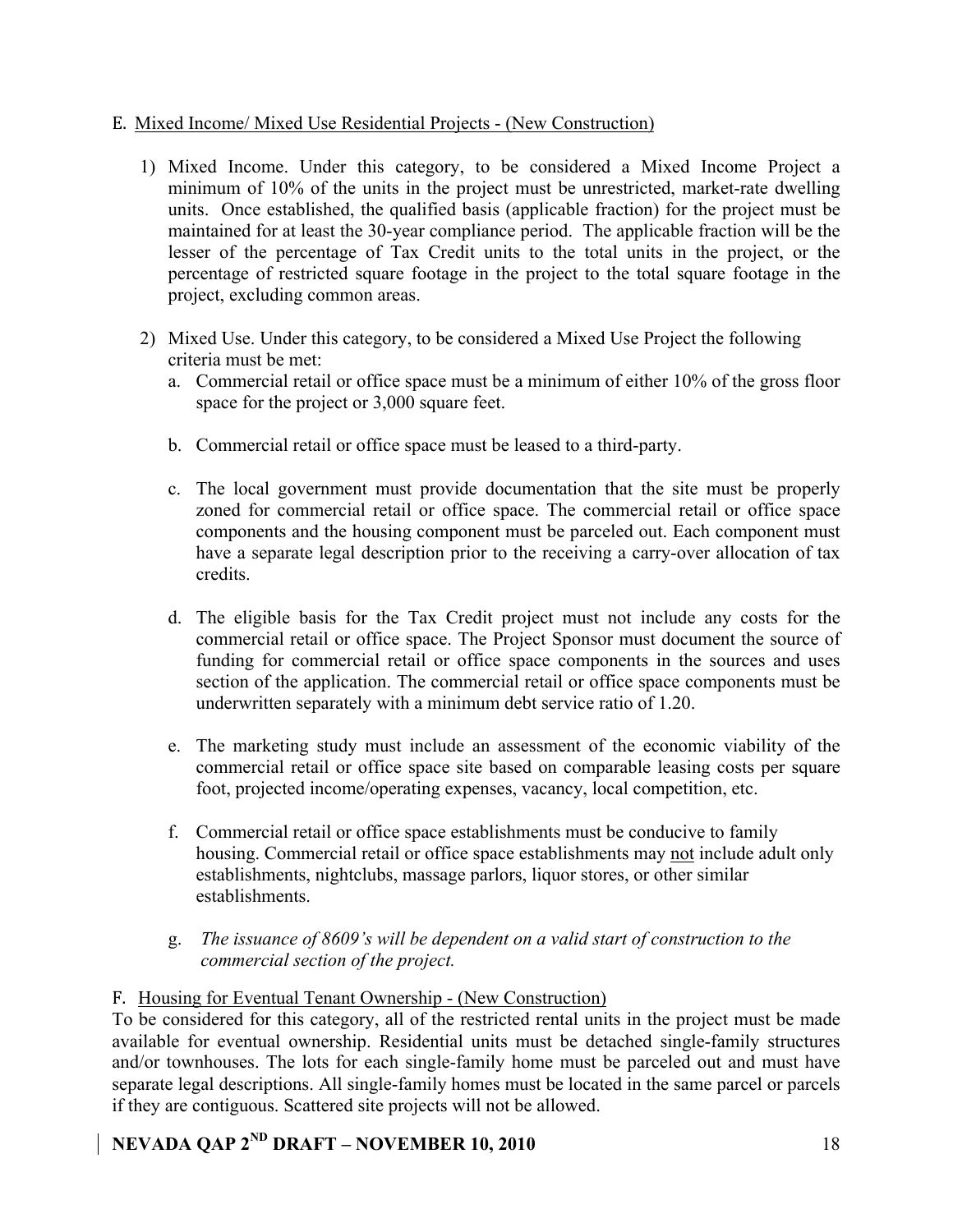E. <u>Mixed Income/ Mixed Use Residential Projects - (New Construction)</u>

1) Mixed Income. Under this category, to be considered a Mixed Income Project a minimum of 10% of the units in the project must be unrestricted, market-rate dwelling units. Once established, the qualified basis (applicable fraction) for the project must be maintained for at least the 30-year compliance period. The applicable fraction will be the lesser of the percentage of Tax Credit units to the total units in the project, or the percentage of restricted square footage in the project to the total square footage in the project, excluding common areas.

2) Mixed Use. Under this category, to be considered a Mixed Use Project the following criteria must be met:
   a. Commercial retail or office space must be a minimum of either 10% of the gross floor space for the project or 3,000 square feet.

   b. Commercial retail or office space must be leased to a third-party.

   c. The local government must provide documentation that the site must be properly zoned for commercial retail or office space. The commercial retail or office space components and the housing component must be parceled out. Each component must have a separate legal description prior to the receiving a carry-over allocation of tax credits.

   d. The eligible basis for the Tax Credit project must not include any costs for the commercial retail or office space. The Project Sponsor must document the source of funding for commercial retail or office space components in the sources and uses section of the application. The commercial retail or office space components must be underwritten separately with a minimum debt service ratio of 1.20.

   e. The marketing study must include an assessment of the economic viability of the commercial retail or office space site based on comparable leasing costs per square foot, projected income/operating expenses, vacancy, local competition, etc.

   f. Commercial retail or office space establishments must be conducive to family housing. Commercial retail or office space establishments may <u>not</u> include adult only establishments, nightclubs, massage parlors, liquor stores, or other similar establishments.

   g. *The issuance of 8609's will be dependent on a valid start of construction to the commercial section of the project.*

F. <u>Housing for Eventual Tenant Ownership - (New Construction)</u>

To be considered for this category, all of the restricted rental units in the project must be made available for eventual ownership. Residential units must be detached single-family structures and/or townhouses. The lots for each single-family home must be parceled out and must have separate legal descriptions. All single-family homes must be located in the same parcel or parcels if they are contiguous. Scattered site projects will not be allowed.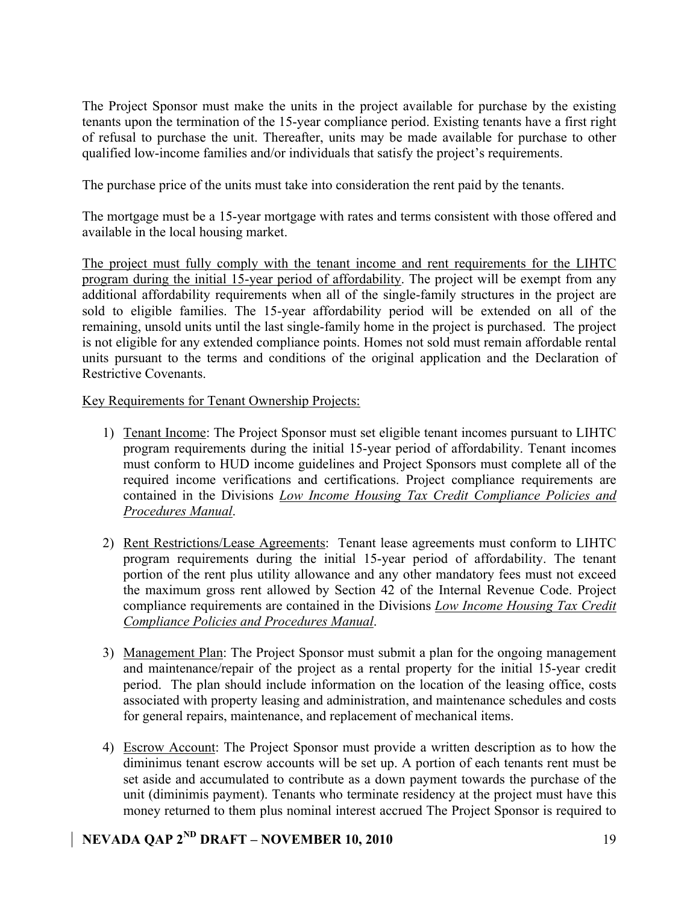The Project Sponsor must make the units in the project available for purchase by the existing tenants upon the termination of the 15-year compliance period. Existing tenants have a first right of refusal to purchase the unit. Thereafter, units may be made available for purchase to other qualified low-income families and/or individuals that satisfy the project's requirements.

The purchase price of the units must take into consideration the rent paid by the tenants.

The mortgage must be a 15-year mortgage with rates and terms consistent with those offered and available in the local housing market.

<u>The project must fully comply with the tenant income and rent requirements for the LIHTC program during the initial 15-year period of affordability</u>. The project will be exempt from any additional affordability requirements when all of the single-family structures in the project are sold to eligible families. The 15-year affordability period will be extended on all of the remaining, unsold units until the last single-family home in the project is purchased. The project is not eligible for any extended compliance points. Homes not sold must remain affordable rental units pursuant to the terms and conditions of the original application and the Declaration of Restrictive Covenants.

<u>Key Requirements for Tenant Ownership Projects:</u>

1) <u>Tenant Income</u>: The Project Sponsor must set eligible tenant incomes pursuant to LIHTC program requirements during the initial 15-year period of affordability. Tenant incomes must conform to HUD income guidelines and Project Sponsors must complete all of the required income verifications and certifications. Project compliance requirements are contained in the Divisions <u>*Low Income Housing Tax Credit Compliance Policies and Procedures Manual*</u>.

2) <u>Rent Restrictions/Lease Agreements</u>: Tenant lease agreements must conform to LIHTC program requirements during the initial 15-year period of affordability. The tenant portion of the rent plus utility allowance and any other mandatory fees must not exceed the maximum gross rent allowed by Section 42 of the Internal Revenue Code. Project compliance requirements are contained in the Divisions <u>*Low Income Housing Tax Credit Compliance Policies and Procedures Manual*</u>.

3) <u>Management Plan</u>: The Project Sponsor must submit a plan for the ongoing management and maintenance/repair of the project as a rental property for the initial 15-year credit period. The plan should include information on the location of the leasing office, costs associated with property leasing and administration, and maintenance schedules and costs for general repairs, maintenance, and replacement of mechanical items.

4) <u>Escrow Account</u>: The Project Sponsor must provide a written description as to how the diminimus tenant escrow accounts will be set up. A portion of each tenants rent must be set aside and accumulated to contribute as a down payment towards the purchase of the unit (diminimis payment). Tenants who terminate residency at the project must have this money returned to them plus nominal interest accrued The Project Sponsor is required to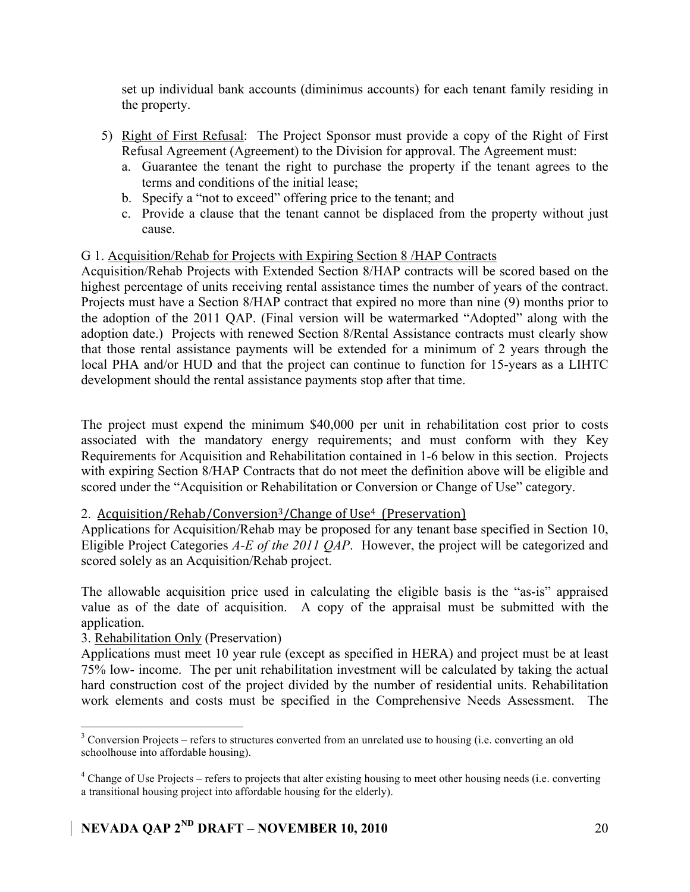set up individual bank accounts (diminimus accounts) for each tenant family residing in the property.

5) Right of First Refusal: The Project Sponsor must provide a copy of the Right of First Refusal Agreement (Agreement) to the Division for approval. The Agreement must:
    a. Guarantee the tenant the right to purchase the property if the tenant agrees to the terms and conditions of the initial lease;
    b. Specify a "not to exceed" offering price to the tenant; and
    c. Provide a clause that the tenant cannot be displaced from the property without just cause.

G 1. Acquisition/Rehab for Projects with Expiring Section 8 /HAP Contracts

Acquisition/Rehab Projects with Extended Section 8/HAP contracts will be scored based on the highest percentage of units receiving rental assistance times the number of years of the contract. Projects must have a Section 8/HAP contract that expired no more than nine (9) months prior to the adoption of the 2011 QAP. (Final version will be watermarked "Adopted" along with the adoption date.) Projects with renewed Section 8/Rental Assistance contracts must clearly show that those rental assistance payments will be extended for a minimum of 2 years through the local PHA and/or HUD and that the project can continue to function for 15-years as a LIHTC development should the rental assistance payments stop after that time.

The project must expend the minimum $40,000 per unit in rehabilitation cost prior to costs associated with the mandatory energy requirements; and must conform with they Key Requirements for Acquisition and Rehabilitation contained in 1-6 below in this section. Projects with expiring Section 8/HAP Contracts that do not meet the definition above will be eligible and scored under the "Acquisition or Rehabilitation or Conversion or Change of Use" category.

2. Acquisition/Rehab/Conversion[3]/Change of Use[4] (Preservation)

Applications for Acquisition/Rehab may be proposed for any tenant base specified in Section 10, Eligible Project Categories *A-E of the 2011 QAP*. However, the project will be categorized and scored solely as an Acquisition/Rehab project.

The allowable acquisition price used in calculating the eligible basis is the "as-is" appraised value as of the date of acquisition. A copy of the appraisal must be submitted with the application.

3. Rehabilitation Only (Preservation)

Applications must meet 10 year rule (except as specified in HERA) and project must be at least 75% low- income. The per unit rehabilitation investment will be calculated by taking the actual hard construction cost of the project divided by the number of residential units. Rehabilitation work elements and costs must be specified in the Comprehensive Needs Assessment. The

[3] Conversion Projects – refers to structures converted from an unrelated use to housing (i.e. converting an old schoolhouse into affordable housing).

[4] Change of Use Projects – refers to projects that alter existing housing to meet other housing needs (i.e. converting a transitional housing project into affordable housing for the elderly).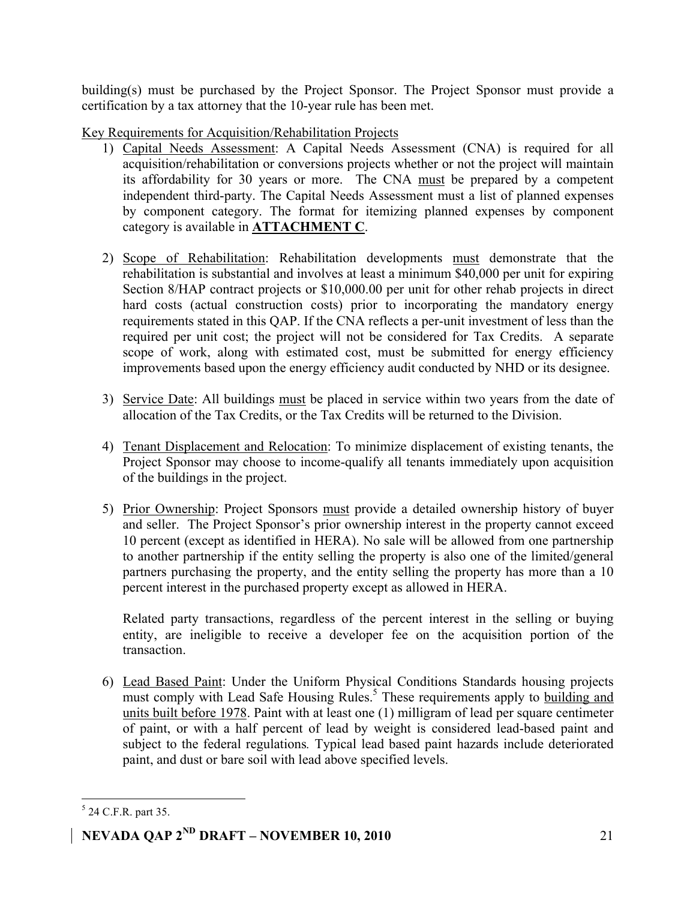building(s) must be purchased by the Project Sponsor. The Project Sponsor must provide a certification by a tax attorney that the 10-year rule has been met.

Key Requirements for Acquisition/Rehabilitation Projects

1) Capital Needs Assessment: A Capital Needs Assessment (CNA) is required for all acquisition/rehabilitation or conversions projects whether or not the project will maintain its affordability for 30 years or more. The CNA must be prepared by a competent independent third-party. The Capital Needs Assessment must a list of planned expenses by component category. The format for itemizing planned expenses by component category is available in **ATTACHMENT C**.

2) Scope of Rehabilitation: Rehabilitation developments must demonstrate that the rehabilitation is substantial and involves at least a minimum $40,000 per unit for expiring Section 8/HAP contract projects or $10,000.00 per unit for other rehab projects in direct hard costs (actual construction costs) prior to incorporating the mandatory energy requirements stated in this QAP. If the CNA reflects a per-unit investment of less than the required per unit cost; the project will not be considered for Tax Credits. A separate scope of work, along with estimated cost, must be submitted for energy efficiency improvements based upon the energy efficiency audit conducted by NHD or its designee.

3) Service Date: All buildings must be placed in service within two years from the date of allocation of the Tax Credits, or the Tax Credits will be returned to the Division.

4) Tenant Displacement and Relocation: To minimize displacement of existing tenants, the Project Sponsor may choose to income-qualify all tenants immediately upon acquisition of the buildings in the project.

5) Prior Ownership: Project Sponsors must provide a detailed ownership history of buyer and seller. The Project Sponsor's prior ownership interest in the property cannot exceed 10 percent (except as identified in HERA). No sale will be allowed from one partnership to another partnership if the entity selling the property is also one of the limited/general partners purchasing the property, and the entity selling the property has more than a 10 percent interest in the purchased property except as allowed in HERA.

   Related party transactions, regardless of the percent interest in the selling or buying entity, are ineligible to receive a developer fee on the acquisition portion of the transaction.

6) Lead Based Paint: Under the Uniform Physical Conditions Standards housing projects must comply with Lead Safe Housing Rules.[5] These requirements apply to building and units built before 1978. Paint with at least one (1) milligram of lead per square centimeter of paint, or with a half percent of lead by weight is considered lead-based paint and subject to the federal regulations. Typical lead based paint hazards include deteriorated paint, and dust or bare soil with lead above specified levels.

[5] 24 C.F.R. part 35.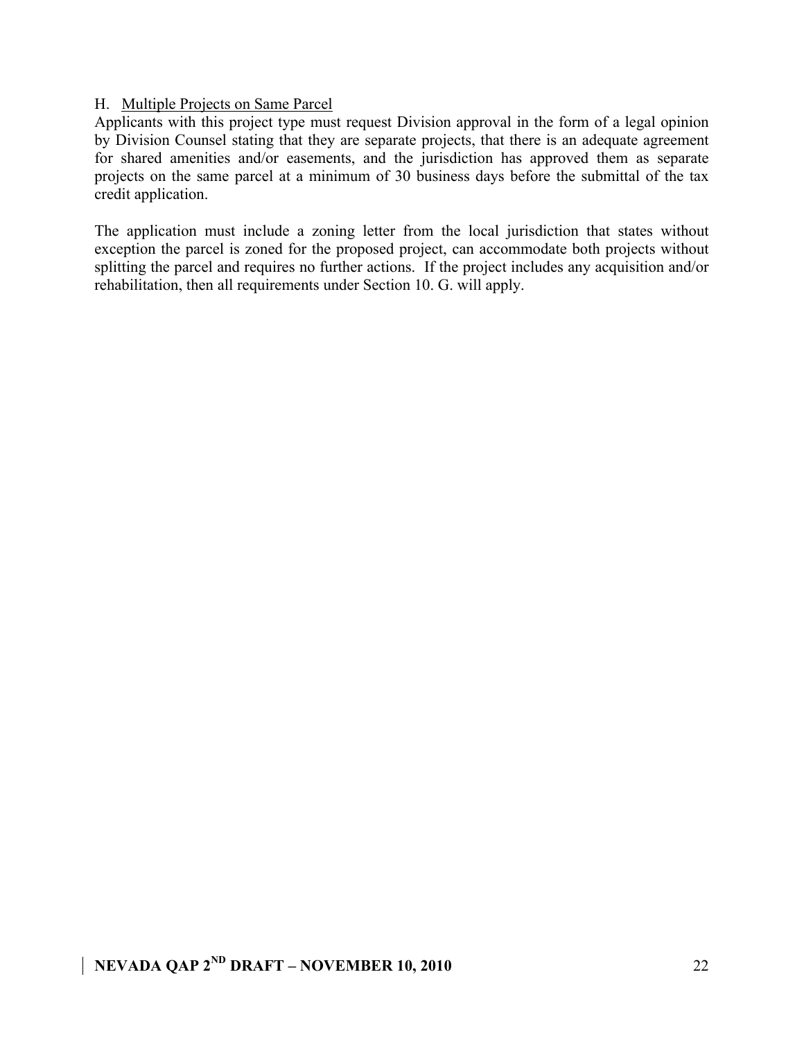### H. Multiple Projects on Same Parcel

Applicants with this project type must request Division approval in the form of a legal opinion by Division Counsel stating that they are separate projects, that there is an adequate agreement for shared amenities and/or easements, and the jurisdiction has approved them as separate projects on the same parcel at a minimum of 30 business days before the submittal of the tax credit application.

The application must include a zoning letter from the local jurisdiction that states without exception the parcel is zoned for the proposed project, can accommodate both projects without splitting the parcel and requires no further actions. If the project includes any acquisition and/or rehabilitation, then all requirements under Section 10. G. will apply.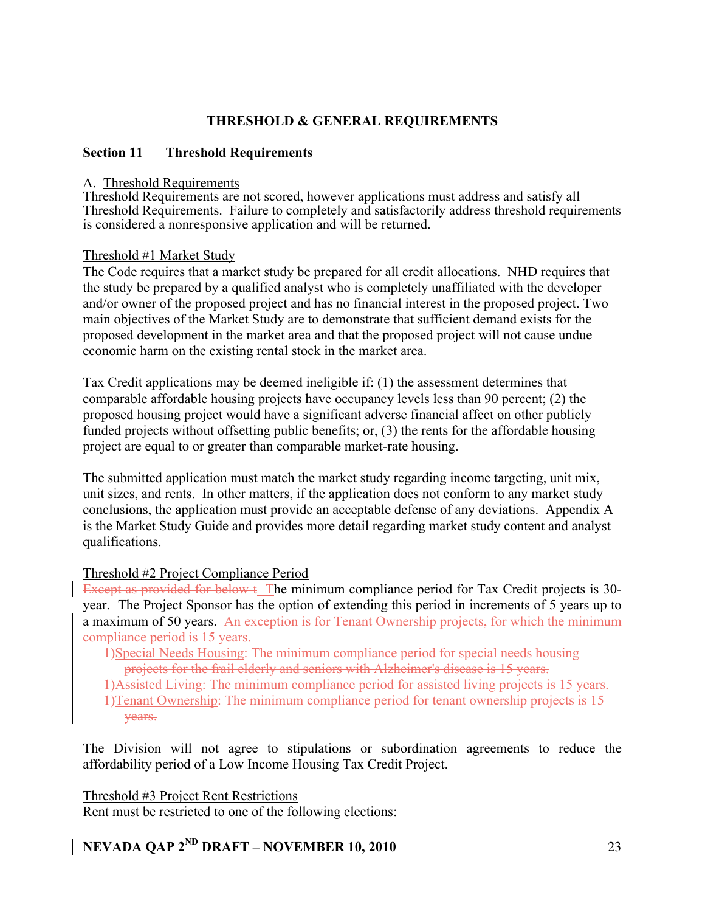**THRESHOLD & GENERAL REQUIREMENTS**

## Section 11 Threshold Requirements

### A. Threshold Requirements

Threshold Requirements are not scored, however applications must address and satisfy all Threshold Requirements. Failure to completely and satisfactorily address threshold requirements is considered a nonresponsive application and will be returned.

#### Threshold #1 Market Study

The Code requires that a market study be prepared for all credit allocations. NHD requires that the study be prepared by a qualified analyst who is completely unaffiliated with the developer and/or owner of the proposed project and has no financial interest in the proposed project. Two main objectives of the Market Study are to demonstrate that sufficient demand exists for the proposed development in the market area and that the proposed project will not cause undue economic harm on the existing rental stock in the market area.

Tax Credit applications may be deemed ineligible if: (1) the assessment determines that comparable affordable housing projects have occupancy levels less than 90 percent; (2) the proposed housing project would have a significant adverse financial affect on other publicly funded projects without offsetting public benefits; or, (3) the rents for the affordable housing project are equal to or greater than comparable market-rate housing.

The submitted application must match the market study regarding income targeting, unit mix, unit sizes, and rents. In other matters, if the application does not conform to any market study conclusions, the application must provide an acceptable defense of any deviations. Appendix A is the Market Study Guide and provides more detail regarding market study content and analyst qualifications.

#### Threshold #2 Project Compliance Period

~~Except as provided for below t~~ The minimum compliance period for Tax Credit projects is 30-year. The Project Sponsor has the option of extending this period in increments of 5 years up to a maximum of 50 years. An exception is for Tenant Ownership projects, for which the minimum compliance period is 15 years.

- ~~1)Special Needs Housing: The minimum compliance period for special needs housing projects for the frail elderly and seniors with Alzheimer's disease is 15 years.~~
- ~~1)Assisted Living: The minimum compliance period for assisted living projects is 15 years.~~
- ~~1)Tenant Ownership: The minimum compliance period for tenant ownership projects is 15 years.~~

The Division will not agree to stipulations or subordination agreements to reduce the affordability period of a Low Income Housing Tax Credit Project.

#### Threshold #3 Project Rent Restrictions

Rent must be restricted to one of the following elections: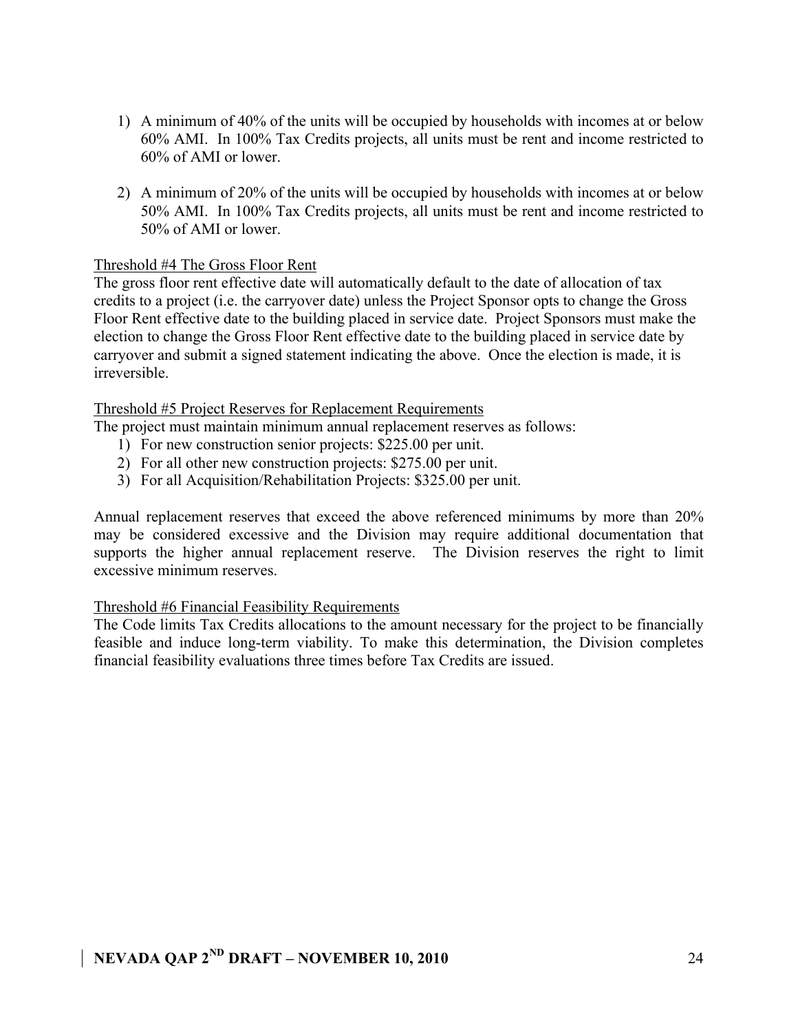1) A minimum of 40% of the units will be occupied by households with incomes at or below 60% AMI. In 100% Tax Credits projects, all units must be rent and income restricted to 60% of AMI or lower.

2) A minimum of 20% of the units will be occupied by households with incomes at or below 50% AMI. In 100% Tax Credits projects, all units must be rent and income restricted to 50% of AMI or lower.

Threshold #4 The Gross Floor Rent

The gross floor rent effective date will automatically default to the date of allocation of tax credits to a project (i.e. the carryover date) unless the Project Sponsor opts to change the Gross Floor Rent effective date to the building placed in service date. Project Sponsors must make the election to change the Gross Floor Rent effective date to the building placed in service date by carryover and submit a signed statement indicating the above. Once the election is made, it is irreversible.

Threshold #5 Project Reserves for Replacement Requirements

The project must maintain minimum annual replacement reserves as follows:

1) For new construction senior projects: $225.00 per unit.
2) For all other new construction projects: $275.00 per unit.
3) For all Acquisition/Rehabilitation Projects: $325.00 per unit.

Annual replacement reserves that exceed the above referenced minimums by more than 20% may be considered excessive and the Division may require additional documentation that supports the higher annual replacement reserve. The Division reserves the right to limit excessive minimum reserves.

Threshold #6 Financial Feasibility Requirements

The Code limits Tax Credits allocations to the amount necessary for the project to be financially feasible and induce long-term viability. To make this determination, the Division completes financial feasibility evaluations three times before Tax Credits are issued.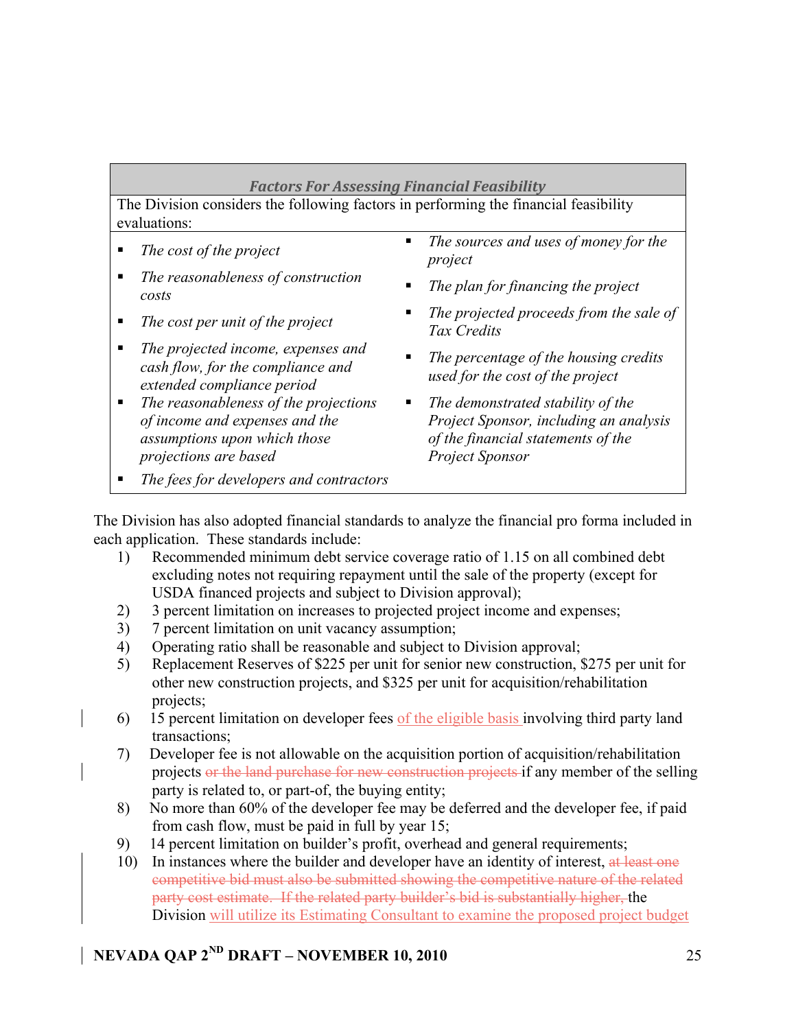| ***Factors For Assessing Financial Feasibility*** | |
|---|---|
| The Division considers the following factors in performing the financial feasibility evaluations: | |
| ▪ *The cost of the project*<br>▪ *The reasonableness of construction costs*<br>▪ *The cost per unit of the project*<br>▪ *The projected income, expenses and cash flow, for the compliance and extended compliance period*<br>▪ *The reasonableness of the projections of income and expenses and the assumptions upon which those projections are based*<br>▪ *The fees for developers and contractors* | ▪ *The sources and uses of money for the project*<br>▪ *The plan for financing the project*<br>▪ *The projected proceeds from the sale of Tax Credits*<br>▪ *The percentage of the housing credits used for the cost of the project*<br>▪ *The demonstrated stability of the Project Sponsor, including an analysis of the financial statements of the Project Sponsor* |

The Division has also adopted financial standards to analyze the financial pro forma included in each application. These standards include:

1) Recommended minimum debt service coverage ratio of 1.15 on all combined debt excluding notes not requiring repayment until the sale of the property (except for USDA financed projects and subject to Division approval);
2) 3 percent limitation on increases to projected project income and expenses;
3) 7 percent limitation on unit vacancy assumption;
4) Operating ratio shall be reasonable and subject to Division approval;
5) Replacement Reserves of $225 per unit for senior new construction, $275 per unit for other new construction projects, and $325 per unit for acquisition/rehabilitation projects;
6) 15 percent limitation on developer fees of the eligible basis involving third party land transactions;
7) Developer fee is not allowable on the acquisition portion of acquisition/rehabilitation projects ~~or the land purchase for new construction projects~~ if any member of the selling party is related to, or part-of, the buying entity;
8) No more than 60% of the developer fee may be deferred and the developer fee, if paid from cash flow, must be paid in full by year 15;
9) 14 percent limitation on builder's profit, overhead and general requirements;
10) In instances where the builder and developer have an identity of interest, ~~at least one competitive bid must also be submitted showing the competitive nature of the related party cost estimate. If the related party builder's bid is substantially higher,~~ the Division will utilize its Estimating Consultant to examine the proposed project budget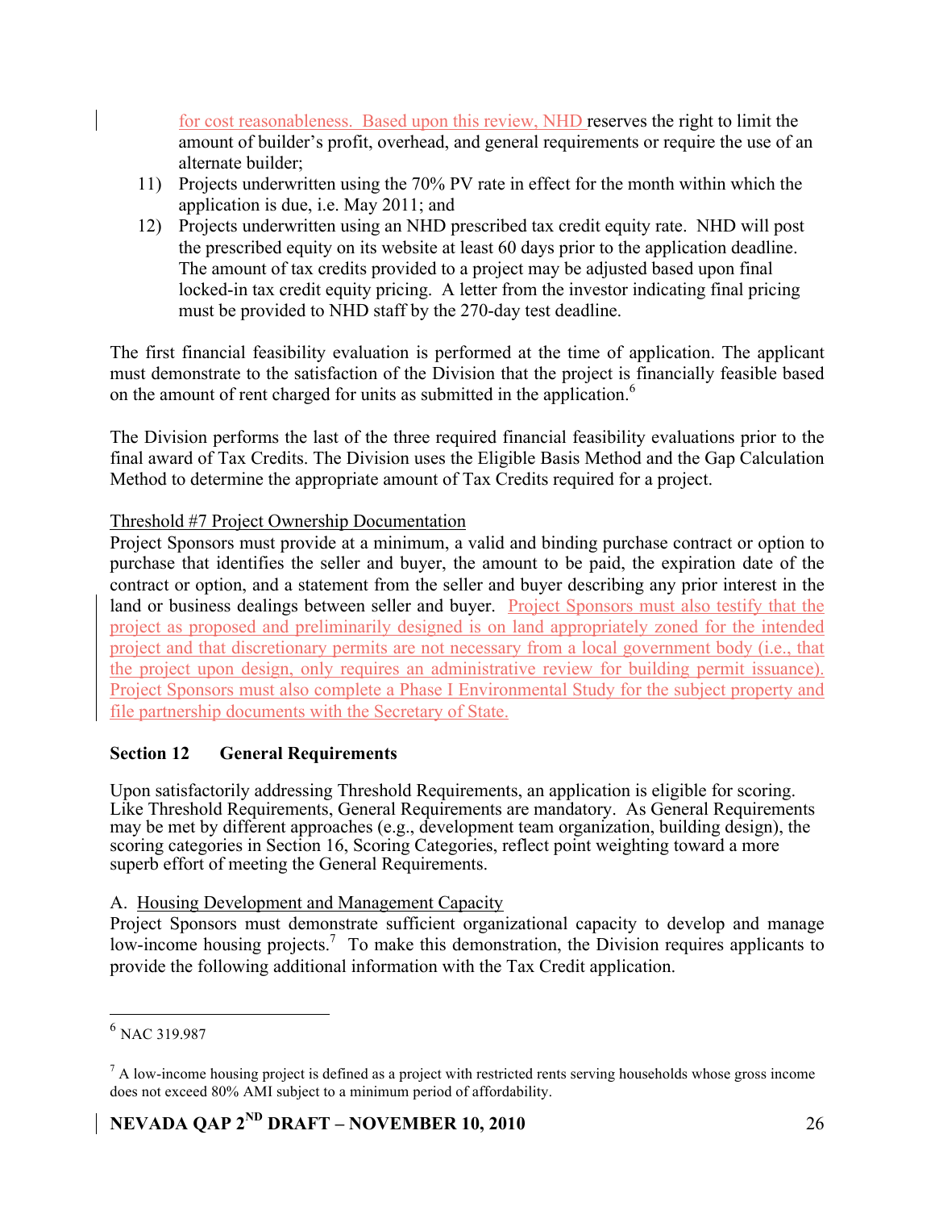for cost reasonableness. Based upon this review, NHD reserves the right to limit the amount of builder's profit, overhead, and general requirements or require the use of an alternate builder;

11) Projects underwritten using the 70% PV rate in effect for the month within which the application is due, i.e. May 2011; and
12) Projects underwritten using an NHD prescribed tax credit equity rate. NHD will post the prescribed equity on its website at least 60 days prior to the application deadline. The amount of tax credits provided to a project may be adjusted based upon final locked-in tax credit equity pricing. A letter from the investor indicating final pricing must be provided to NHD staff by the 270-day test deadline.

The first financial feasibility evaluation is performed at the time of application. The applicant must demonstrate to the satisfaction of the Division that the project is financially feasible based on the amount of rent charged for units as submitted in the application.[6]

The Division performs the last of the three required financial feasibility evaluations prior to the final award of Tax Credits. The Division uses the Eligible Basis Method and the Gap Calculation Method to determine the appropriate amount of Tax Credits required for a project.

Threshold #7 Project Ownership Documentation

Project Sponsors must provide at a minimum, a valid and binding purchase contract or option to purchase that identifies the seller and buyer, the amount to be paid, the expiration date of the contract or option, and a statement from the seller and buyer describing any prior interest in the land or business dealings between seller and buyer. Project Sponsors must also testify that the project as proposed and preliminarily designed is on land appropriately zoned for the intended project and that discretionary permits are not necessary from a local government body (i.e., that the project upon design, only requires an administrative review for building permit issuance). Project Sponsors must also complete a Phase I Environmental Study for the subject property and file partnership documents with the Secretary of State.

## Section 12 General Requirements

Upon satisfactorily addressing Threshold Requirements, an application is eligible for scoring. Like Threshold Requirements, General Requirements are mandatory. As General Requirements may be met by different approaches (e.g., development team organization, building design), the scoring categories in Section 16, Scoring Categories, reflect point weighting toward a more superb effort of meeting the General Requirements.

A. Housing Development and Management Capacity

Project Sponsors must demonstrate sufficient organizational capacity to develop and manage low-income housing projects.[7] To make this demonstration, the Division requires applicants to provide the following additional information with the Tax Credit application.

---

[6] NAC 319.987

[7] A low-income housing project is defined as a project with restricted rents serving households whose gross income does not exceed 80% AMI subject to a minimum period of affordability.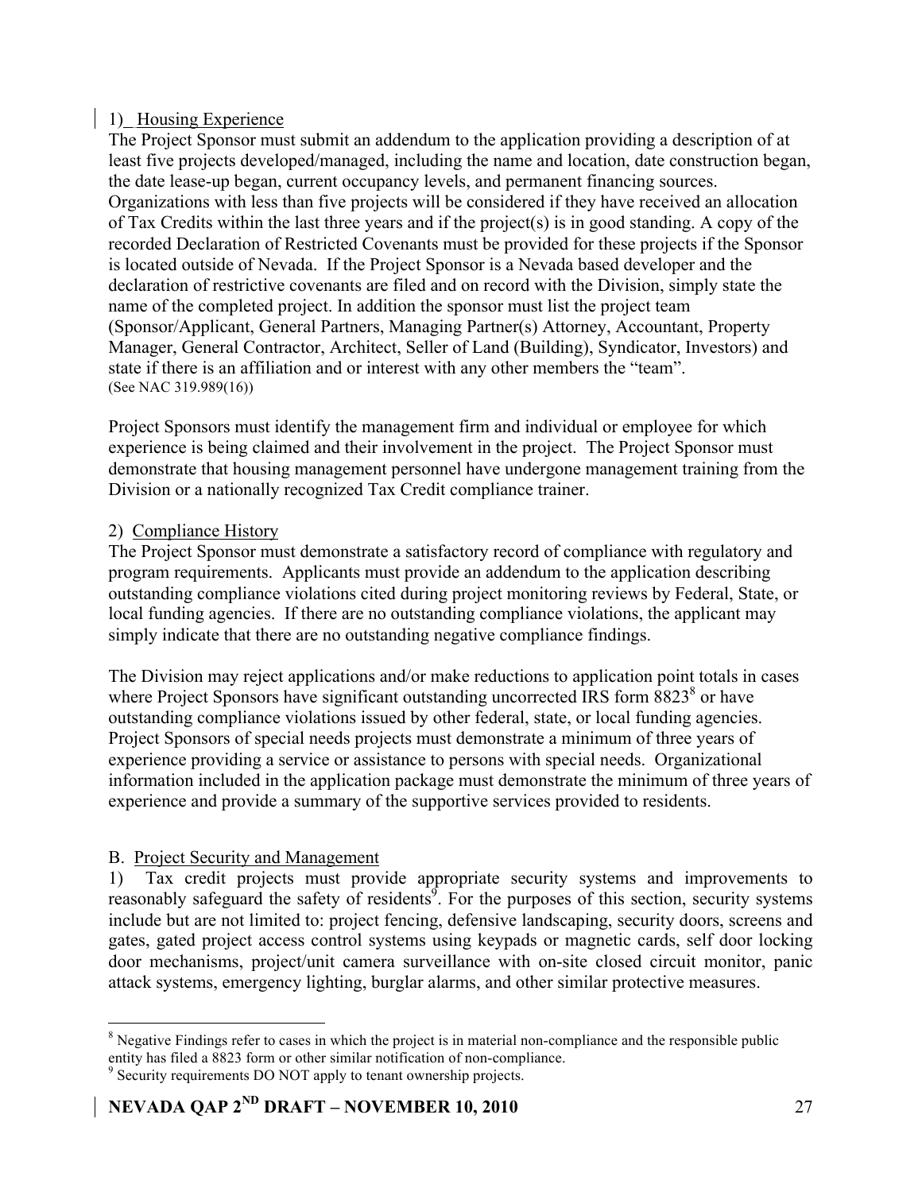1) Housing Experience

The Project Sponsor must submit an addendum to the application providing a description of at least five projects developed/managed, including the name and location, date construction began, the date lease-up began, current occupancy levels, and permanent financing sources. Organizations with less than five projects will be considered if they have received an allocation of Tax Credits within the last three years and if the project(s) is in good standing. A copy of the recorded Declaration of Restricted Covenants must be provided for these projects if the Sponsor is located outside of Nevada. If the Project Sponsor is a Nevada based developer and the declaration of restrictive covenants are filed and on record with the Division, simply state the name of the completed project. In addition the sponsor must list the project team (Sponsor/Applicant, General Partners, Managing Partner(s) Attorney, Accountant, Property Manager, General Contractor, Architect, Seller of Land (Building), Syndicator, Investors) and state if there is an affiliation and or interest with any other members the "team".
(See NAC 319.989(16))

Project Sponsors must identify the management firm and individual or employee for which experience is being claimed and their involvement in the project. The Project Sponsor must demonstrate that housing management personnel have undergone management training from the Division or a nationally recognized Tax Credit compliance trainer.

2) Compliance History

The Project Sponsor must demonstrate a satisfactory record of compliance with regulatory and program requirements. Applicants must provide an addendum to the application describing outstanding compliance violations cited during project monitoring reviews by Federal, State, or local funding agencies. If there are no outstanding compliance violations, the applicant may simply indicate that there are no outstanding negative compliance findings.

The Division may reject applications and/or make reductions to application point totals in cases where Project Sponsors have significant outstanding uncorrected IRS form 8823[8] or have outstanding compliance violations issued by other federal, state, or local funding agencies. Project Sponsors of special needs projects must demonstrate a minimum of three years of experience providing a service or assistance to persons with special needs. Organizational information included in the application package must demonstrate the minimum of three years of experience and provide a summary of the supportive services provided to residents.

B. Project Security and Management

1) Tax credit projects must provide appropriate security systems and improvements to reasonably safeguard the safety of residents[9]. For the purposes of this section, security systems include but are not limited to: project fencing, defensive landscaping, security doors, screens and gates, gated project access control systems using keypads or magnetic cards, self door locking door mechanisms, project/unit camera surveillance with on-site closed circuit monitor, panic attack systems, emergency lighting, burglar alarms, and other similar protective measures.

---

[8] Negative Findings refer to cases in which the project is in material non-compliance and the responsible public entity has filed a 8823 form or other similar notification of non-compliance.

[9] Security requirements DO NOT apply to tenant ownership projects.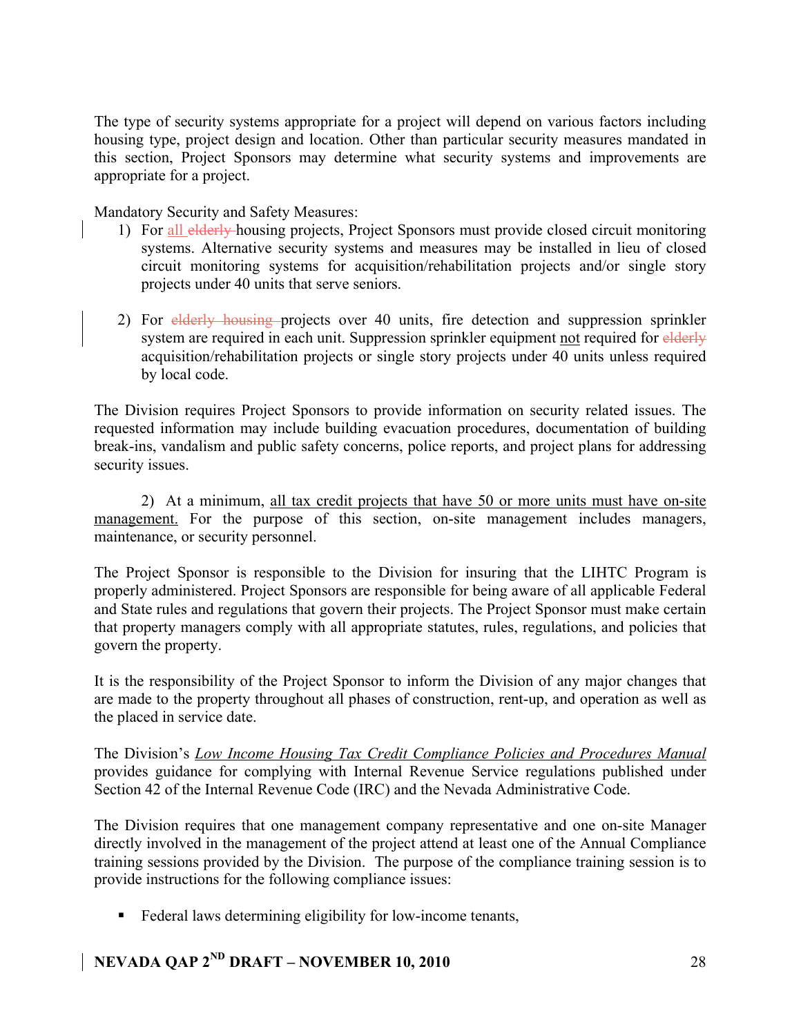The type of security systems appropriate for a project will depend on various factors including housing type, project design and location. Other than particular security measures mandated in this section, Project Sponsors may determine what security systems and improvements are appropriate for a project.

Mandatory Security and Safety Measures:

1) For <u>all</u> ~~elderly~~ housing projects, Project Sponsors must provide closed circuit monitoring systems. Alternative security systems and measures may be installed in lieu of closed circuit monitoring systems for acquisition/rehabilitation projects and/or single story projects under 40 units that serve seniors.

2) For ~~elderly housing~~ projects over 40 units, fire detection and suppression sprinkler system are required in each unit. Suppression sprinkler equipment <u>not</u> required for ~~elderly~~ acquisition/rehabilitation projects or single story projects under 40 units unless required by local code.

The Division requires Project Sponsors to provide information on security related issues. The requested information may include building evacuation procedures, documentation of building break-ins, vandalism and public safety concerns, police reports, and project plans for addressing security issues.

2) At a minimum, <u>all tax credit projects that have 50 or more units must have on-site management.</u> For the purpose of this section, on-site management includes managers, maintenance, or security personnel.

The Project Sponsor is responsible to the Division for insuring that the LIHTC Program is properly administered. Project Sponsors are responsible for being aware of all applicable Federal and State rules and regulations that govern their projects. The Project Sponsor must make certain that property managers comply with all appropriate statutes, rules, regulations, and policies that govern the property.

It is the responsibility of the Project Sponsor to inform the Division of any major changes that are made to the property throughout all phases of construction, rent-up, and operation as well as the placed in service date.

The Division's <u>*Low Income Housing Tax Credit Compliance Policies and Procedures Manual*</u> provides guidance for complying with Internal Revenue Service regulations published under Section 42 of the Internal Revenue Code (IRC) and the Nevada Administrative Code.

The Division requires that one management company representative and one on-site Manager directly involved in the management of the project attend at least one of the Annual Compliance training sessions provided by the Division. The purpose of the compliance training session is to provide instructions for the following compliance issues:

- Federal laws determining eligibility for low-income tenants,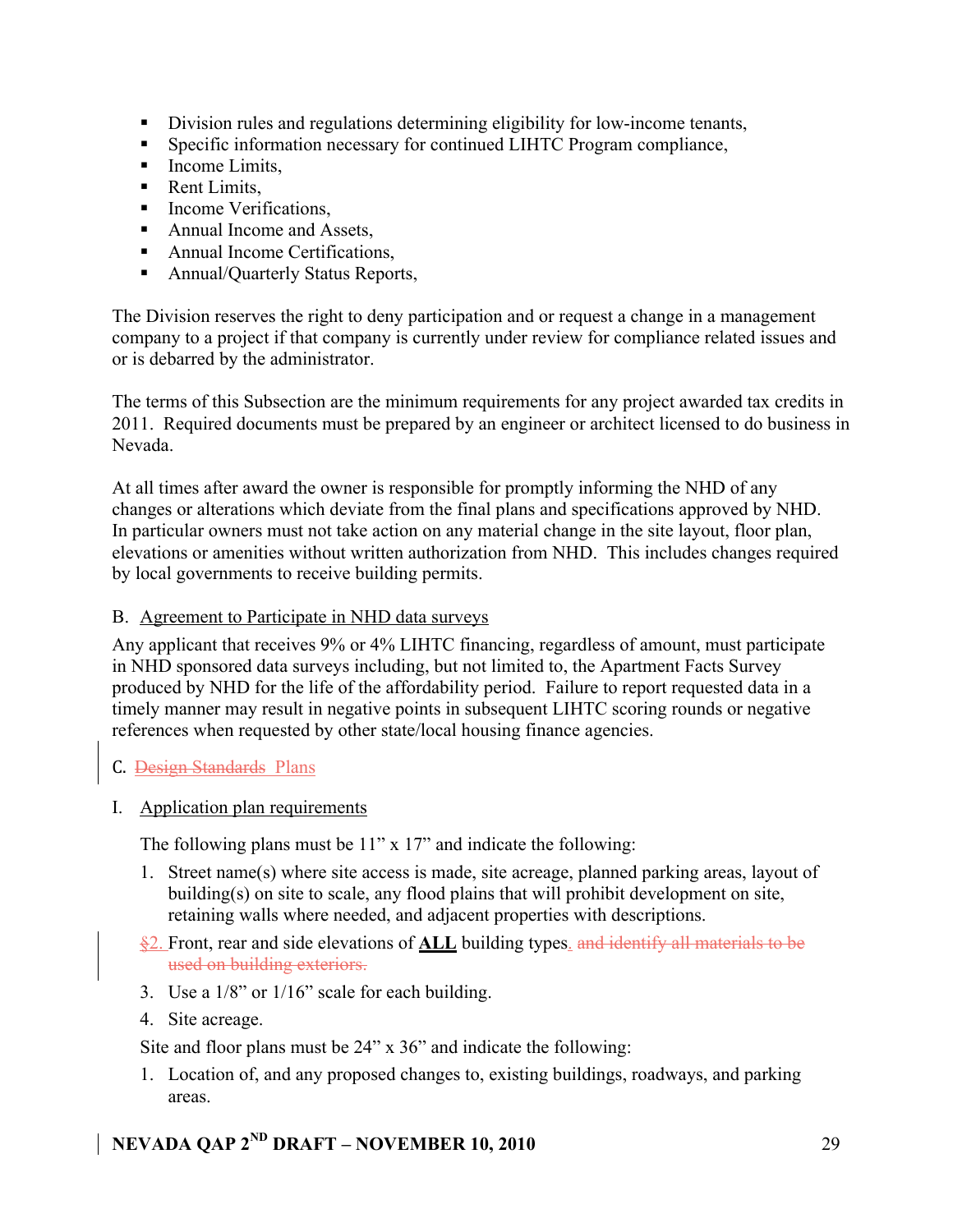- Division rules and regulations determining eligibility for low-income tenants,
- Specific information necessary for continued LIHTC Program compliance,
- Income Limits,
- Rent Limits,
- Income Verifications,
- Annual Income and Assets,
- Annual Income Certifications,
- Annual/Quarterly Status Reports,

The Division reserves the right to deny participation and or request a change in a management company to a project if that company is currently under review for compliance related issues and or is debarred by the administrator.

The terms of this Subsection are the minimum requirements for any project awarded tax credits in 2011. Required documents must be prepared by an engineer or architect licensed to do business in Nevada.

At all times after award the owner is responsible for promptly informing the NHD of any changes or alterations which deviate from the final plans and specifications approved by NHD. In particular owners must not take action on any material change in the site layout, floor plan, elevations or amenities without written authorization from NHD. This includes changes required by local governments to receive building permits.

B. Agreement to Participate in NHD data surveys

Any applicant that receives 9% or 4% LIHTC financing, regardless of amount, must participate in NHD sponsored data surveys including, but not limited to, the Apartment Facts Survey produced by NHD for the life of the affordability period. Failure to report requested data in a timely manner may result in negative points in subsequent LIHTC scoring rounds or negative references when requested by other state/local housing finance agencies.

C. ~~Design Standards~~ Plans

I. Application plan requirements

The following plans must be 11" x 17" and indicate the following:

1. Street name(s) where site access is made, site acreage, planned parking areas, layout of building(s) on site to scale, any flood plains that will prohibit development on site, retaining walls where needed, and adjacent properties with descriptions.
2. ~~§~~ Front, rear and side elevations of **ALL** building types. ~~and identify all materials to be used on building exteriors.~~
3. Use a 1/8" or 1/16" scale for each building.
4. Site acreage.

Site and floor plans must be 24" x 36" and indicate the following:

1. Location of, and any proposed changes to, existing buildings, roadways, and parking areas.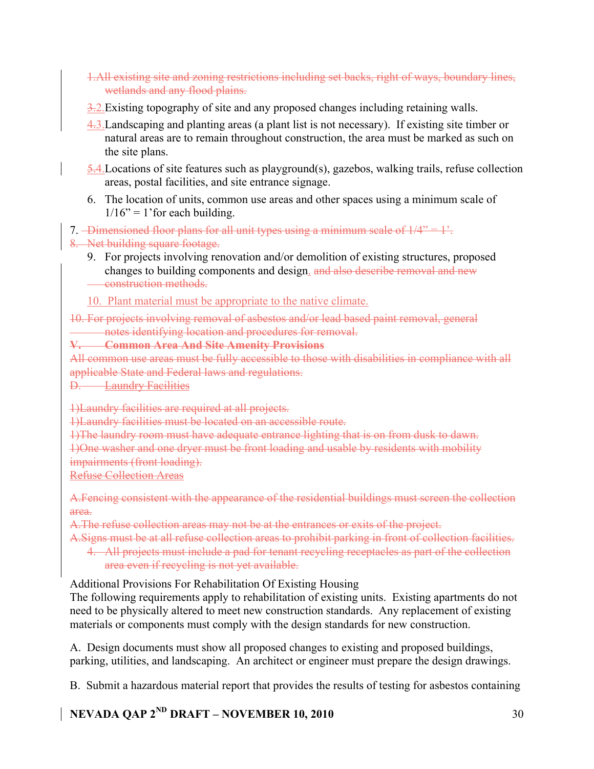~~1.All existing site and zoning restrictions including set backs, right of ways, boundary lines, wetlands and any flood plains.~~

~~3.~~2.Existing topography of site and any proposed changes including retaining walls.

~~4.~~3.Landscaping and planting areas (a plant list is not necessary). If existing site timber or natural areas are to remain throughout construction, the area must be marked as such on the site plans.

~~5.~~4.Locations of site features such as playground(s), gazebos, walking trails, refuse collection areas, postal facilities, and site entrance signage.

6. The location of units, common use areas and other spaces using a minimum scale of 1/16" = 1'for each building.

7. ~~Dimensioned floor plans for all unit types using a minimum scale of 1/4" = 1'.~~

~~8. Net building square footage.~~

9. For projects involving renovation and/or demolition of existing structures, proposed changes to building components and design. ~~and also describe removal and new construction methods.~~

10. Plant material must be appropriate to the native climate.

~~10. For projects involving removal of asbestos and/or lead based paint removal, general notes identifying location and procedures for removal.~~

~~**V. Common Area And Site Amenity Provisions**~~

~~All common use areas must be fully accessible to those with disabilities in compliance with all applicable State and Federal laws and regulations.~~

~~D. Laundry Facilities~~

~~1)Laundry facilities are required at all projects.~~

~~1)Laundry facilities must be located on an accessible route.~~

~~1)The laundry room must have adequate entrance lighting that is on from dusk to dawn.~~

~~1)One washer and one dryer must be front loading and usable by residents with mobility impairments (front loading).~~

~~Refuse Collection Areas~~

~~A.Fencing consistent with the appearance of the residential buildings must screen the collection area.~~

~~A.The refuse collection areas may not be at the entrances or exits of the project.~~

~~A.Signs must be at all refuse collection areas to prohibit parking in front of collection facilities.~~

~~4. All projects must include a pad for tenant recycling receptacles as part of the collection area even if recycling is not yet available.~~

Additional Provisions For Rehabilitation Of Existing Housing

The following requirements apply to rehabilitation of existing units. Existing apartments do not need to be physically altered to meet new construction standards. Any replacement of existing materials or components must comply with the design standards for new construction.

A. Design documents must show all proposed changes to existing and proposed buildings, parking, utilities, and landscaping. An architect or engineer must prepare the design drawings.

B. Submit a hazardous material report that provides the results of testing for asbestos containing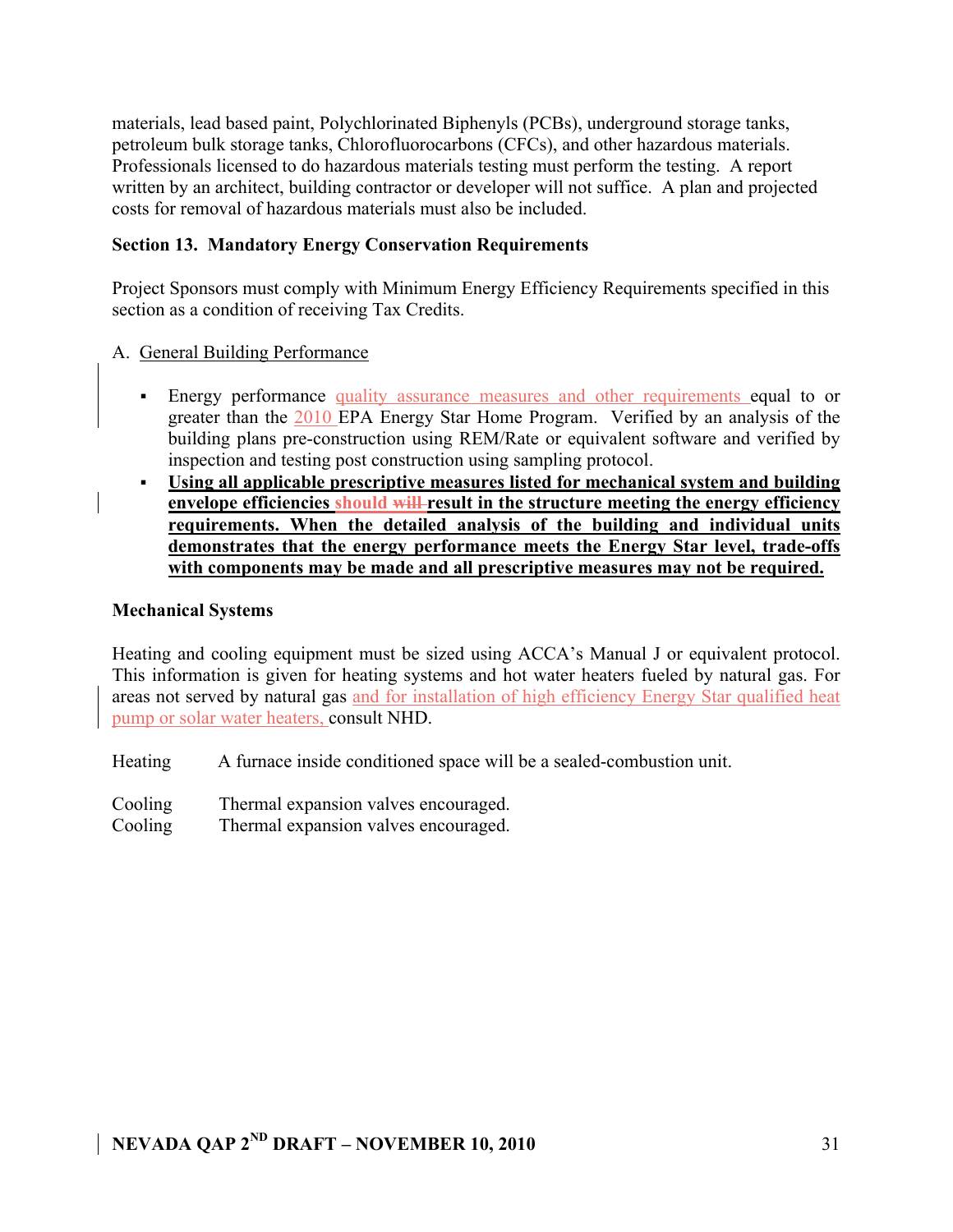materials, lead based paint, Polychlorinated Biphenyls (PCBs), underground storage tanks, petroleum bulk storage tanks, Chlorofluorocarbons (CFCs), and other hazardous materials. Professionals licensed to do hazardous materials testing must perform the testing. A report written by an architect, building contractor or developer will not suffice. A plan and projected costs for removal of hazardous materials must also be included.

**Section 13. Mandatory Energy Conservation Requirements**

Project Sponsors must comply with Minimum Energy Efficiency Requirements specified in this section as a condition of receiving Tax Credits.

A. General Building Performance

- Energy performance quality assurance measures and other requirements equal to or greater than the 2010 EPA Energy Star Home Program. Verified by an analysis of the building plans pre-construction using REM/Rate or equivalent software and verified by inspection and testing post construction using sampling protocol.
- **Using all applicable prescriptive measures listed for mechanical system and building envelope efficiencies should ~~will~~ result in the structure meeting the energy efficiency requirements. When the detailed analysis of the building and individual units demonstrates that the energy performance meets the Energy Star level, trade-offs with components may be made and all prescriptive measures may not be required.**

**Mechanical Systems**

Heating and cooling equipment must be sized using ACCA's Manual J or equivalent protocol. This information is given for heating systems and hot water heaters fueled by natural gas. For areas not served by natural gas and for installation of high efficiency Energy Star qualified heat pump or solar water heaters, consult NHD.

Heating A furnace inside conditioned space will be a sealed-combustion unit.

Cooling Thermal expansion valves encouraged.

Cooling Thermal expansion valves encouraged.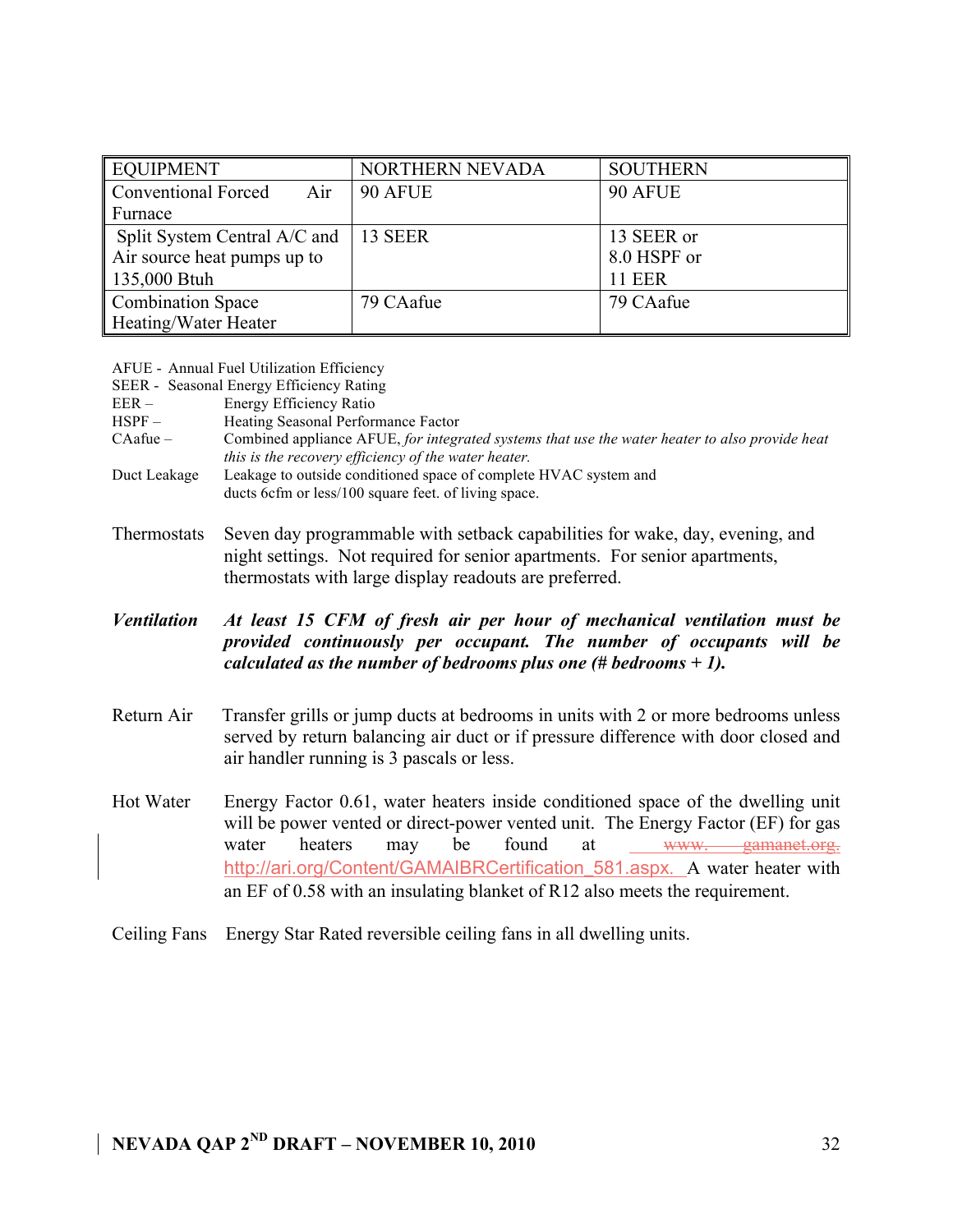| EQUIPMENT | NORTHERN NEVADA | SOUTHERN |
|---|---|---|
| Conventional Forced Air Furnace | 90 AFUE | 90 AFUE |
| Split System Central A/C and Air source heat pumps up to 135,000 Btuh | 13 SEER | 13 SEER or 8.0 HSPF or 11 EER |
| Combination Space Heating/Water Heater | 79 CAafue | 79 CAafue |

AFUE - Annual Fuel Utilization Efficiency
SEER - Seasonal Energy Efficiency Rating
EER – Energy Efficiency Ratio
HSPF – Heating Seasonal Performance Factor
CAafue – Combined appliance AFUE, *for integrated systems that use the water heater to also provide heat this is the recovery efficiency of the water heater.*
Duct Leakage Leakage to outside conditioned space of complete HVAC system and ducts 6cfm or less/100 square feet. of living space.

Thermostats Seven day programmable with setback capabilities for wake, day, evening, and night settings. Not required for senior apartments. For senior apartments, thermostats with large display readouts are preferred.

***Ventilation At least 15 CFM of fresh air per hour of mechanical ventilation must be provided continuously per occupant. The number of occupants will be calculated as the number of bedrooms plus one (# bedrooms + 1).***

Return Air Transfer grills or jump ducts at bedrooms in units with 2 or more bedrooms unless served by return balancing air duct or if pressure difference with door closed and air handler running is 3 pascals or less.

Hot Water Energy Factor 0.61, water heaters inside conditioned space of the dwelling unit will be power vented or direct-power vented unit. The Energy Factor (EF) for gas water heaters may be found at ~~www. gamanet.org.~~ http://ari.org/Content/GAMAIBRCertification_581.aspx. A water heater with an EF of 0.58 with an insulating blanket of R12 also meets the requirement.

Ceiling Fans Energy Star Rated reversible ceiling fans in all dwelling units.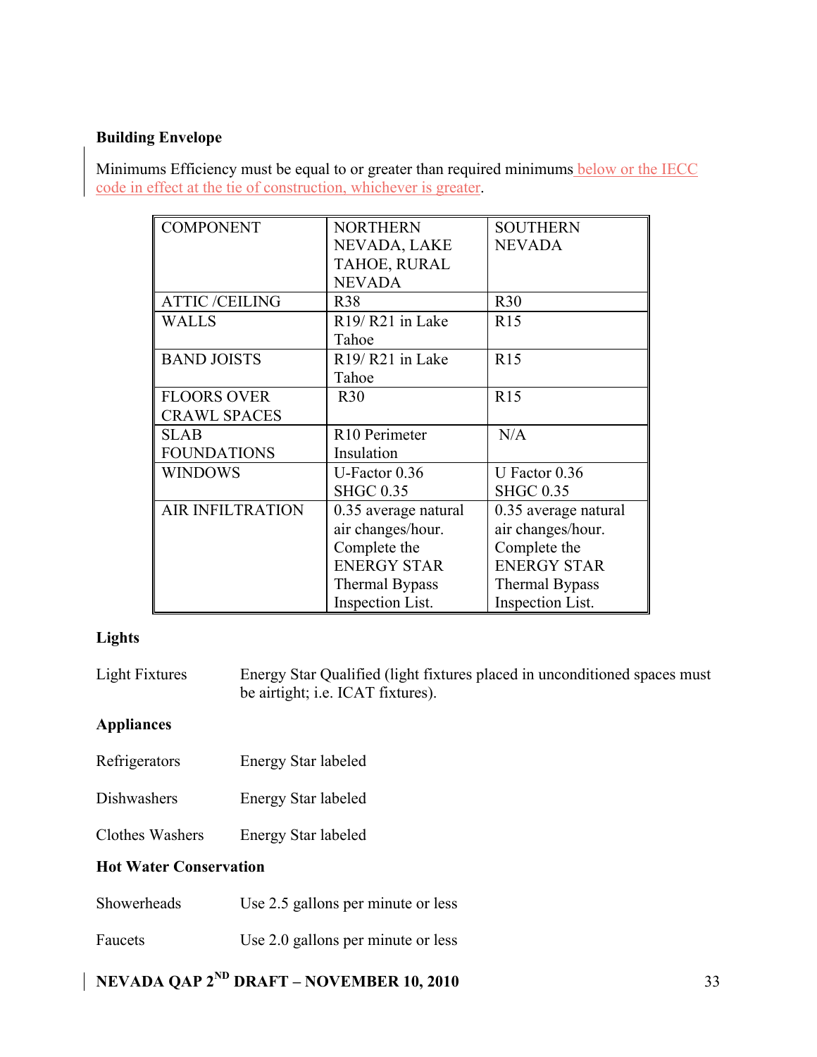**Building Envelope**

Minimums Efficiency must be equal to or greater than required minimums below or the IECC code in effect at the tie of construction, whichever is greater.

| COMPONENT | NORTHERN NEVADA, LAKE TAHOE, RURAL NEVADA | SOUTHERN NEVADA |
|---|---|---|
| ATTIC /CEILING | R38 | R30 |
| WALLS | R19/ R21 in Lake Tahoe | R15 |
| BAND JOISTS | R19/ R21 in Lake Tahoe | R15 |
| FLOORS OVER CRAWL SPACES | R30 | R15 |
| SLAB FOUNDATIONS | R10 Perimeter Insulation | N/A |
| WINDOWS | U-Factor 0.36 SHGC 0.35 | U Factor 0.36 SHGC 0.35 |
| AIR INFILTRATION | 0.35 average natural air changes/hour. Complete the ENERGY STAR Thermal Bypass Inspection List. | 0.35 average natural air changes/hour. Complete the ENERGY STAR Thermal Bypass Inspection List. |

**Lights**

Light Fixtures — Energy Star Qualified (light fixtures placed in unconditioned spaces must be airtight; i.e. ICAT fixtures).

**Appliances**

Refrigerators — Energy Star labeled

Dishwashers — Energy Star labeled

Clothes Washers — Energy Star labeled

**Hot Water Conservation**

Showerheads — Use 2.5 gallons per minute or less

Faucets — Use 2.0 gallons per minute or less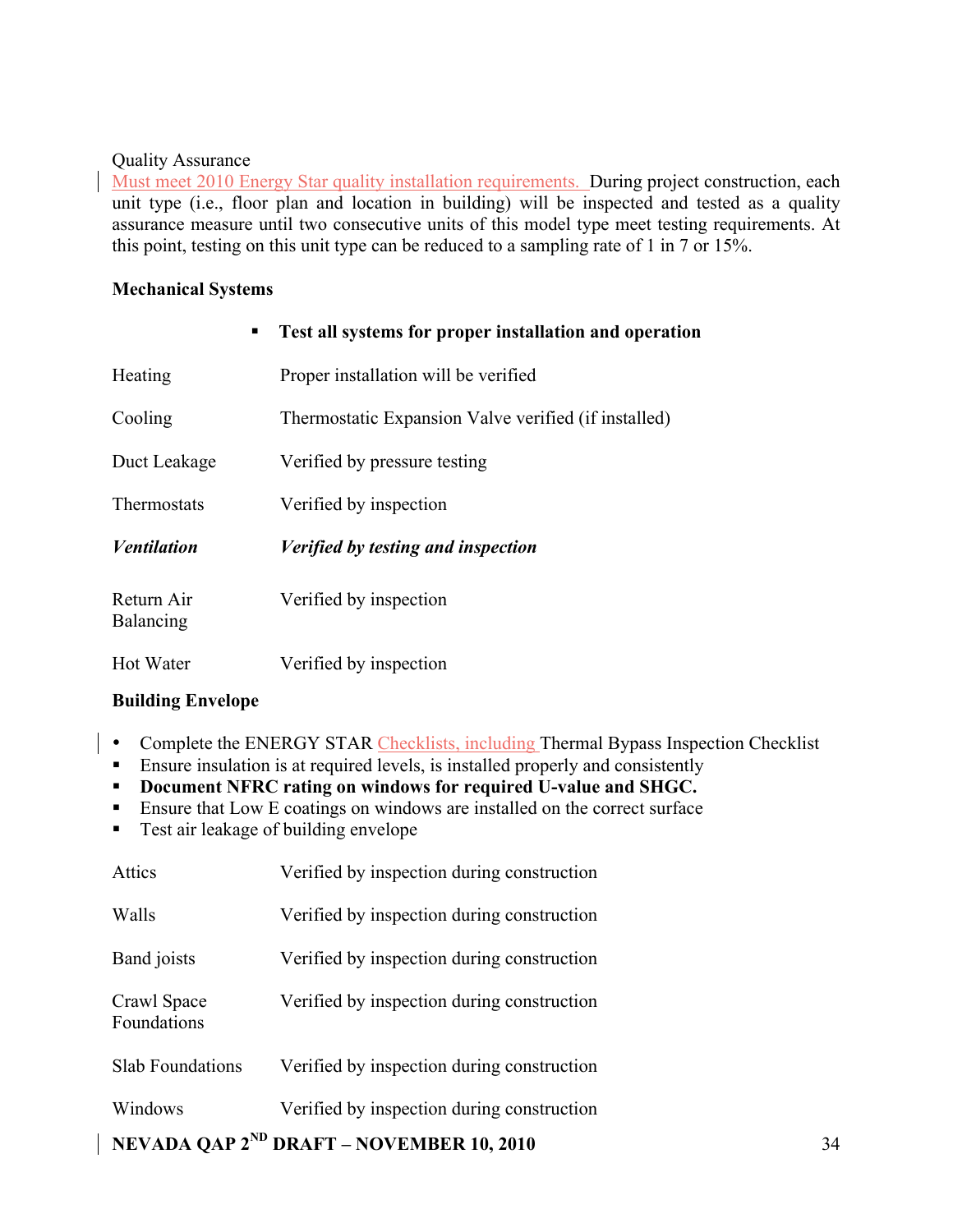Quality Assurance

Must meet 2010 Energy Star quality installation requirements. During project construction, each unit type (i.e., floor plan and location in building) will be inspected and tested as a quality assurance measure until two consecutive units of this model type meet testing requirements. At this point, testing on this unit type can be reduced to a sampling rate of 1 in 7 or 15%.

**Mechanical Systems**

- **Test all systems for proper installation and operation**

| | |
|---|---|
| Heating | Proper installation will be verified |
| Cooling | Thermostatic Expansion Valve verified (if installed) |
| Duct Leakage | Verified by pressure testing |
| Thermostats | Verified by inspection |
| ***Ventilation*** | ***Verified by testing and inspection*** |
| Return Air Balancing | Verified by inspection |
| Hot Water | Verified by inspection |

**Building Envelope**

- Complete the ENERGY STAR Checklists, including Thermal Bypass Inspection Checklist
- Ensure insulation is at required levels, is installed properly and consistently
- **Document NFRC rating on windows for required U-value and SHGC.**
- Ensure that Low E coatings on windows are installed on the correct surface
- Test air leakage of building envelope

| | |
|---|---|
| Attics | Verified by inspection during construction |
| Walls | Verified by inspection during construction |
| Band joists | Verified by inspection during construction |
| Crawl Space Foundations | Verified by inspection during construction |
| Slab Foundations | Verified by inspection during construction |
| Windows | Verified by inspection during construction |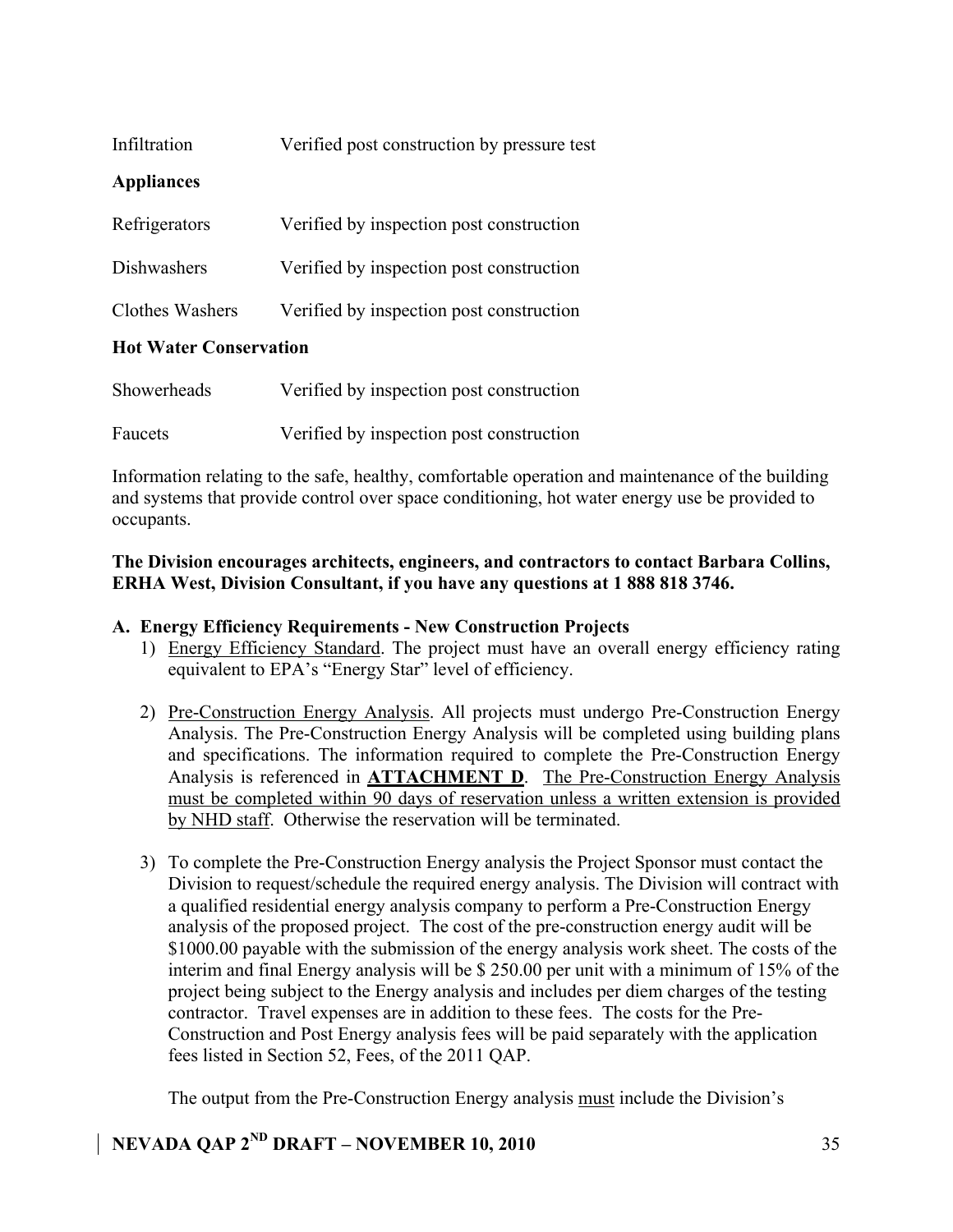| | |
|---|---|
| Infiltration | Verified post construction by pressure test |

**Appliances**

| | |
|---|---|
| Refrigerators | Verified by inspection post construction |
| Dishwashers | Verified by inspection post construction |
| Clothes Washers | Verified by inspection post construction |

**Hot Water Conservation**

| | |
|---|---|
| Showerheads | Verified by inspection post construction |
| Faucets | Verified by inspection post construction |

Information relating to the safe, healthy, comfortable operation and maintenance of the building and systems that provide control over space conditioning, hot water energy use be provided to occupants.

**The Division encourages architects, engineers, and contractors to contact Barbara Collins, ERHA West, Division Consultant, if you have any questions at 1 888 818 3746.**

**A. Energy Efficiency Requirements - New Construction Projects**

1) Energy Efficiency Standard. The project must have an overall energy efficiency rating equivalent to EPA's "Energy Star" level of efficiency.

2) Pre-Construction Energy Analysis. All projects must undergo Pre-Construction Energy Analysis. The Pre-Construction Energy Analysis will be completed using building plans and specifications. The information required to complete the Pre-Construction Energy Analysis is referenced in **ATTACHMENT D**. The Pre-Construction Energy Analysis must be completed within 90 days of reservation unless a written extension is provided by NHD staff. Otherwise the reservation will be terminated.

3) To complete the Pre-Construction Energy analysis the Project Sponsor must contact the Division to request/schedule the required energy analysis. The Division will contract with a qualified residential energy analysis company to perform a Pre-Construction Energy analysis of the proposed project. The cost of the pre-construction energy audit will be $1000.00 payable with the submission of the energy analysis work sheet. The costs of the interim and final Energy analysis will be $ 250.00 per unit with a minimum of 15% of the project being subject to the Energy analysis and includes per diem charges of the testing contractor. Travel expenses are in addition to these fees. The costs for the Pre-Construction and Post Energy analysis fees will be paid separately with the application fees listed in Section 52, Fees, of the 2011 QAP.

   The output from the Pre-Construction Energy analysis must include the Division's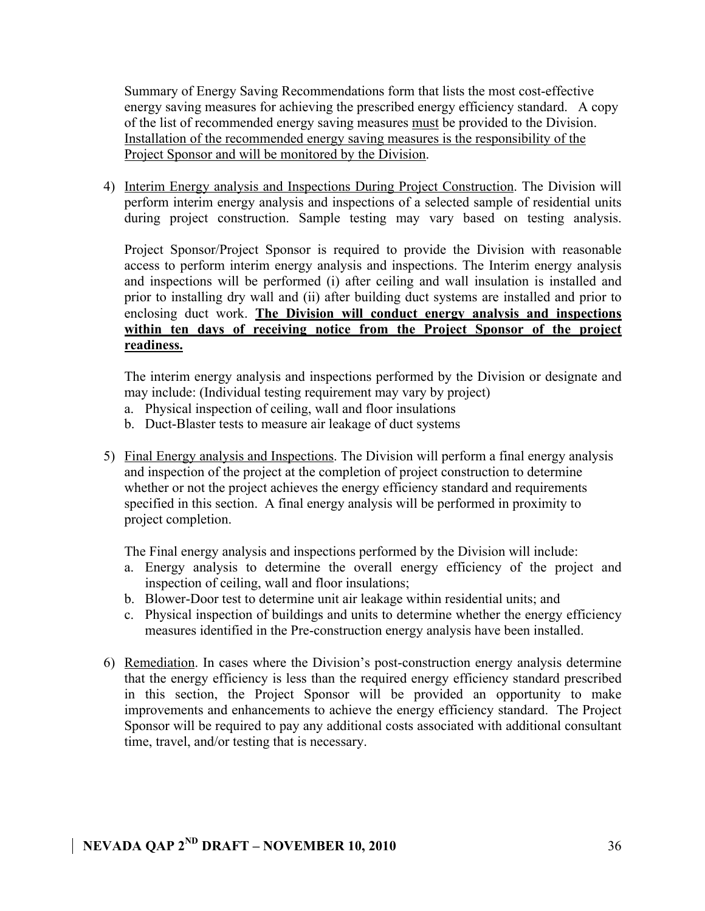Summary of Energy Saving Recommendations form that lists the most cost-effective energy saving measures for achieving the prescribed energy efficiency standard. A copy of the list of recommended energy saving measures must be provided to the Division. Installation of the recommended energy saving measures is the responsibility of the Project Sponsor and will be monitored by the Division.

4) Interim Energy analysis and Inspections During Project Construction. The Division will perform interim energy analysis and inspections of a selected sample of residential units during project construction. Sample testing may vary based on testing analysis.

   Project Sponsor/Project Sponsor is required to provide the Division with reasonable access to perform interim energy analysis and inspections. The Interim energy analysis and inspections will be performed (i) after ceiling and wall insulation is installed and prior to installing dry wall and (ii) after building duct systems are installed and prior to enclosing duct work. **The Division will conduct energy analysis and inspections within ten days of receiving notice from the Project Sponsor of the project readiness.**

   The interim energy analysis and inspections performed by the Division or designate and may include: (Individual testing requirement may vary by project)

   a. Physical inspection of ceiling, wall and floor insulations
   b. Duct-Blaster tests to measure air leakage of duct systems

5) Final Energy analysis and Inspections. The Division will perform a final energy analysis and inspection of the project at the completion of project construction to determine whether or not the project achieves the energy efficiency standard and requirements specified in this section. A final energy analysis will be performed in proximity to project completion.

   The Final energy analysis and inspections performed by the Division will include:

   a. Energy analysis to determine the overall energy efficiency of the project and inspection of ceiling, wall and floor insulations;
   b. Blower-Door test to determine unit air leakage within residential units; and
   c. Physical inspection of buildings and units to determine whether the energy efficiency measures identified in the Pre-construction energy analysis have been installed.

6) Remediation. In cases where the Division's post-construction energy analysis determine that the energy efficiency is less than the required energy efficiency standard prescribed in this section, the Project Sponsor will be provided an opportunity to make improvements and enhancements to achieve the energy efficiency standard. The Project Sponsor will be required to pay any additional costs associated with additional consultant time, travel, and/or testing that is necessary.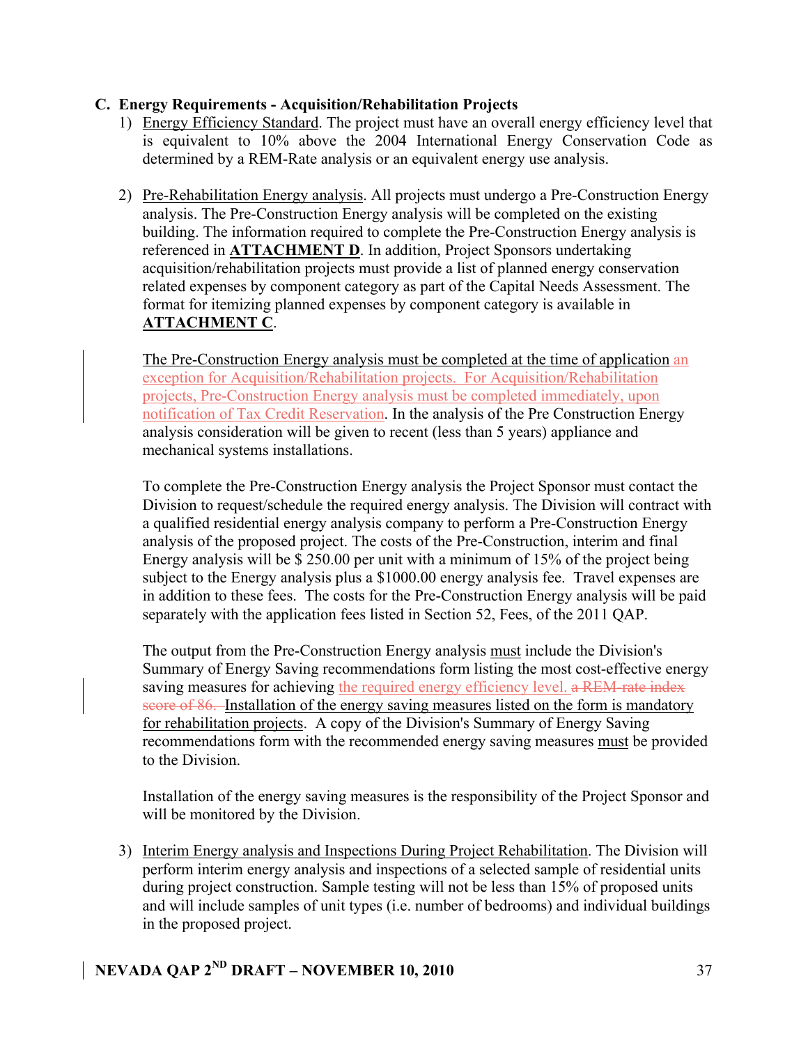### C. Energy Requirements - Acquisition/Rehabilitation Projects

1) Energy Efficiency Standard. The project must have an overall energy efficiency level that is equivalent to 10% above the 2004 International Energy Conservation Code as determined by a REM-Rate analysis or an equivalent energy use analysis.

2) Pre-Rehabilitation Energy analysis. All projects must undergo a Pre-Construction Energy analysis. The Pre-Construction Energy analysis will be completed on the existing building. The information required to complete the Pre-Construction Energy analysis is referenced in **ATTACHMENT D**. In addition, Project Sponsors undertaking acquisition/rehabilitation projects must provide a list of planned energy conservation related expenses by component category as part of the Capital Needs Assessment. The format for itemizing planned expenses by component category is available in **ATTACHMENT C**.

   The Pre-Construction Energy analysis must be completed at the time of application an exception for Acquisition/Rehabilitation projects. For Acquisition/Rehabilitation projects, Pre-Construction Energy analysis must be completed immediately, upon notification of Tax Credit Reservation. In the analysis of the Pre Construction Energy analysis consideration will be given to recent (less than 5 years) appliance and mechanical systems installations.

   To complete the Pre-Construction Energy analysis the Project Sponsor must contact the Division to request/schedule the required energy analysis. The Division will contract with a qualified residential energy analysis company to perform a Pre-Construction Energy analysis of the proposed project. The costs of the Pre-Construction, interim and final Energy analysis will be $ 250.00 per unit with a minimum of 15% of the project being subject to the Energy analysis plus a $1000.00 energy analysis fee. Travel expenses are in addition to these fees. The costs for the Pre-Construction Energy analysis will be paid separately with the application fees listed in Section 52, Fees, of the 2011 QAP.

   The output from the Pre-Construction Energy analysis must include the Division's Summary of Energy Saving recommendations form listing the most cost-effective energy saving measures for achieving the required energy efficiency level. ~~a REM-rate index score of 86.~~ Installation of the energy saving measures listed on the form is mandatory for rehabilitation projects. A copy of the Division's Summary of Energy Saving recommendations form with the recommended energy saving measures must be provided to the Division.

   Installation of the energy saving measures is the responsibility of the Project Sponsor and will be monitored by the Division.

3) Interim Energy analysis and Inspections During Project Rehabilitation. The Division will perform interim energy analysis and inspections of a selected sample of residential units during project construction. Sample testing will not be less than 15% of proposed units and will include samples of unit types (i.e. number of bedrooms) and individual buildings in the proposed project.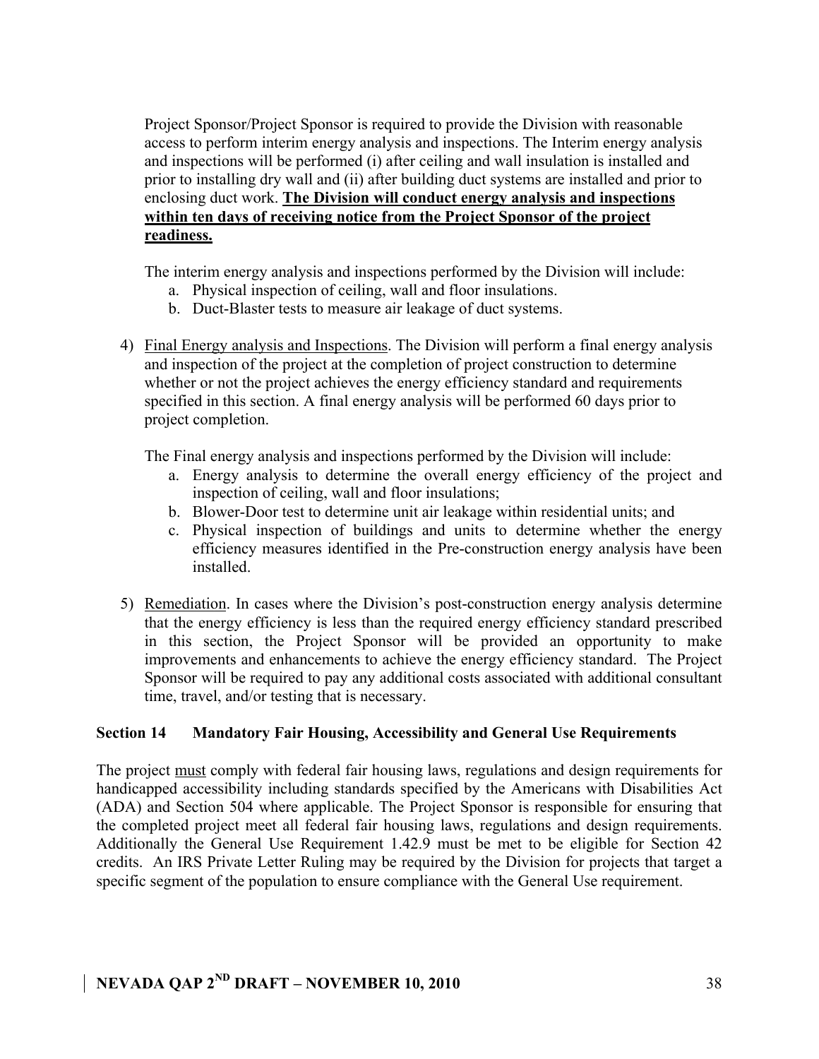Project Sponsor/Project Sponsor is required to provide the Division with reasonable access to perform interim energy analysis and inspections. The Interim energy analysis and inspections will be performed (i) after ceiling and wall insulation is installed and prior to installing dry wall and (ii) after building duct systems are installed and prior to enclosing duct work. **<u>The Division will conduct energy analysis and inspections within ten days of receiving notice from the Project Sponsor of the project readiness.</u>**

The interim energy analysis and inspections performed by the Division will include:

a. Physical inspection of ceiling, wall and floor insulations.
b. Duct-Blaster tests to measure air leakage of duct systems.

4) <u>Final Energy analysis and Inspections</u>. The Division will perform a final energy analysis and inspection of the project at the completion of project construction to determine whether or not the project achieves the energy efficiency standard and requirements specified in this section. A final energy analysis will be performed 60 days prior to project completion.

   The Final energy analysis and inspections performed by the Division will include:

   a. Energy analysis to determine the overall energy efficiency of the project and inspection of ceiling, wall and floor insulations;
   b. Blower-Door test to determine unit air leakage within residential units; and
   c. Physical inspection of buildings and units to determine whether the energy efficiency measures identified in the Pre-construction energy analysis have been installed.

5) <u>Remediation</u>. In cases where the Division's post-construction energy analysis determine that the energy efficiency is less than the required energy efficiency standard prescribed in this section, the Project Sponsor will be provided an opportunity to make improvements and enhancements to achieve the energy efficiency standard. The Project Sponsor will be required to pay any additional costs associated with additional consultant time, travel, and/or testing that is necessary.

## Section 14 Mandatory Fair Housing, Accessibility and General Use Requirements

The project <u>must</u> comply with federal fair housing laws, regulations and design requirements for handicapped accessibility including standards specified by the Americans with Disabilities Act (ADA) and Section 504 where applicable. The Project Sponsor is responsible for ensuring that the completed project meet all federal fair housing laws, regulations and design requirements. Additionally the General Use Requirement 1.42.9 must be met to be eligible for Section 42 credits. An IRS Private Letter Ruling may be required by the Division for projects that target a specific segment of the population to ensure compliance with the General Use requirement.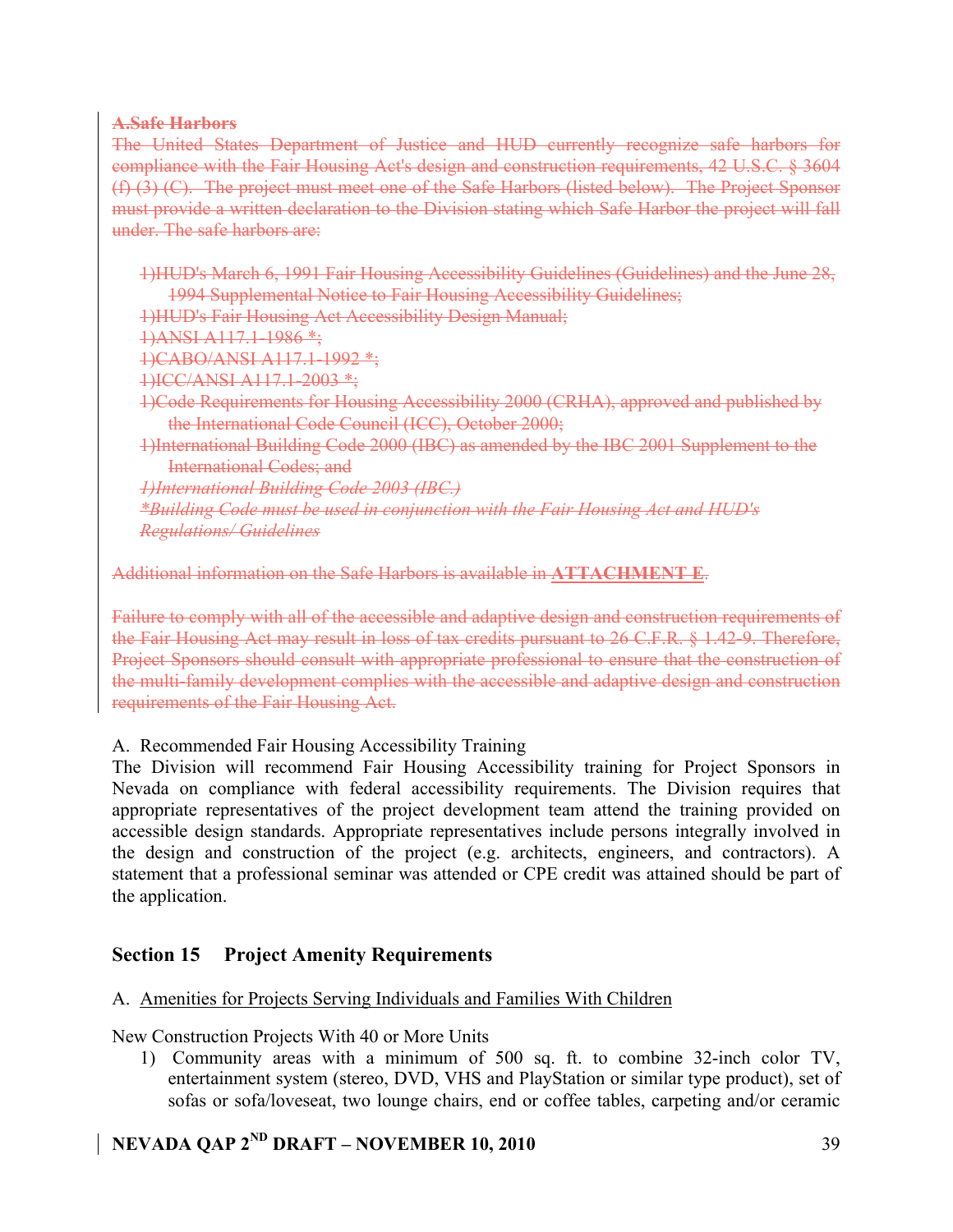~~**A.Safe Harbors**~~

~~The United States Department of Justice and HUD currently recognize safe harbors for compliance with the Fair Housing Act's design and construction requirements, 42 U.S.C. § 3604 (f) (3) (C). The project must meet one of the Safe Harbors (listed below). The Project Sponsor must provide a written declaration to the Division stating which Safe Harbor the project will fall under. The safe harbors are:~~

~~1)HUD's March 6, 1991 Fair Housing Accessibility Guidelines (Guidelines) and the June 28, 1994 Supplemental Notice to Fair Housing Accessibility Guidelines;~~
~~1)HUD's Fair Housing Act Accessibility Design Manual;~~
~~1)ANSI A117.1-1986 *;~~
~~1)CABO/ANSI A117.1-1992 *;~~
~~1)ICC/ANSI A117.1-2003 *;~~
~~1)Code Requirements for Housing Accessibility 2000 (CRHA), approved and published by the International Code Council (ICC), October 2000;~~
~~1)International Building Code 2000 (IBC) as amended by the IBC 2001 Supplement to the International Codes; and~~
~~*1)International Building Code 2003 (IBC.)*~~
~~**Building Code must be used in conjunction with the Fair Housing Act and HUD's Regulations/ Guidelines*~~

~~Additional information on the Safe Harbors is available in **ATTACHMENT E**.~~

~~Failure to comply with all of the accessible and adaptive design and construction requirements of the Fair Housing Act may result in loss of tax credits pursuant to 26 C.F.R. § 1.42-9. Therefore, Project Sponsors should consult with appropriate professional to ensure that the construction of the multi-family development complies with the accessible and adaptive design and construction requirements of the Fair Housing Act.~~

A. Recommended Fair Housing Accessibility Training

The Division will recommend Fair Housing Accessibility training for Project Sponsors in Nevada on compliance with federal accessibility requirements. The Division requires that appropriate representatives of the project development team attend the training provided on accessible design standards. Appropriate representatives include persons integrally involved in the design and construction of the project (e.g. architects, engineers, and contractors). A statement that a professional seminar was attended or CPE credit was attained should be part of the application.

## Section 15 Project Amenity Requirements

A. <u>Amenities for Projects Serving Individuals and Families With Children</u>

New Construction Projects With 40 or More Units

1) Community areas with a minimum of 500 sq. ft. to combine 32-inch color TV, entertainment system (stereo, DVD, VHS and PlayStation or similar type product), set of sofas or sofa/loveseat, two lounge chairs, end or coffee tables, carpeting and/or ceramic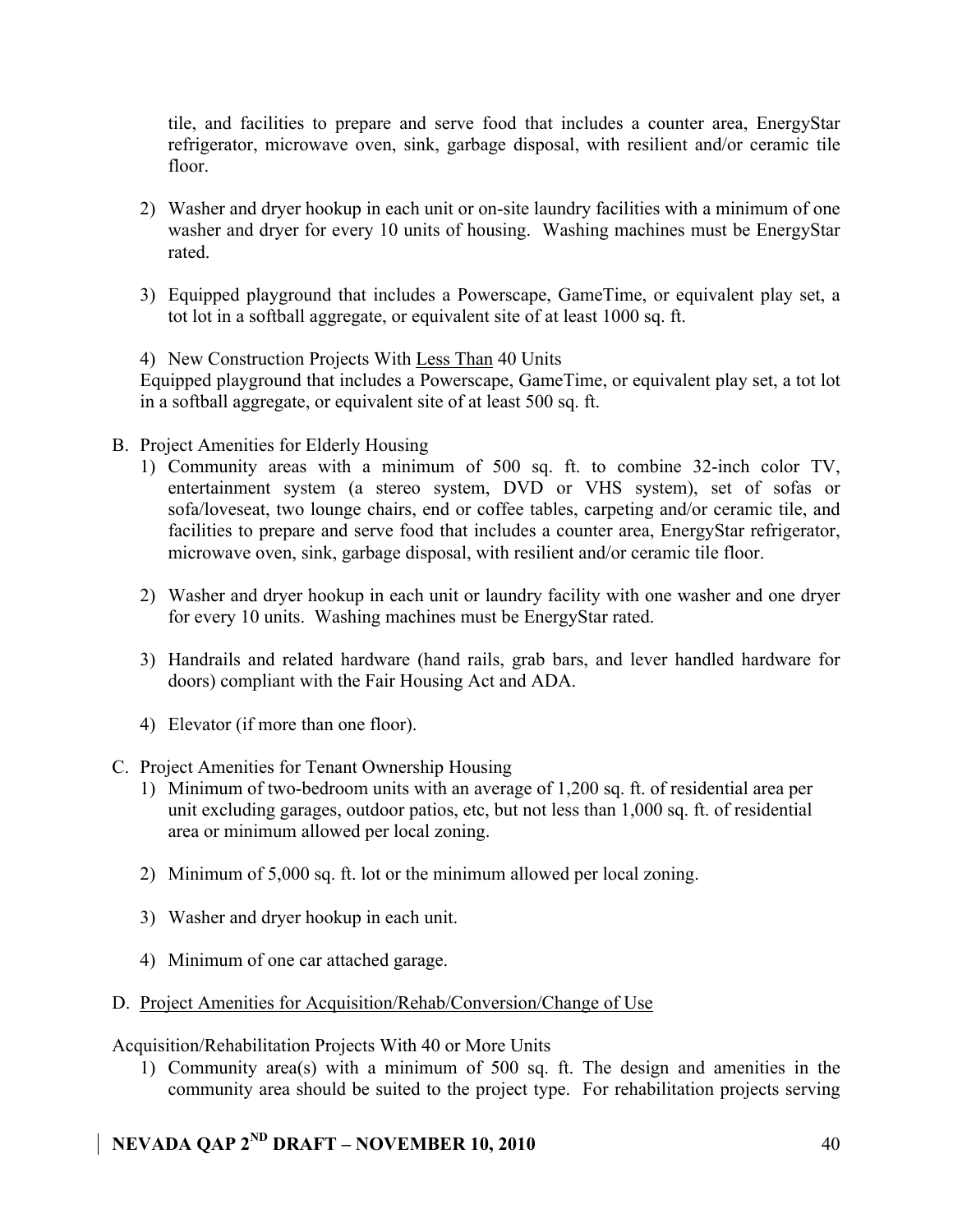tile, and facilities to prepare and serve food that includes a counter area, EnergyStar refrigerator, microwave oven, sink, garbage disposal, with resilient and/or ceramic tile floor.

2) Washer and dryer hookup in each unit or on-site laundry facilities with a minimum of one washer and dryer for every 10 units of housing. Washing machines must be EnergyStar rated.

3) Equipped playground that includes a Powerscape, GameTime, or equivalent play set, a tot lot in a softball aggregate, or equivalent site of at least 1000 sq. ft.

4) New Construction Projects With Less Than 40 Units
Equipped playground that includes a Powerscape, GameTime, or equivalent play set, a tot lot in a softball aggregate, or equivalent site of at least 500 sq. ft.

B. Project Amenities for Elderly Housing

1) Community areas with a minimum of 500 sq. ft. to combine 32-inch color TV, entertainment system (a stereo system, DVD or VHS system), set of sofas or sofa/loveseat, two lounge chairs, end or coffee tables, carpeting and/or ceramic tile, and facilities to prepare and serve food that includes a counter area, EnergyStar refrigerator, microwave oven, sink, garbage disposal, with resilient and/or ceramic tile floor.

2) Washer and dryer hookup in each unit or laundry facility with one washer and one dryer for every 10 units. Washing machines must be EnergyStar rated.

3) Handrails and related hardware (hand rails, grab bars, and lever handled hardware for doors) compliant with the Fair Housing Act and ADA.

4) Elevator (if more than one floor).

C. Project Amenities for Tenant Ownership Housing

1) Minimum of two-bedroom units with an average of 1,200 sq. ft. of residential area per unit excluding garages, outdoor patios, etc, but not less than 1,000 sq. ft. of residential area or minimum allowed per local zoning.

2) Minimum of 5,000 sq. ft. lot or the minimum allowed per local zoning.

3) Washer and dryer hookup in each unit.

4) Minimum of one car attached garage.

D. Project Amenities for Acquisition/Rehab/Conversion/Change of Use

Acquisition/Rehabilitation Projects With 40 or More Units

1) Community area(s) with a minimum of 500 sq. ft. The design and amenities in the community area should be suited to the project type. For rehabilitation projects serving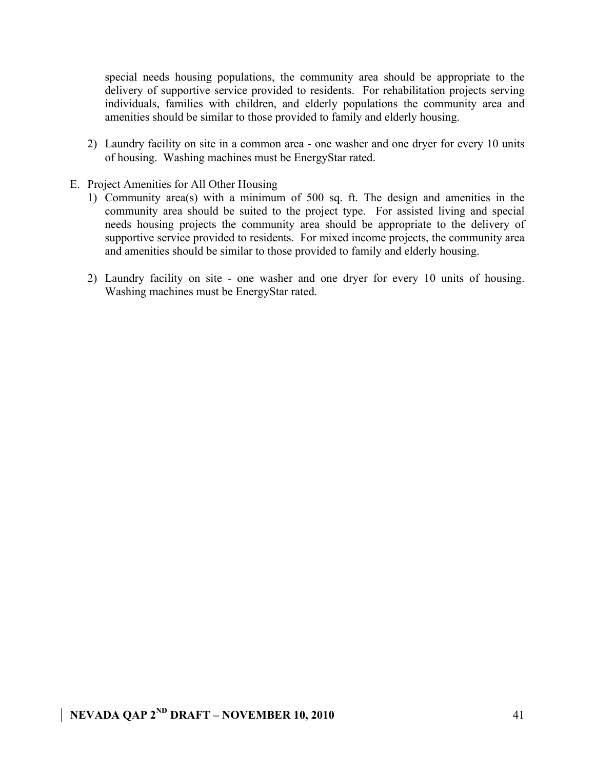special needs housing populations, the community area should be appropriate to the delivery of supportive service provided to residents. For rehabilitation projects serving individuals, families with children, and elderly populations the community area and amenities should be similar to those provided to family and elderly housing.

2) Laundry facility on site in a common area - one washer and one dryer for every 10 units of housing. Washing machines must be EnergyStar rated.

E. Project Amenities for All Other Housing

1) Community area(s) with a minimum of 500 sq. ft. The design and amenities in the community area should be suited to the project type. For assisted living and special needs housing projects the community area should be appropriate to the delivery of supportive service provided to residents. For mixed income projects, the community area and amenities should be similar to those provided to family and elderly housing.

2) Laundry facility on site - one washer and one dryer for every 10 units of housing. Washing machines must be EnergyStar rated.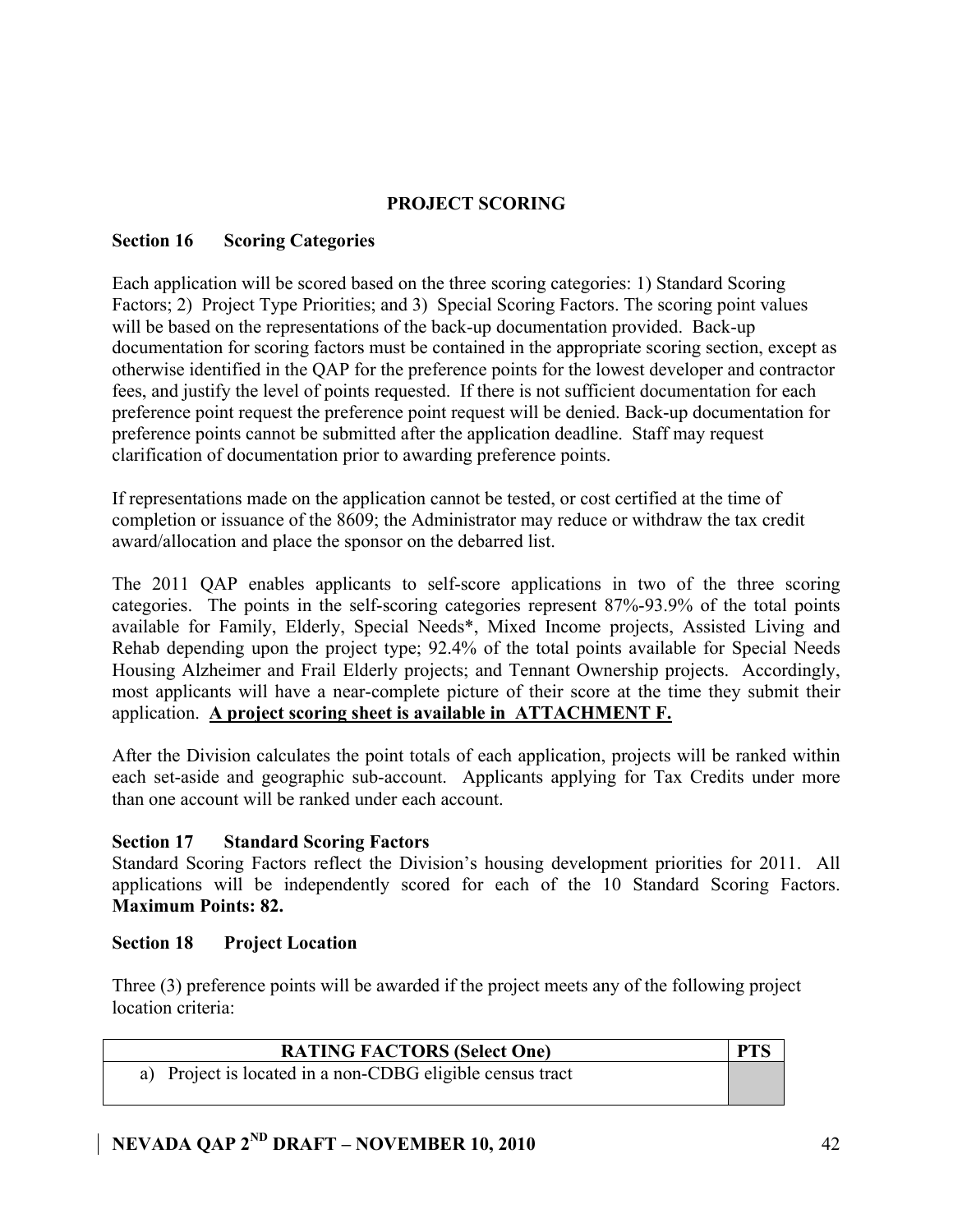## PROJECT SCORING

### Section 16 Scoring Categories

Each application will be scored based on the three scoring categories: 1) Standard Scoring Factors; 2) Project Type Priorities; and 3) Special Scoring Factors. The scoring point values will be based on the representations of the back-up documentation provided. Back-up documentation for scoring factors must be contained in the appropriate scoring section, except as otherwise identified in the QAP for the preference points for the lowest developer and contractor fees, and justify the level of points requested. If there is not sufficient documentation for each preference point request the preference point request will be denied. Back-up documentation for preference points cannot be submitted after the application deadline. Staff may request clarification of documentation prior to awarding preference points.

If representations made on the application cannot be tested, or cost certified at the time of completion or issuance of the 8609; the Administrator may reduce or withdraw the tax credit award/allocation and place the sponsor on the debarred list.

The 2011 QAP enables applicants to self-score applications in two of the three scoring categories. The points in the self-scoring categories represent 87%-93.9% of the total points available for Family, Elderly, Special Needs*, Mixed Income projects, Assisted Living and Rehab depending upon the project type; 92.4% of the total points available for Special Needs Housing Alzheimer and Frail Elderly projects; and Tennant Ownership projects. Accordingly, most applicants will have a near-complete picture of their score at the time they submit their application. **A project scoring sheet is available in ATTACHMENT F.**

After the Division calculates the point totals of each application, projects will be ranked within each set-aside and geographic sub-account. Applicants applying for Tax Credits under more than one account will be ranked under each account.

### Section 17 Standard Scoring Factors

Standard Scoring Factors reflect the Division's housing development priorities for 2011. All applications will be independently scored for each of the 10 Standard Scoring Factors. **Maximum Points: 82.**

### Section 18 Project Location

Three (3) preference points will be awarded if the project meets any of the following project location criteria:

| RATING FACTORS (Select One) | PTS |
|---|---|
| a) Project is located in a non-CDBG eligible census tract | |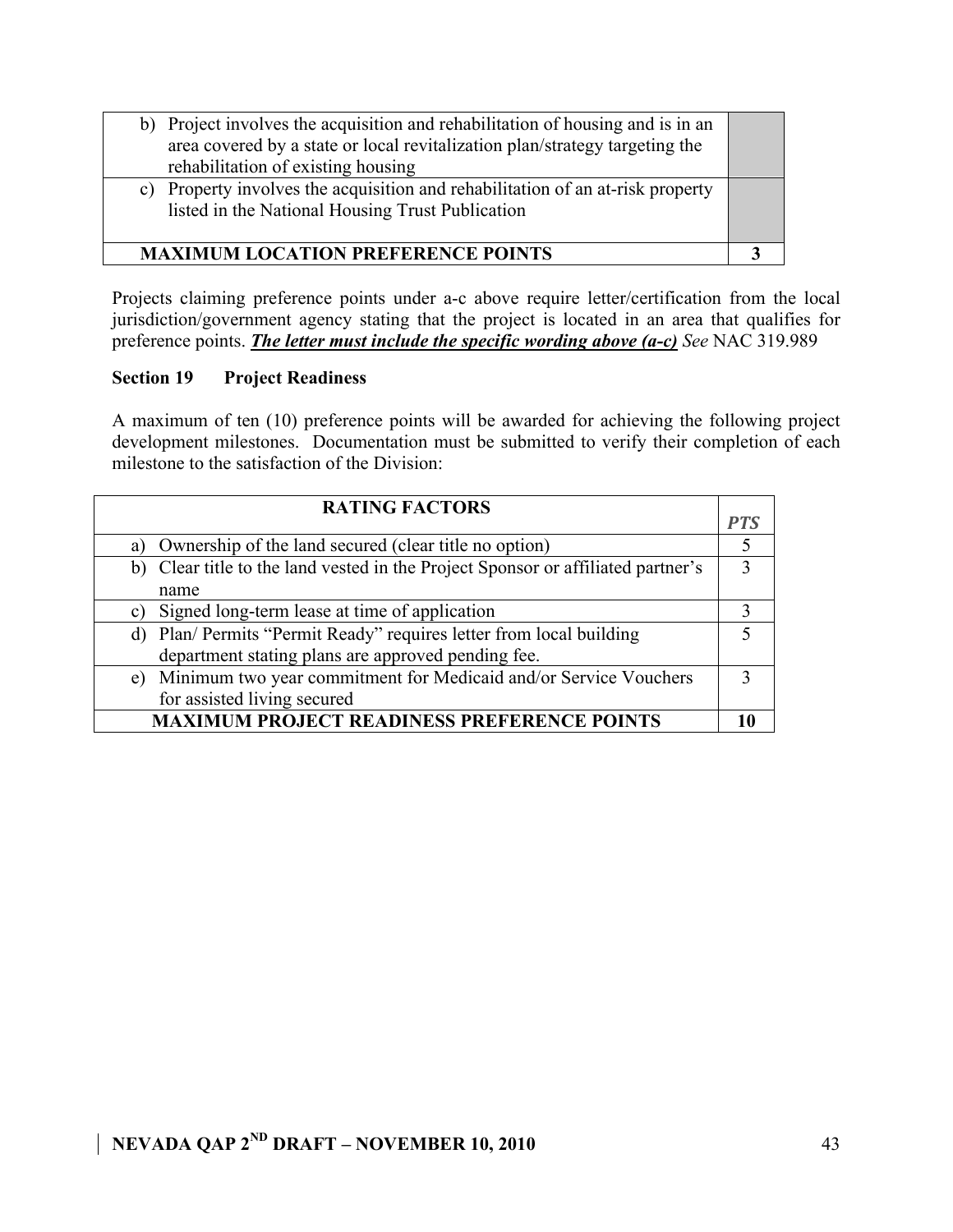| | |
|---|---|
| b) Project involves the acquisition and rehabilitation of housing and is in an area covered by a state or local revitalization plan/strategy targeting the rehabilitation of existing housing | |
| c) Property involves the acquisition and rehabilitation of an at-risk property listed in the National Housing Trust Publication | |
| **MAXIMUM LOCATION PREFERENCE POINTS** | **3** |

Projects claiming preference points under a-c above require letter/certification from the local jurisdiction/government agency stating that the project is located in an area that qualifies for preference points. ***The letter must include the specific wording above (a-c)*** *See* NAC 319.989

### Section 19 Project Readiness

A maximum of ten (10) preference points will be awarded for achieving the following project development milestones. Documentation must be submitted to verify their completion of each milestone to the satisfaction of the Division:

| **RATING FACTORS** | ***PTS*** |
|---|---|
| a) Ownership of the land secured (clear title no option) | 5 |
| b) Clear title to the land vested in the Project Sponsor or affiliated partner's name | 3 |
| c) Signed long-term lease at time of application | 3 |
| d) Plan/ Permits "Permit Ready" requires letter from local building department stating plans are approved pending fee. | 5 |
| e) Minimum two year commitment for Medicaid and/or Service Vouchers for assisted living secured | 3 |
| **MAXIMUM PROJECT READINESS PREFERENCE POINTS** | **10** |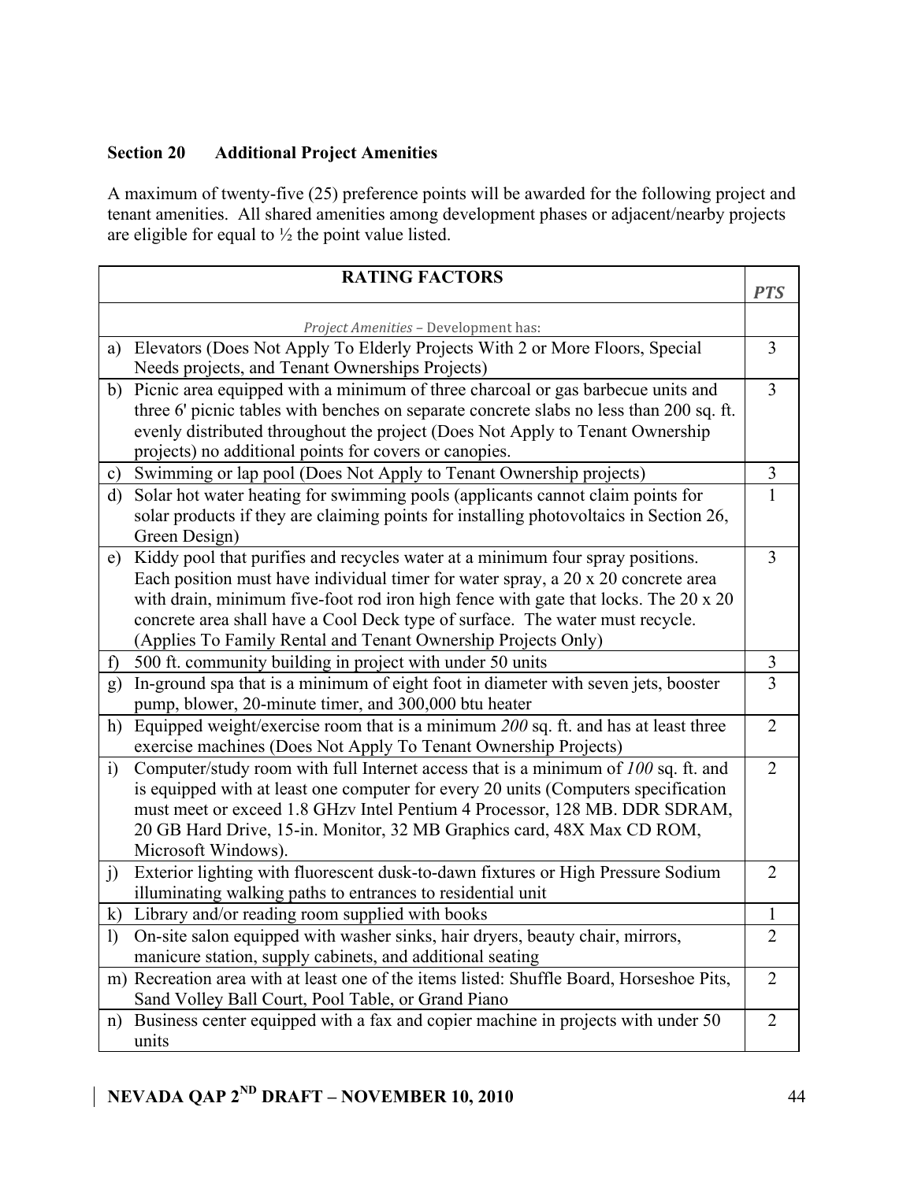## Section 20 Additional Project Amenities

A maximum of twenty-five (25) preference points will be awarded for the following project and tenant amenities. All shared amenities among development phases or adjacent/nearby projects are eligible for equal to ½ the point value listed.

| RATING FACTORS | *PTS* |
|---|---|
| *Project Amenities* – Development has: | |
| a) Elevators (Does Not Apply To Elderly Projects With 2 or More Floors, Special Needs projects, and Tenant Ownerships Projects) | 3 |
| b) Picnic area equipped with a minimum of three charcoal or gas barbecue units and three 6' picnic tables with benches on separate concrete slabs no less than 200 sq. ft. evenly distributed throughout the project (Does Not Apply to Tenant Ownership projects) no additional points for covers or canopies. | 3 |
| c) Swimming or lap pool (Does Not Apply to Tenant Ownership projects) | 3 |
| d) Solar hot water heating for swimming pools (applicants cannot claim points for solar products if they are claiming points for installing photovoltaics in Section 26, Green Design) | 1 |
| e) Kiddy pool that purifies and recycles water at a minimum four spray positions. Each position must have individual timer for water spray, a 20 x 20 concrete area with drain, minimum five-foot rod iron high fence with gate that locks. The 20 x 20 concrete area shall have a Cool Deck type of surface. The water must recycle. (Applies To Family Rental and Tenant Ownership Projects Only) | 3 |
| f) 500 ft. community building in project with under 50 units | 3 |
| g) In-ground spa that is a minimum of eight foot in diameter with seven jets, booster pump, blower, 20-minute timer, and 300,000 btu heater | 3 |
| h) Equipped weight/exercise room that is a minimum *200* sq. ft. and has at least three exercise machines (Does Not Apply To Tenant Ownership Projects) | 2 |
| i) Computer/study room with full Internet access that is a minimum of *100* sq. ft. and is equipped with at least one computer for every 20 units (Computers specification must meet or exceed 1.8 GHzv Intel Pentium 4 Processor, 128 MB. DDR SDRAM, 20 GB Hard Drive, 15-in. Monitor, 32 MB Graphics card, 48X Max CD ROM, Microsoft Windows). | 2 |
| j) Exterior lighting with fluorescent dusk-to-dawn fixtures or High Pressure Sodium illuminating walking paths to entrances to residential unit | 2 |
| k) Library and/or reading room supplied with books | 1 |
| l) On-site salon equipped with washer sinks, hair dryers, beauty chair, mirrors, manicure station, supply cabinets, and additional seating | 2 |
| m) Recreation area with at least one of the items listed: Shuffle Board, Horseshoe Pits, Sand Volley Ball Court, Pool Table, or Grand Piano | 2 |
| n) Business center equipped with a fax and copier machine in projects with under 50 units | 2 |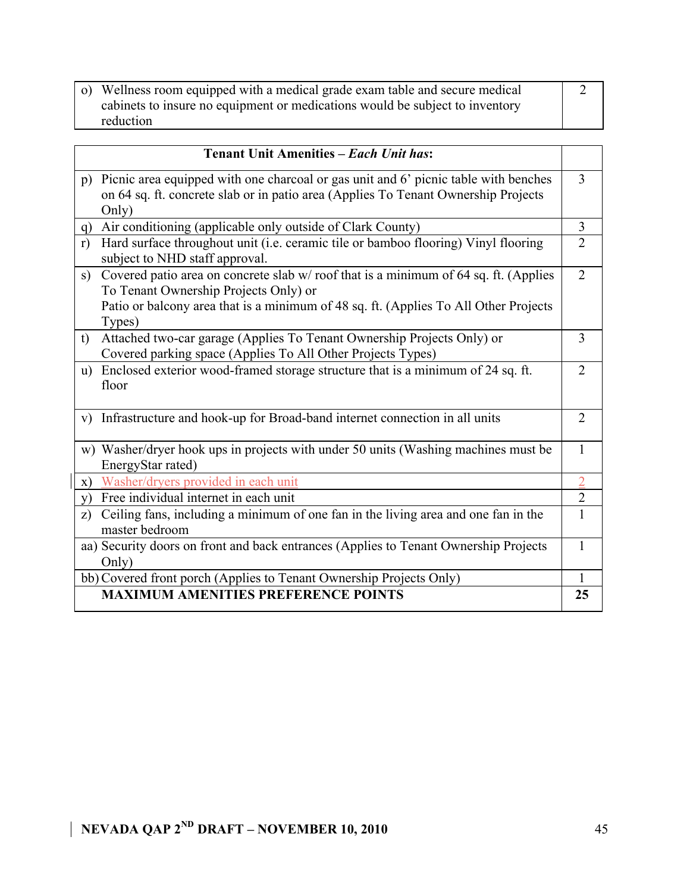| | |
|---|---|
| o) Wellness room equipped with a medical grade exam table and secure medical cabinets to insure no equipment or medications would be subject to inventory reduction | 2 |

| **Tenant Unit Amenities – *Each Unit has*:** | |
|---|---|
| p) Picnic area equipped with one charcoal or gas unit and 6' picnic table with benches on 64 sq. ft. concrete slab or in patio area (Applies To Tenant Ownership Projects Only) | 3 |
| q) Air conditioning (applicable only outside of Clark County) | 3 |
| r) Hard surface throughout unit (i.e. ceramic tile or bamboo flooring) Vinyl flooring subject to NHD staff approval. | 2 |
| s) Covered patio area on concrete slab w/ roof that is a minimum of 64 sq. ft. (Applies To Tenant Ownership Projects Only) or Patio or balcony area that is a minimum of 48 sq. ft. (Applies To All Other Projects Types) | 2 |
| t) Attached two-car garage (Applies To Tenant Ownership Projects Only) or Covered parking space (Applies To All Other Projects Types) | 3 |
| u) Enclosed exterior wood-framed storage structure that is a minimum of 24 sq. ft. floor | 2 |
| v) Infrastructure and hook-up for Broad-band internet connection in all units | 2 |
| w) Washer/dryer hook ups in projects with under 50 units (Washing machines must be EnergyStar rated) | 1 |
| x) Washer/dryers provided in each unit | 2 |
| y) Free individual internet in each unit | 2 |
| z) Ceiling fans, including a minimum of one fan in the living area and one fan in the master bedroom | 1 |
| aa) Security doors on front and back entrances (Applies to Tenant Ownership Projects Only) | 1 |
| bb) Covered front porch (Applies to Tenant Ownership Projects Only) | 1 |
| **MAXIMUM AMENITIES PREFERENCE POINTS** | **25** |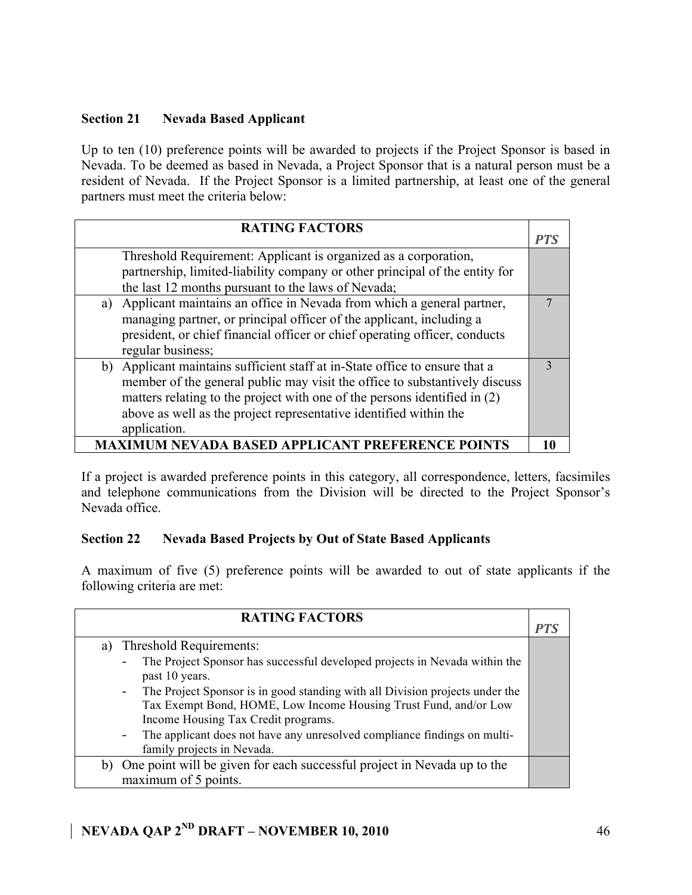### Section 21 Nevada Based Applicant

Up to ten (10) preference points will be awarded to projects if the Project Sponsor is based in Nevada. To be deemed as based in Nevada, a Project Sponsor that is a natural person must be a resident of Nevada. If the Project Sponsor is a limited partnership, at least one of the general partners must meet the criteria below:

| RATING FACTORS | *PTS* |
|---|---|
| Threshold Requirement: Applicant is organized as a corporation, partnership, limited-liability company or other principal of the entity for the last 12 months pursuant to the laws of Nevada; | |
| a) Applicant maintains an office in Nevada from which a general partner, managing partner, or principal officer of the applicant, including a president, or chief financial officer or chief operating officer, conducts regular business; | 7 |
| b) Applicant maintains sufficient staff at in-State office to ensure that a member of the general public may visit the office to substantively discuss matters relating to the project with one of the persons identified in (2) above as well as the project representative identified within the application. | 3 |
| **MAXIMUM NEVADA BASED APPLICANT PREFERENCE POINTS** | **10** |

If a project is awarded preference points in this category, all correspondence, letters, facsimiles and telephone communications from the Division will be directed to the Project Sponsor's Nevada office.

### Section 22 Nevada Based Projects by Out of State Based Applicants

A maximum of five (5) preference points will be awarded to out of state applicants if the following criteria are met:

| RATING FACTORS | *PTS* |
|---|---|
| a) Threshold Requirements:<br>- The Project Sponsor has successful developed projects in Nevada within the past 10 years.<br>- The Project Sponsor is in good standing with all Division projects under the Tax Exempt Bond, HOME, Low Income Housing Trust Fund, and/or Low Income Housing Tax Credit programs.<br>- The applicant does not have any unresolved compliance findings on multi-family projects in Nevada. | |
| b) One point will be given for each successful project in Nevada up to the maximum of 5 points. | |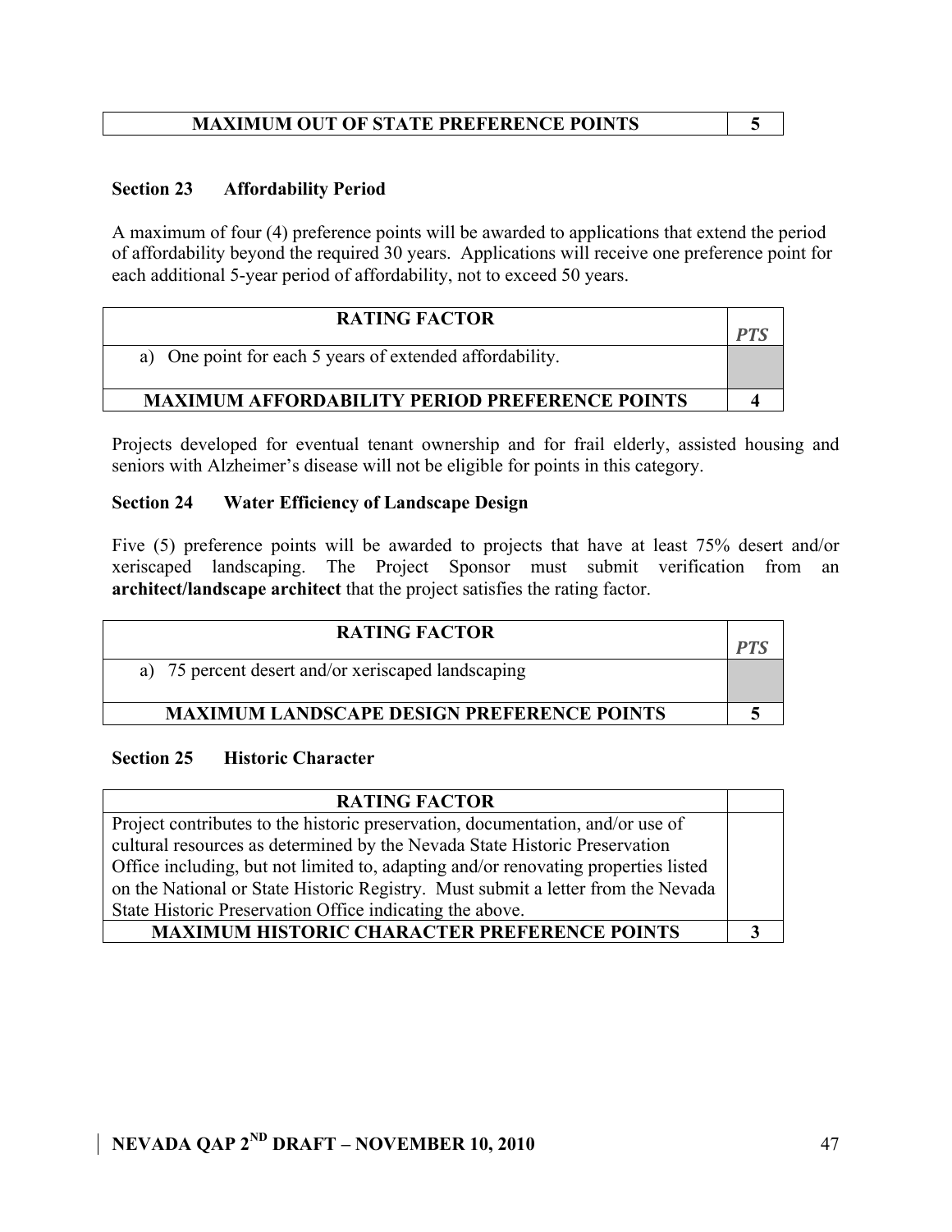| MAXIMUM OUT OF STATE PREFERENCE POINTS | 5 |
|---|---|

### Section 23 Affordability Period

A maximum of four (4) preference points will be awarded to applications that extend the period of affordability beyond the required 30 years. Applications will receive one preference point for each additional 5-year period of affordability, not to exceed 50 years.

| RATING FACTOR | *PTS* |
|---|---|
| a) One point for each 5 years of extended affordability. | |
| **MAXIMUM AFFORDABILITY PERIOD PREFERENCE POINTS** | **4** |

Projects developed for eventual tenant ownership and for frail elderly, assisted housing and seniors with Alzheimer's disease will not be eligible for points in this category.

### Section 24 Water Efficiency of Landscape Design

Five (5) preference points will be awarded to projects that have at least 75% desert and/or xeriscaped landscaping. The Project Sponsor must submit verification from an **architect/landscape architect** that the project satisfies the rating factor.

| RATING FACTOR | *PTS* |
|---|---|
| a) 75 percent desert and/or xeriscaped landscaping | |
| **MAXIMUM LANDSCAPE DESIGN PREFERENCE POINTS** | **5** |

### Section 25 Historic Character

| RATING FACTOR | |
|---|---|
| Project contributes to the historic preservation, documentation, and/or use of cultural resources as determined by the Nevada State Historic Preservation Office including, but not limited to, adapting and/or renovating properties listed on the National or State Historic Registry. Must submit a letter from the Nevada State Historic Preservation Office indicating the above. | |
| **MAXIMUM HISTORIC CHARACTER PREFERENCE POINTS** | **3** |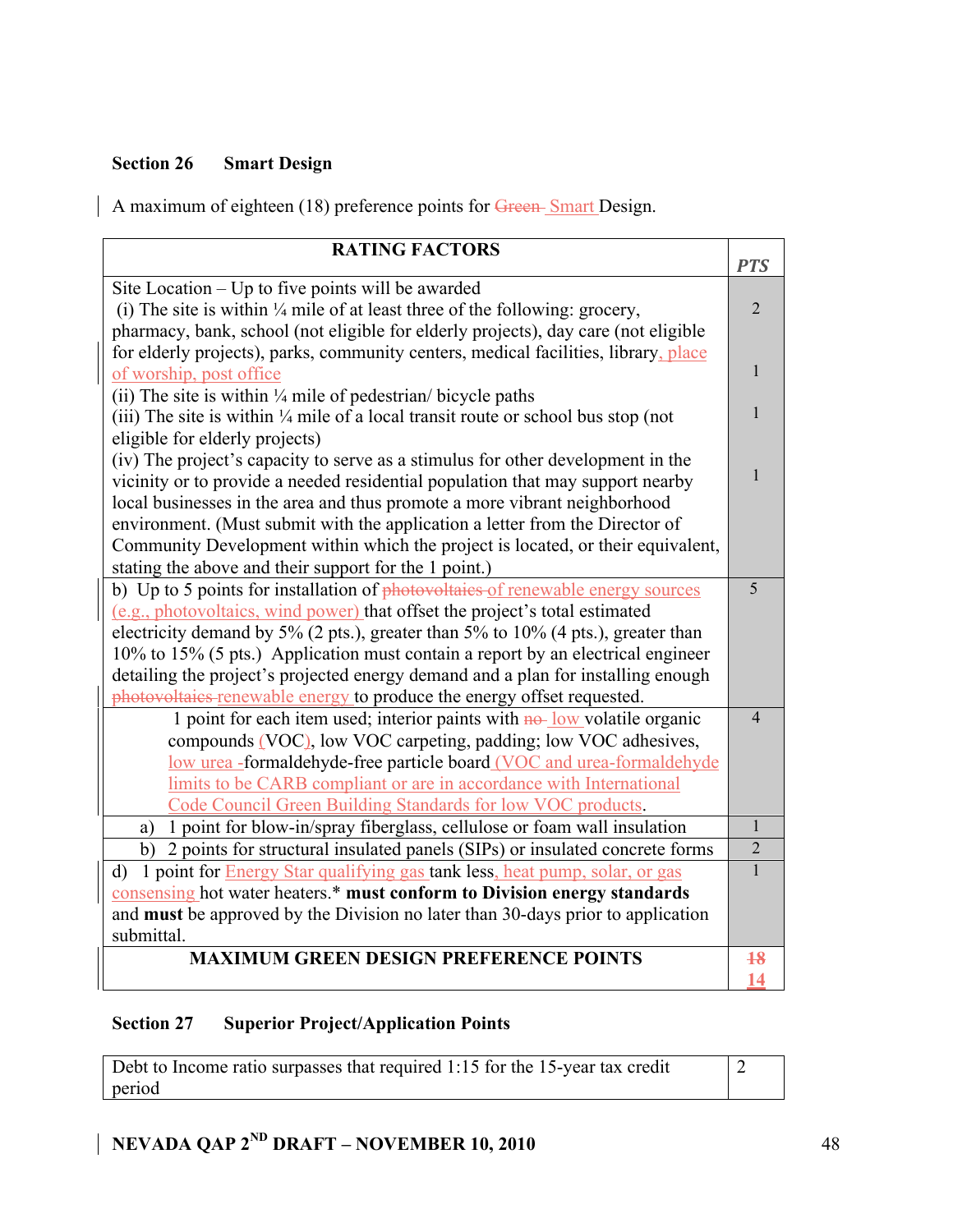**Section 26    Smart Design**

A maximum of eighteen (18) preference points for ~~Green~~ Smart Design.

| RATING FACTORS | PTS |
|---|---|
| Site Location – Up to five points will be awarded<br>(i) The site is within ¼ mile of at least three of the following: grocery, pharmacy, bank, school (not eligible for elderly projects), day care (not eligible for elderly projects), parks, community centers, medical facilities, library, place of worship, post office<br>(ii) The site is within ¼ mile of pedestrian/ bicycle paths<br>(iii) The site is within ¼ mile of a local transit route or school bus stop (not eligible for elderly projects)<br>(iv) The project's capacity to serve as a stimulus for other development in the vicinity or to provide a needed residential population that may support nearby local businesses in the area and thus promote a more vibrant neighborhood environment. (Must submit with the application a letter from the Director of Community Development within which the project is located, or their equivalent, stating the above and their support for the 1 point.) | 2<br><br>1<br><br>1<br><br>1 |
| b) Up to 5 points for installation of ~~photovoltaics~~ of renewable energy sources (e.g., photovoltaics, wind power) that offset the project's total estimated electricity demand by 5% (2 pts.), greater than 5% to 10% (4 pts.), greater than 10% to 15% (5 pts.) Application must contain a report by an electrical engineer detailing the project's projected energy demand and a plan for installing enough ~~photovoltaics~~ renewable energy to produce the energy offset requested. | 5 |
| 1 point for each item used; interior paints with ~~no~~ low volatile organic compounds (VOC), low VOC carpeting, padding; low VOC adhesives, low urea -formaldehyde-free particle board (VOC and urea-formaldehyde limits to be CARB compliant or are in accordance with International Code Council Green Building Standards for low VOC products. | 4 |
| a) 1 point for blow-in/spray fiberglass, cellulose or foam wall insulation | 1 |
| b) 2 points for structural insulated panels (SIPs) or insulated concrete forms | 2 |
| d) 1 point for Energy Star qualifying gas tank less, heat pump, solar, or gas consensing hot water heaters.* **must conform to Division energy standards** and **must** be approved by the Division no later than 30-days prior to application submittal. | 1 |
| **MAXIMUM GREEN DESIGN PREFERENCE POINTS** | ~~**18**~~<br>**14** |

**Section 27    Superior Project/Application Points**

| Debt to Income ratio surpasses that required 1:15 for the 15-year tax credit period | 2 |
|---|---|

**NEVADA QAP 2ND DRAFT – NOVEMBER 10, 2010**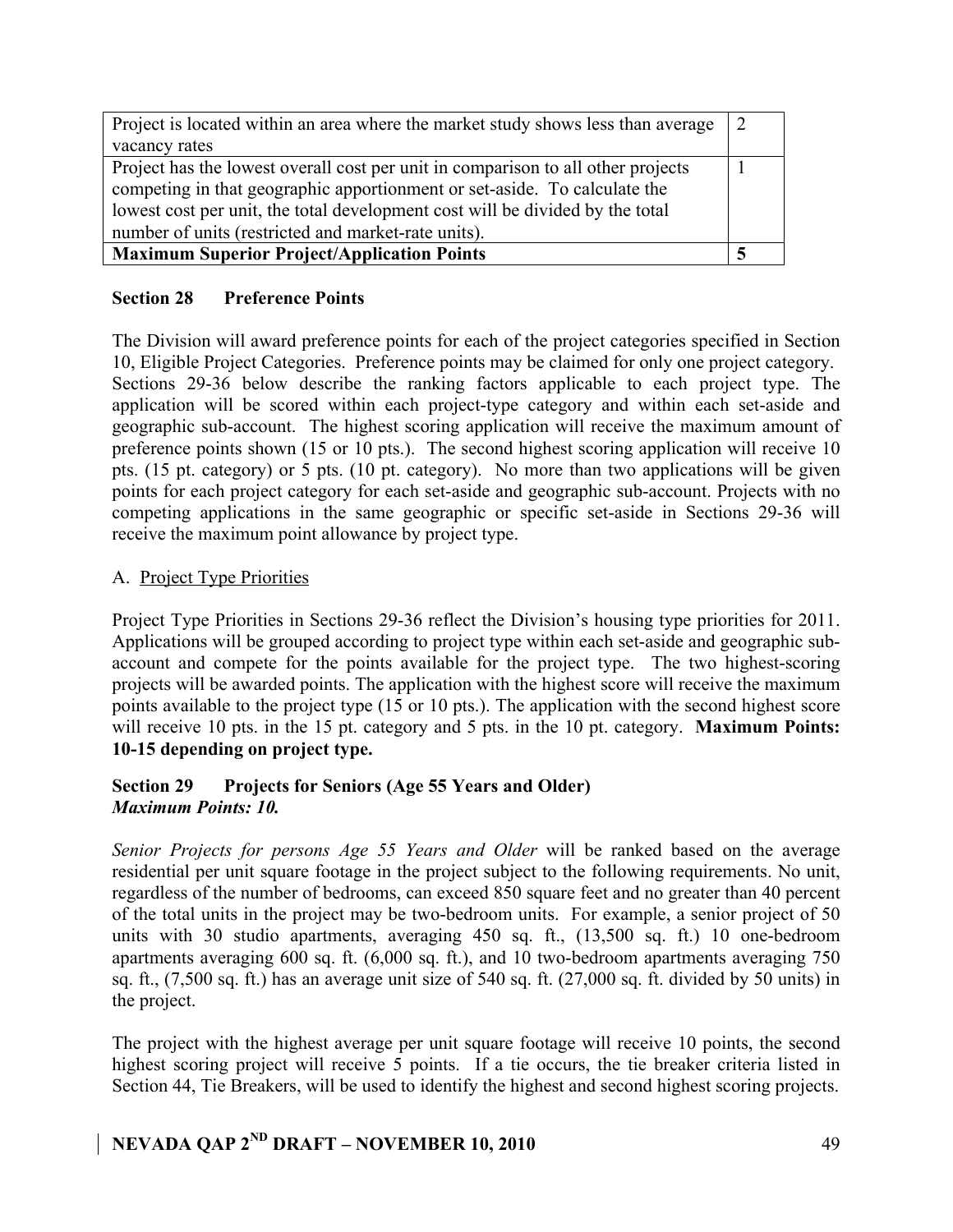| | |
|---|---|
| Project is located within an area where the market study shows less than average vacancy rates | 2 |
| Project has the lowest overall cost per unit in comparison to all other projects competing in that geographic apportionment or set-aside. To calculate the lowest cost per unit, the total development cost will be divided by the total number of units (restricted and market-rate units). | 1 |
| **Maximum Superior Project/Application Points** | **5** |

## Section 28 Preference Points

The Division will award preference points for each of the project categories specified in Section 10, Eligible Project Categories. Preference points may be claimed for only one project category. Sections 29-36 below describe the ranking factors applicable to each project type. The application will be scored within each project-type category and within each set-aside and geographic sub-account. The highest scoring application will receive the maximum amount of preference points shown (15 or 10 pts.). The second highest scoring application will receive 10 pts. (15 pt. category) or 5 pts. (10 pt. category). No more than two applications will be given points for each project category for each set-aside and geographic sub-account. Projects with no competing applications in the same geographic or specific set-aside in Sections 29-36 will receive the maximum point allowance by project type.

A. Project Type Priorities

Project Type Priorities in Sections 29-36 reflect the Division's housing type priorities for 2011. Applications will be grouped according to project type within each set-aside and geographic sub-account and compete for the points available for the project type. The two highest-scoring projects will be awarded points. The application with the highest score will receive the maximum points available to the project type (15 or 10 pts.). The application with the second highest score will receive 10 pts. in the 15 pt. category and 5 pts. in the 10 pt. category. **Maximum Points: 10-15 depending on project type.**

## Section 29 Projects for Seniors (Age 55 Years and Older)

***Maximum Points: 10.***

*Senior Projects for persons Age 55 Years and Older* will be ranked based on the average residential per unit square footage in the project subject to the following requirements. No unit, regardless of the number of bedrooms, can exceed 850 square feet and no greater than 40 percent of the total units in the project may be two-bedroom units. For example, a senior project of 50 units with 30 studio apartments, averaging 450 sq. ft., (13,500 sq. ft.) 10 one-bedroom apartments averaging 600 sq. ft. (6,000 sq. ft.), and 10 two-bedroom apartments averaging 750 sq. ft., (7,500 sq. ft.) has an average unit size of 540 sq. ft. (27,000 sq. ft. divided by 50 units) in the project.

The project with the highest average per unit square footage will receive 10 points, the second highest scoring project will receive 5 points. If a tie occurs, the tie breaker criteria listed in Section 44, Tie Breakers, will be used to identify the highest and second highest scoring projects.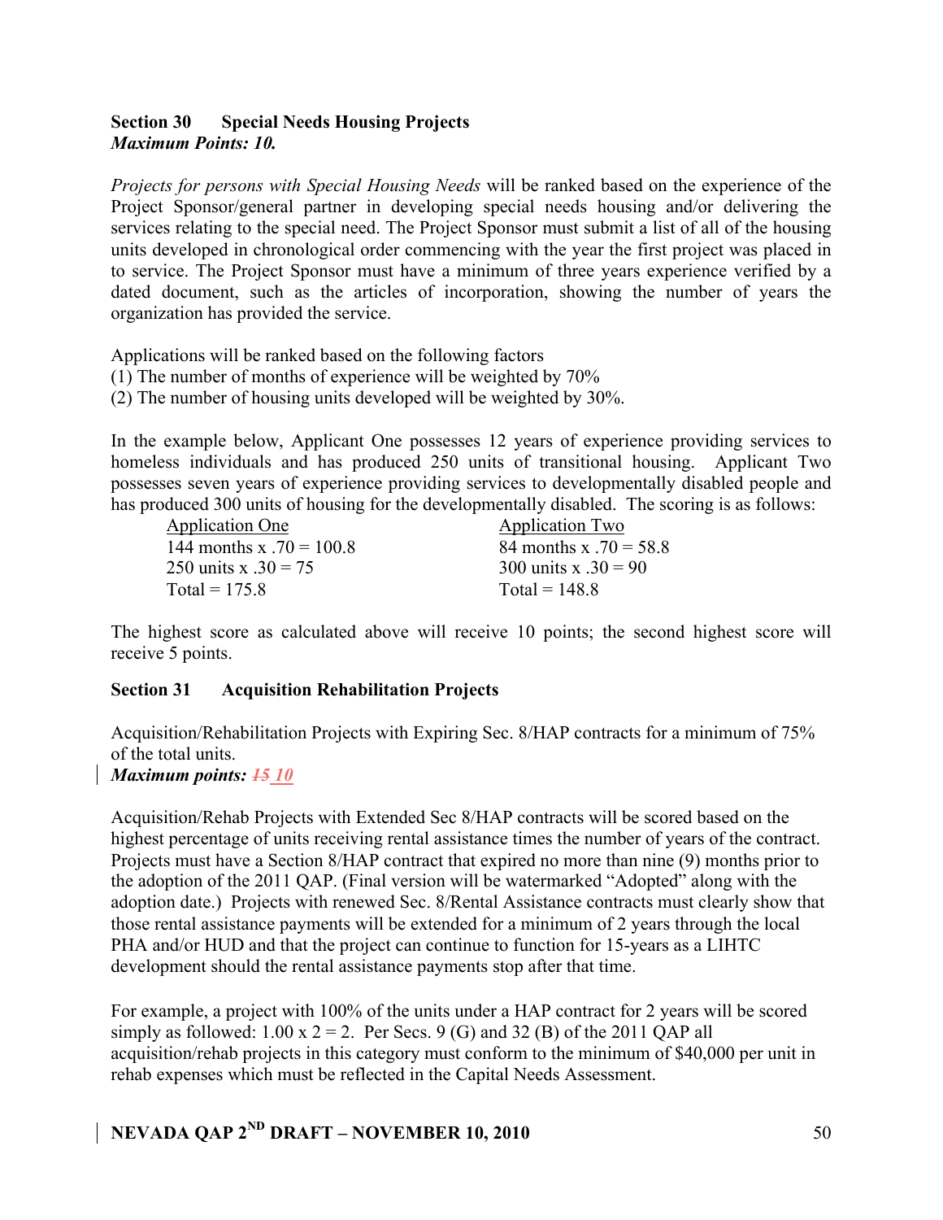### Section 30 Special Needs Housing Projects

***Maximum Points: 10.***

*Projects for persons with Special Housing Needs* will be ranked based on the experience of the Project Sponsor/general partner in developing special needs housing and/or delivering the services relating to the special need. The Project Sponsor must submit a list of all of the housing units developed in chronological order commencing with the year the first project was placed in to service. The Project Sponsor must have a minimum of three years experience verified by a dated document, such as the articles of incorporation, showing the number of years the organization has provided the service.

Applications will be ranked based on the following factors

(1) The number of months of experience will be weighted by 70%

(2) The number of housing units developed will be weighted by 30%.

In the example below, Applicant One possesses 12 years of experience providing services to homeless individuals and has produced 250 units of transitional housing. Applicant Two possesses seven years of experience providing services to developmentally disabled people and has produced 300 units of housing for the developmentally disabled. The scoring is as follows:

| Application One | Application Two |
|---|---|
| 144 months x .70 = 100.8 | 84 months x .70 = 58.8 |
| 250 units x .30 = 75 | 300 units x .30 = 90 |
| Total = 175.8 | Total = 148.8 |

The highest score as calculated above will receive 10 points; the second highest score will receive 5 points.

### Section 31 Acquisition Rehabilitation Projects

Acquisition/Rehabilitation Projects with Expiring Sec. 8/HAP contracts for a minimum of 75% of the total units.

***Maximum points: ~~15~~ 10***

Acquisition/Rehab Projects with Extended Sec 8/HAP contracts will be scored based on the highest percentage of units receiving rental assistance times the number of years of the contract. Projects must have a Section 8/HAP contract that expired no more than nine (9) months prior to the adoption of the 2011 QAP. (Final version will be watermarked "Adopted" along with the adoption date.) Projects with renewed Sec. 8/Rental Assistance contracts must clearly show that those rental assistance payments will be extended for a minimum of 2 years through the local PHA and/or HUD and that the project can continue to function for 15-years as a LIHTC development should the rental assistance payments stop after that time.

For example, a project with 100% of the units under a HAP contract for 2 years will be scored simply as followed: 1.00 x 2 = 2. Per Secs. 9 (G) and 32 (B) of the 2011 QAP all acquisition/rehab projects in this category must conform to the minimum of $40,000 per unit in rehab expenses which must be reflected in the Capital Needs Assessment.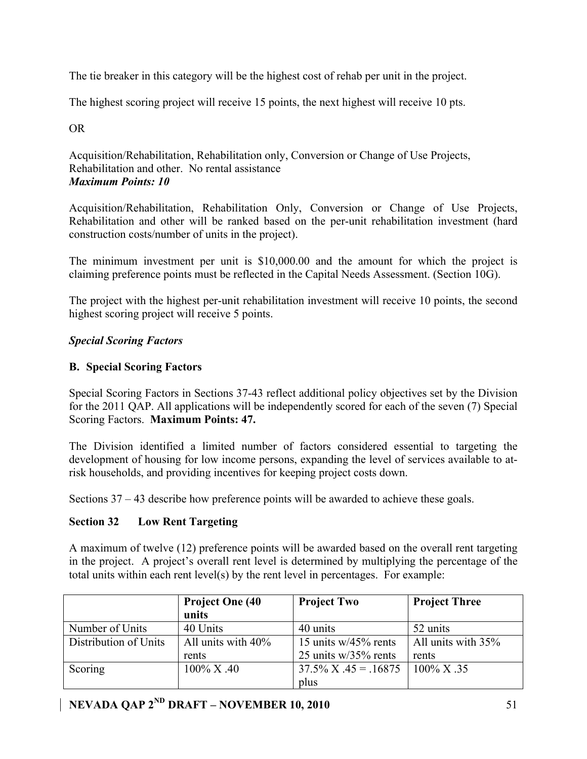The tie breaker in this category will be the highest cost of rehab per unit in the project.

The highest scoring project will receive 15 points, the next highest will receive 10 pts.

OR

Acquisition/Rehabilitation, Rehabilitation only, Conversion or Change of Use Projects, Rehabilitation and other. No rental assistance
***Maximum Points: 10***

Acquisition/Rehabilitation, Rehabilitation Only, Conversion or Change of Use Projects, Rehabilitation and other will be ranked based on the per-unit rehabilitation investment (hard construction costs/number of units in the project).

The minimum investment per unit is $10,000.00 and the amount for which the project is claiming preference points must be reflected in the Capital Needs Assessment. (Section 10G).

The project with the highest per-unit rehabilitation investment will receive 10 points, the second highest scoring project will receive 5 points.

***Special Scoring Factors***

**B. Special Scoring Factors**

Special Scoring Factors in Sections 37-43 reflect additional policy objectives set by the Division for the 2011 QAP. All applications will be independently scored for each of the seven (7) Special Scoring Factors. **Maximum Points: 47.**

The Division identified a limited number of factors considered essential to targeting the development of housing for low income persons, expanding the level of services available to at-risk households, and providing incentives for keeping project costs down.

Sections 37 – 43 describe how preference points will be awarded to achieve these goals.

**Section 32 Low Rent Targeting**

A maximum of twelve (12) preference points will be awarded based on the overall rent targeting in the project. A project's overall rent level is determined by multiplying the percentage of the total units within each rent level(s) by the rent level in percentages. For example:

| | Project One (40 units | Project Two | Project Three |
|---|---|---|---|
| Number of Units | 40 Units | 40 units | 52 units |
| Distribution of Units | All units with 40% rents | 15 units w/45% rents 25 units w/35% rents | All units with 35% rents |
| Scoring | 100% X .40 | 37.5% X .45 = .16875 plus | 100% X .35 |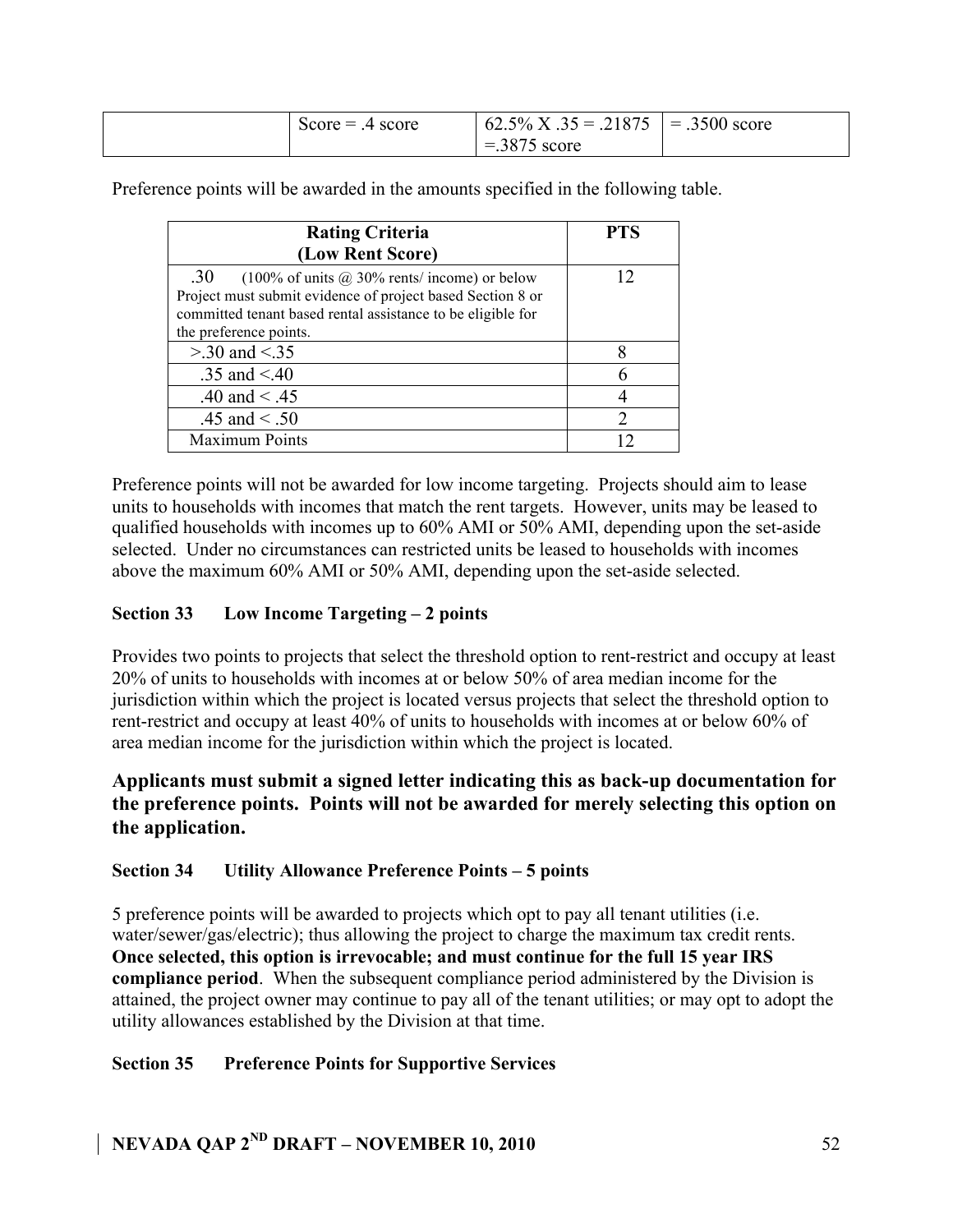| | Score = .4 score | 62.5% X .35 = .21875 =.3875 score | = .3500 score |
|---|---|---|---|

Preference points will be awarded in the amounts specified in the following table.

| Rating Criteria (Low Rent Score) | PTS |
|---|---|
| .30 (100% of units @ 30% rents/ income) or below Project must submit evidence of project based Section 8 or committed tenant based rental assistance to be eligible for the preference points. | 12 |
| >.30 and <.35 | 8 |
| .35 and <.40 | 6 |
| .40 and < .45 | 4 |
| .45 and < .50 | 2 |
| Maximum Points | 12 |

Preference points will not be awarded for low income targeting. Projects should aim to lease units to households with incomes that match the rent targets. However, units may be leased to qualified households with incomes up to 60% AMI or 50% AMI, depending upon the set-aside selected. Under no circumstances can restricted units be leased to households with incomes above the maximum 60% AMI or 50% AMI, depending upon the set-aside selected.

### Section 33 Low Income Targeting – 2 points

Provides two points to projects that select the threshold option to rent-restrict and occupy at least 20% of units to households with incomes at or below 50% of area median income for the jurisdiction within which the project is located versus projects that select the threshold option to rent-restrict and occupy at least 40% of units to households with incomes at or below 60% of area median income for the jurisdiction within which the project is located.

**Applicants must submit a signed letter indicating this as back-up documentation for the preference points. Points will not be awarded for merely selecting this option on the application.**

### Section 34 Utility Allowance Preference Points – 5 points

5 preference points will be awarded to projects which opt to pay all tenant utilities (i.e. water/sewer/gas/electric); thus allowing the project to charge the maximum tax credit rents. **Once selected, this option is irrevocable; and must continue for the full 15 year IRS compliance period**. When the subsequent compliance period administered by the Division is attained, the project owner may continue to pay all of the tenant utilities; or may opt to adopt the utility allowances established by the Division at that time.

### Section 35 Preference Points for Supportive Services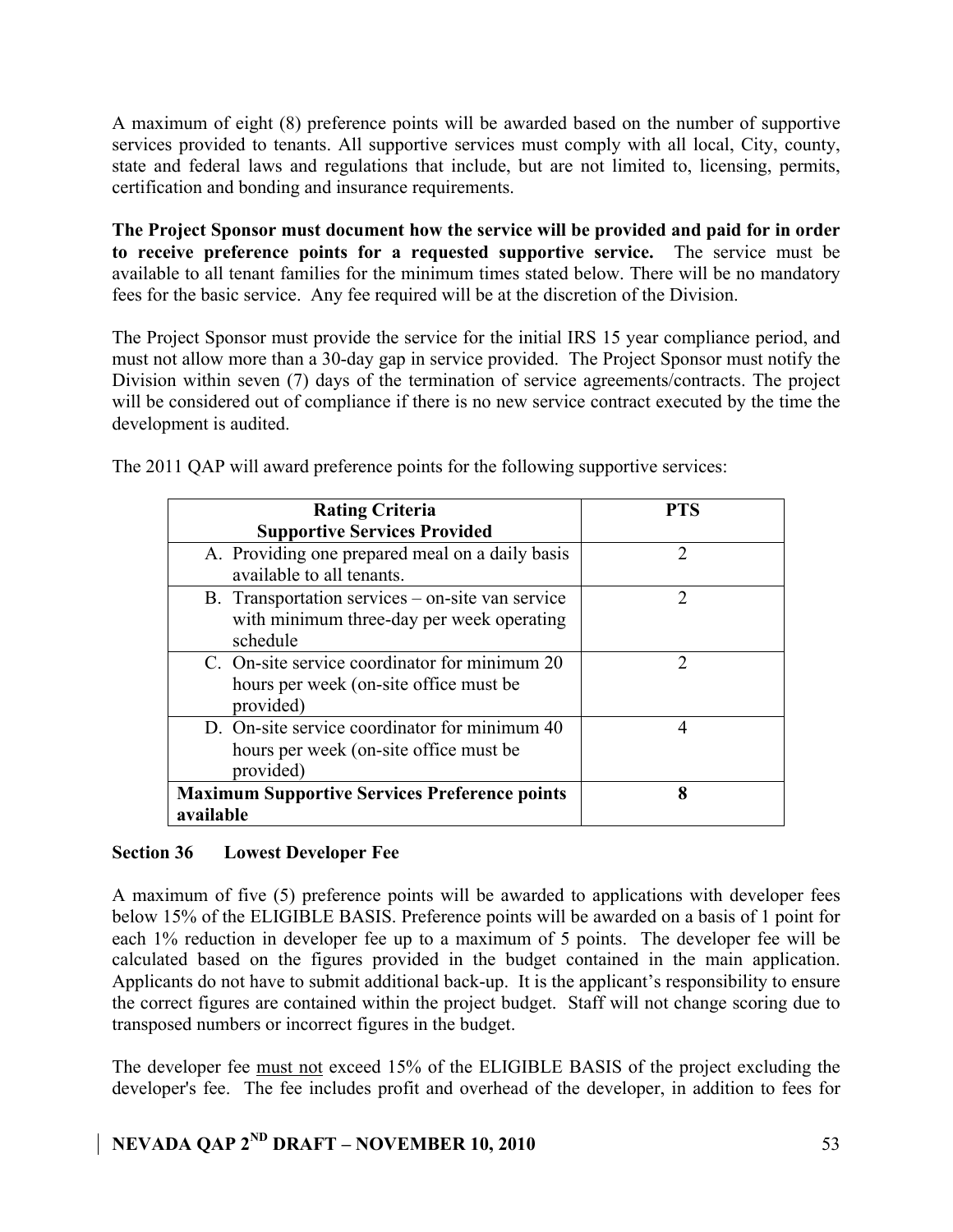A maximum of eight (8) preference points will be awarded based on the number of supportive services provided to tenants. All supportive services must comply with all local, City, county, state and federal laws and regulations that include, but are not limited to, licensing, permits, certification and bonding and insurance requirements.

**The Project Sponsor must document how the service will be provided and paid for in order to receive preference points for a requested supportive service.** The service must be available to all tenant families for the minimum times stated below. There will be no mandatory fees for the basic service. Any fee required will be at the discretion of the Division.

The Project Sponsor must provide the service for the initial IRS 15 year compliance period, and must not allow more than a 30-day gap in service provided. The Project Sponsor must notify the Division within seven (7) days of the termination of service agreements/contracts. The project will be considered out of compliance if there is no new service contract executed by the time the development is audited.

The 2011 QAP will award preference points for the following supportive services:

| **Rating Criteria**<br>**Supportive Services Provided** | **PTS** |
|---|---|
| A. Providing one prepared meal on a daily basis available to all tenants. | 2 |
| B. Transportation services – on-site van service with minimum three-day per week operating schedule | 2 |
| C. On-site service coordinator for minimum 20 hours per week (on-site office must be provided) | 2 |
| D. On-site service coordinator for minimum 40 hours per week (on-site office must be provided) | 4 |
| **Maximum Supportive Services Preference points available** | **8** |

## Section 36 Lowest Developer Fee

A maximum of five (5) preference points will be awarded to applications with developer fees below 15% of the ELIGIBLE BASIS. Preference points will be awarded on a basis of 1 point for each 1% reduction in developer fee up to a maximum of 5 points. The developer fee will be calculated based on the figures provided in the budget contained in the main application. Applicants do not have to submit additional back-up. It is the applicant's responsibility to ensure the correct figures are contained within the project budget. Staff will not change scoring due to transposed numbers or incorrect figures in the budget.

The developer fee must not exceed 15% of the ELIGIBLE BASIS of the project excluding the developer's fee. The fee includes profit and overhead of the developer, in addition to fees for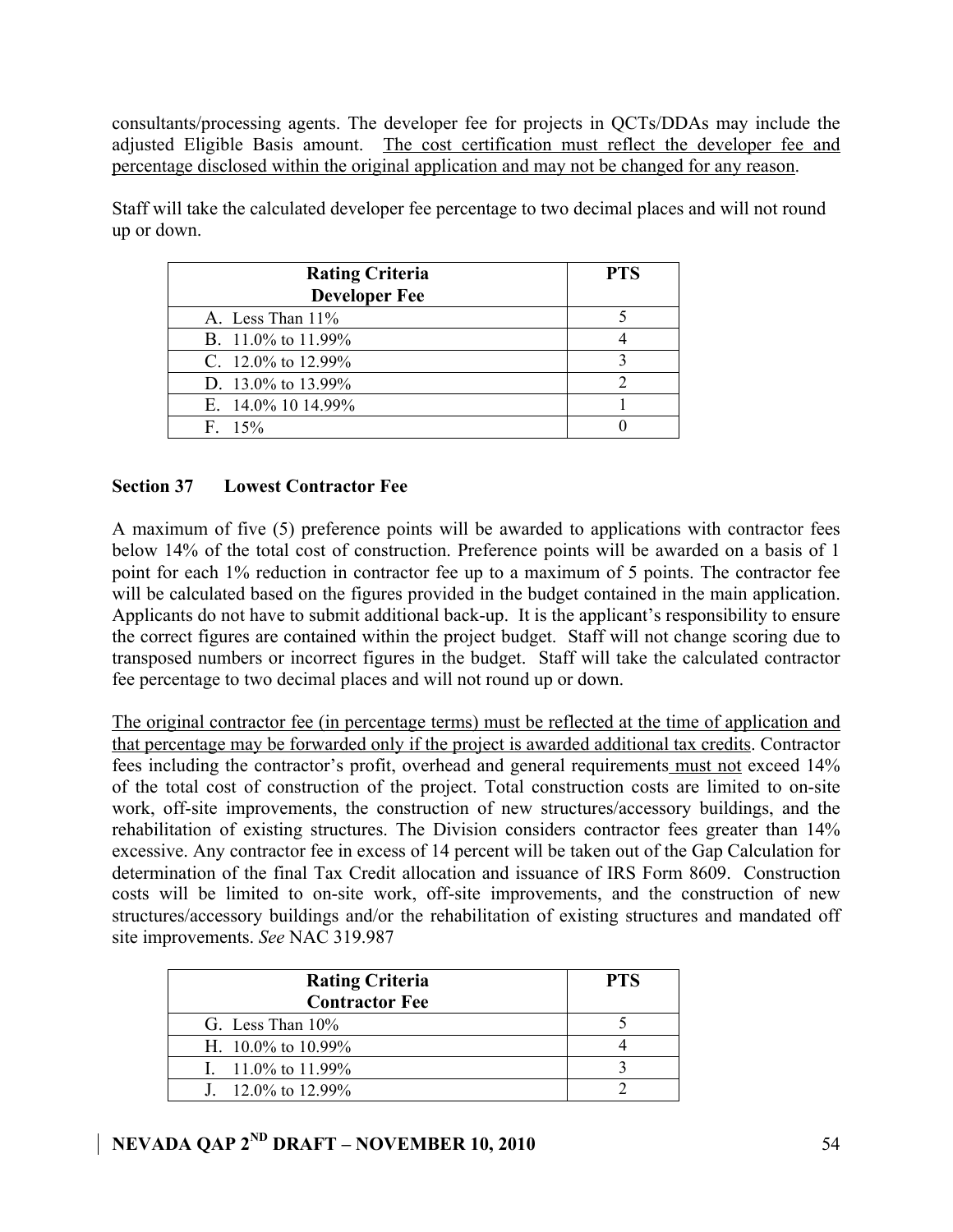consultants/processing agents. The developer fee for projects in QCTs/DDAs may include the adjusted Eligible Basis amount. <u>The cost certification must reflect the developer fee and percentage disclosed within the original application and may not be changed for any reason</u>.

Staff will take the calculated developer fee percentage to two decimal places and will not round up or down.

| Rating Criteria<br>Developer Fee | PTS |
|---|---|
| A. Less Than 11% | 5 |
| B. 11.0% to 11.99% | 4 |
| C. 12.0% to 12.99% | 3 |
| D. 13.0% to 13.99% | 2 |
| E. 14.0% 10 14.99% | 1 |
| F. 15% | 0 |

### Section 37 Lowest Contractor Fee

A maximum of five (5) preference points will be awarded to applications with contractor fees below 14% of the total cost of construction. Preference points will be awarded on a basis of 1 point for each 1% reduction in contractor fee up to a maximum of 5 points. The contractor fee will be calculated based on the figures provided in the budget contained in the main application. Applicants do not have to submit additional back-up. It is the applicant's responsibility to ensure the correct figures are contained within the project budget. Staff will not change scoring due to transposed numbers or incorrect figures in the budget. Staff will take the calculated contractor fee percentage to two decimal places and will not round up or down.

<u>The original contractor fee (in percentage terms) must be reflected at the time of application and that percentage may be forwarded only if the project is awarded additional tax credits</u>. Contractor fees including the contractor's profit, overhead and general requirements <u>must not</u> exceed 14% of the total cost of construction of the project. Total construction costs are limited to on-site work, off-site improvements, the construction of new structures/accessory buildings, and the rehabilitation of existing structures. The Division considers contractor fees greater than 14% excessive. Any contractor fee in excess of 14 percent will be taken out of the Gap Calculation for determination of the final Tax Credit allocation and issuance of IRS Form 8609. Construction costs will be limited to on-site work, off-site improvements, and the construction of new structures/accessory buildings and/or the rehabilitation of existing structures and mandated off site improvements. *See* NAC 319.987

| Rating Criteria<br>Contractor Fee | PTS |
|---|---|
| G. Less Than 10% | 5 |
| H. 10.0% to 10.99% | 4 |
| I. 11.0% to 11.99% | 3 |
| J. 12.0% to 12.99% | 2 |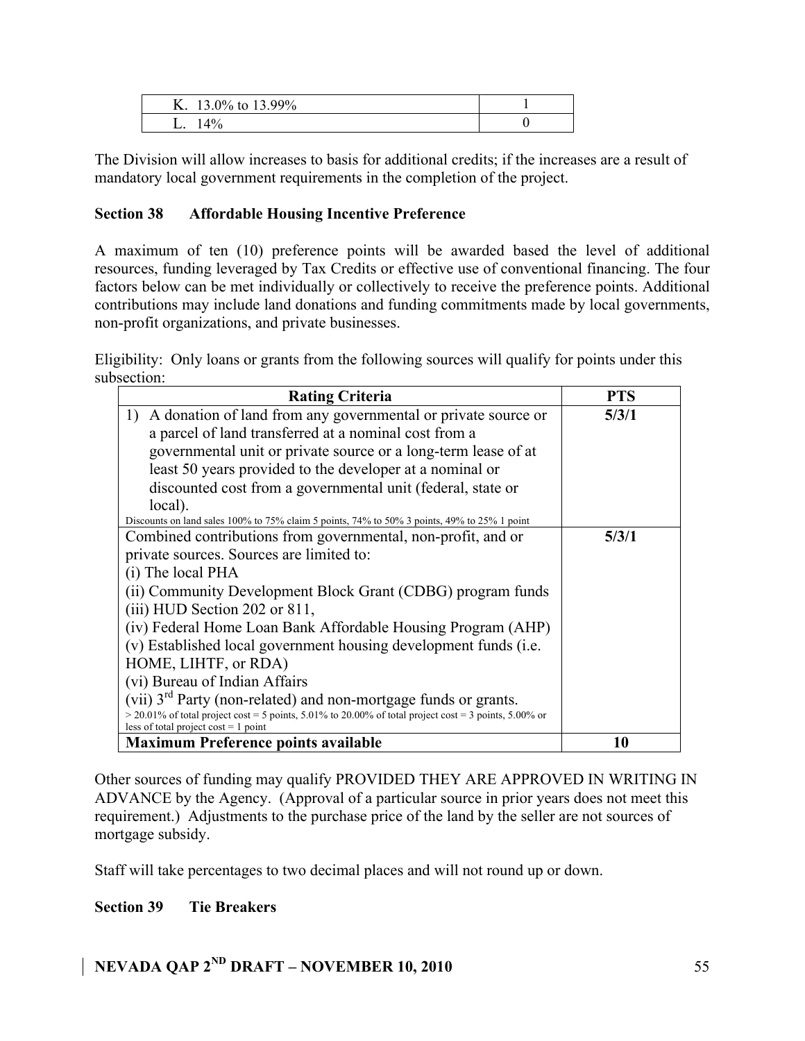| K. 13.0% to 13.99% | 1 |
|---|---|
| L. 14% | 0 |

The Division will allow increases to basis for additional credits; if the increases are a result of mandatory local government requirements in the completion of the project.

**Section 38 Affordable Housing Incentive Preference**

A maximum of ten (10) preference points will be awarded based the level of additional resources, funding leveraged by Tax Credits or effective use of conventional financing. The four factors below can be met individually or collectively to receive the preference points. Additional contributions may include land donations and funding commitments made by local governments, non-profit organizations, and private businesses.

Eligibility: Only loans or grants from the following sources will qualify for points under this subsection:

| Rating Criteria | PTS |
|---|---|
| 1) A donation of land from any governmental or private source or a parcel of land transferred at a nominal cost from a governmental unit or private source or a long-term lease of at least 50 years provided to the developer at a nominal or discounted cost from a governmental unit (federal, state or local).<br>Discounts on land sales 100% to 75% claim 5 points, 74% to 50% 3 points, 49% to 25% 1 point | **5/3/1** |
| Combined contributions from governmental, non-profit, and or private sources. Sources are limited to:<br>(i) The local PHA<br>(ii) Community Development Block Grant (CDBG) program funds<br>(iii) HUD Section 202 or 811,<br>(iv) Federal Home Loan Bank Affordable Housing Program (AHP)<br>(v) Established local government housing development funds (i.e. HOME, LIHTF, or RDA)<br>(vi) Bureau of Indian Affairs<br>(vii) 3rd Party (non-related) and non-mortgage funds or grants.<br>> 20.01% of total project cost = 5 points, 5.01% to 20.00% of total project cost = 3 points, 5.00% or less of total project cost = 1 point | **5/3/1** |
| **Maximum Preference points available** | **10** |

Other sources of funding may qualify PROVIDED THEY ARE APPROVED IN WRITING IN ADVANCE by the Agency. (Approval of a particular source in prior years does not meet this requirement.) Adjustments to the purchase price of the land by the seller are not sources of mortgage subsidy.

Staff will take percentages to two decimal places and will not round up or down.

**Section 39 Tie Breakers**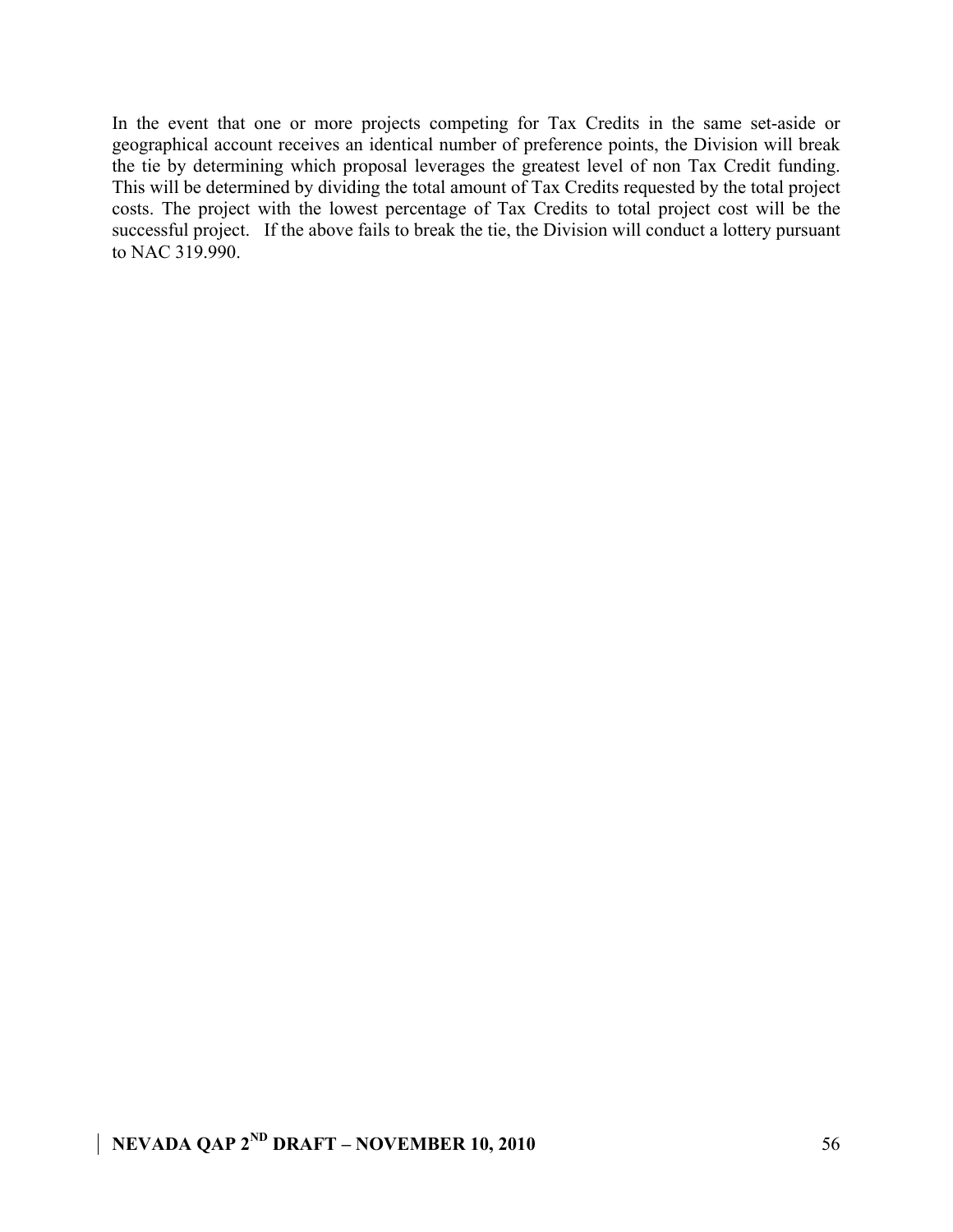In the event that one or more projects competing for Tax Credits in the same set-aside or geographical account receives an identical number of preference points, the Division will break the tie by determining which proposal leverages the greatest level of non Tax Credit funding. This will be determined by dividing the total amount of Tax Credits requested by the total project costs. The project with the lowest percentage of Tax Credits to total project cost will be the successful project. If the above fails to break the tie, the Division will conduct a lottery pursuant to NAC 319.990.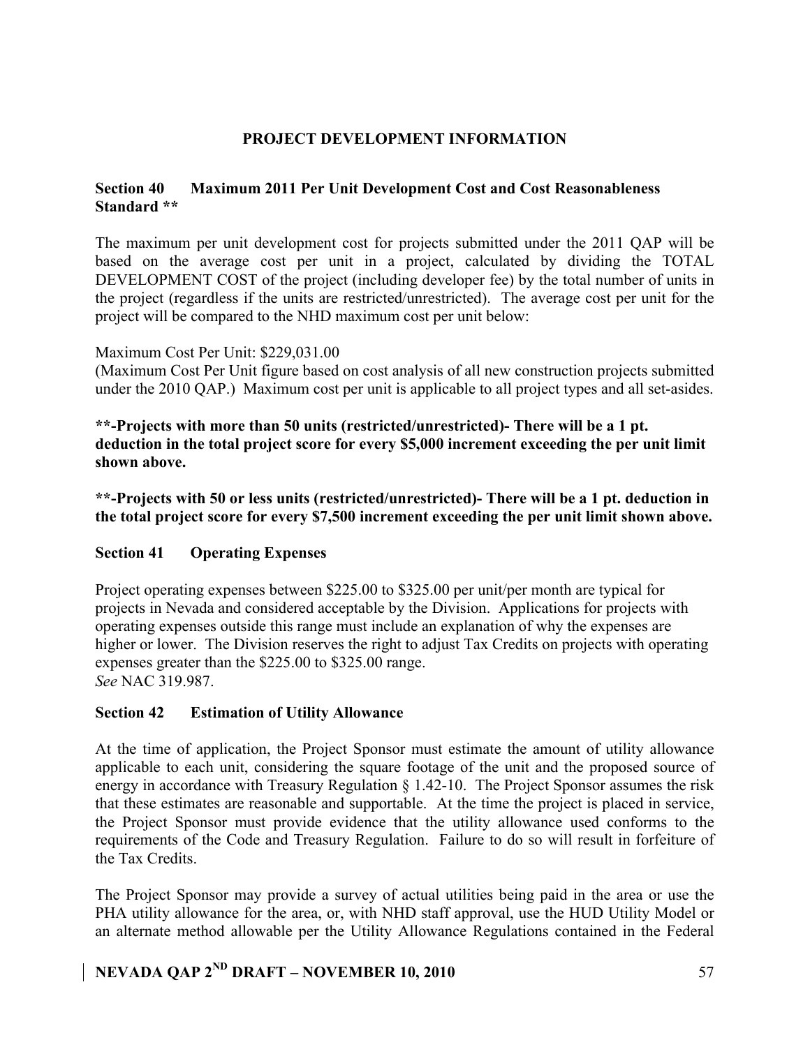## PROJECT DEVELOPMENT INFORMATION

### Section 40 Maximum 2011 Per Unit Development Cost and Cost Reasonableness Standard **

The maximum per unit development cost for projects submitted under the 2011 QAP will be based on the average cost per unit in a project, calculated by dividing the TOTAL DEVELOPMENT COST of the project (including developer fee) by the total number of units in the project (regardless if the units are restricted/unrestricted). The average cost per unit for the project will be compared to the NHD maximum cost per unit below:

Maximum Cost Per Unit: $229,031.00
(Maximum Cost Per Unit figure based on cost analysis of all new construction projects submitted under the 2010 QAP.) Maximum cost per unit is applicable to all project types and all set-asides.

**\*\*-Projects with more than 50 units (restricted/unrestricted)- There will be a 1 pt. deduction in the total project score for every $5,000 increment exceeding the per unit limit shown above.**

**\*\*-Projects with 50 or less units (restricted/unrestricted)- There will be a 1 pt. deduction in the total project score for every $7,500 increment exceeding the per unit limit shown above.**

### Section 41 Operating Expenses

Project operating expenses between $225.00 to $325.00 per unit/per month are typical for projects in Nevada and considered acceptable by the Division. Applications for projects with operating expenses outside this range must include an explanation of why the expenses are higher or lower. The Division reserves the right to adjust Tax Credits on projects with operating expenses greater than the $225.00 to $325.00 range.
*See* NAC 319.987.

### Section 42 Estimation of Utility Allowance

At the time of application, the Project Sponsor must estimate the amount of utility allowance applicable to each unit, considering the square footage of the unit and the proposed source of energy in accordance with Treasury Regulation § 1.42-10. The Project Sponsor assumes the risk that these estimates are reasonable and supportable. At the time the project is placed in service, the Project Sponsor must provide evidence that the utility allowance used conforms to the requirements of the Code and Treasury Regulation. Failure to do so will result in forfeiture of the Tax Credits.

The Project Sponsor may provide a survey of actual utilities being paid in the area or use the PHA utility allowance for the area, or, with NHD staff approval, use the HUD Utility Model or an alternate method allowable per the Utility Allowance Regulations contained in the Federal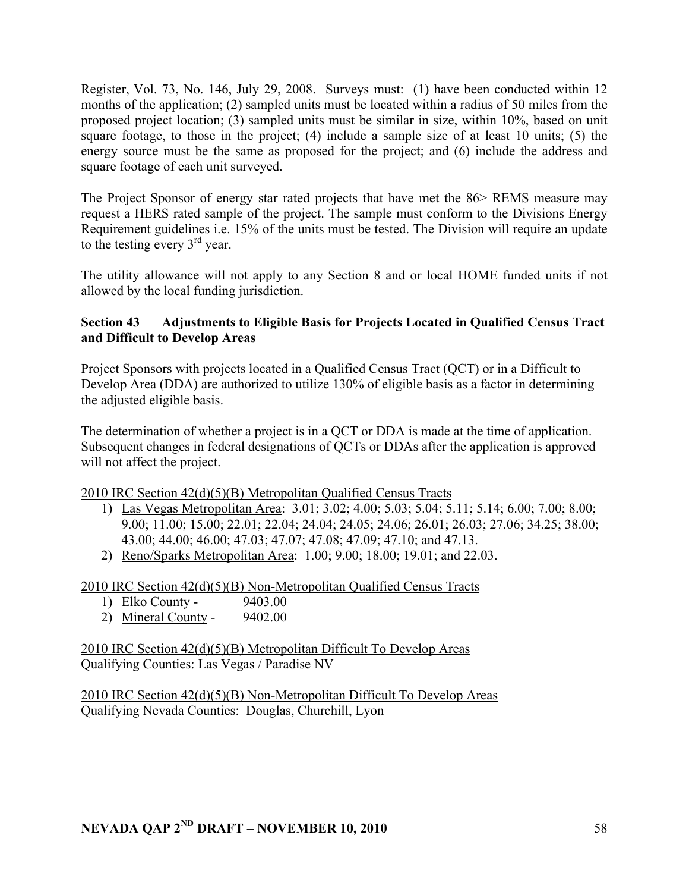Register, Vol. 73, No. 146, July 29, 2008. Surveys must: (1) have been conducted within 12 months of the application; (2) sampled units must be located within a radius of 50 miles from the proposed project location; (3) sampled units must be similar in size, within 10%, based on unit square footage, to those in the project; (4) include a sample size of at least 10 units; (5) the energy source must be the same as proposed for the project; and (6) include the address and square footage of each unit surveyed.

The Project Sponsor of energy star rated projects that have met the 86> REMS measure may request a HERS rated sample of the project. The sample must conform to the Divisions Energy Requirement guidelines i.e. 15% of the units must be tested. The Division will require an update to the testing every 3rd year.

The utility allowance will not apply to any Section 8 and or local HOME funded units if not allowed by the local funding jurisdiction.

**Section 43 Adjustments to Eligible Basis for Projects Located in Qualified Census Tract and Difficult to Develop Areas**

Project Sponsors with projects located in a Qualified Census Tract (QCT) or in a Difficult to Develop Area (DDA) are authorized to utilize 130% of eligible basis as a factor in determining the adjusted eligible basis.

The determination of whether a project is in a QCT or DDA is made at the time of application. Subsequent changes in federal designations of QCTs or DDAs after the application is approved will not affect the project.

<u>2010 IRC Section 42(d)(5)(B) Metropolitan Qualified Census Tracts</u>

1) <u>Las Vegas Metropolitan Area</u>: 3.01; 3.02; 4.00; 5.03; 5.04; 5.11; 5.14; 6.00; 7.00; 8.00; 9.00; 11.00; 15.00; 22.01; 22.04; 24.04; 24.05; 24.06; 26.01; 26.03; 27.06; 34.25; 38.00; 43.00; 44.00; 46.00; 47.03; 47.07; 47.08; 47.09; 47.10; and 47.13.
2) <u>Reno/Sparks Metropolitan Area</u>: 1.00; 9.00; 18.00; 19.01; and 22.03.

<u>2010 IRC Section 42(d)(5)(B) Non-Metropolitan Qualified Census Tracts</u>

1) <u>Elko County</u> - 9403.00
2) <u>Mineral County</u> - 9402.00

<u>2010 IRC Section 42(d)(5)(B) Metropolitan Difficult To Develop Areas</u>
Qualifying Counties: Las Vegas / Paradise NV

<u>2010 IRC Section 42(d)(5)(B) Non-Metropolitan Difficult To Develop Areas</u>
Qualifying Nevada Counties: Douglas, Churchill, Lyon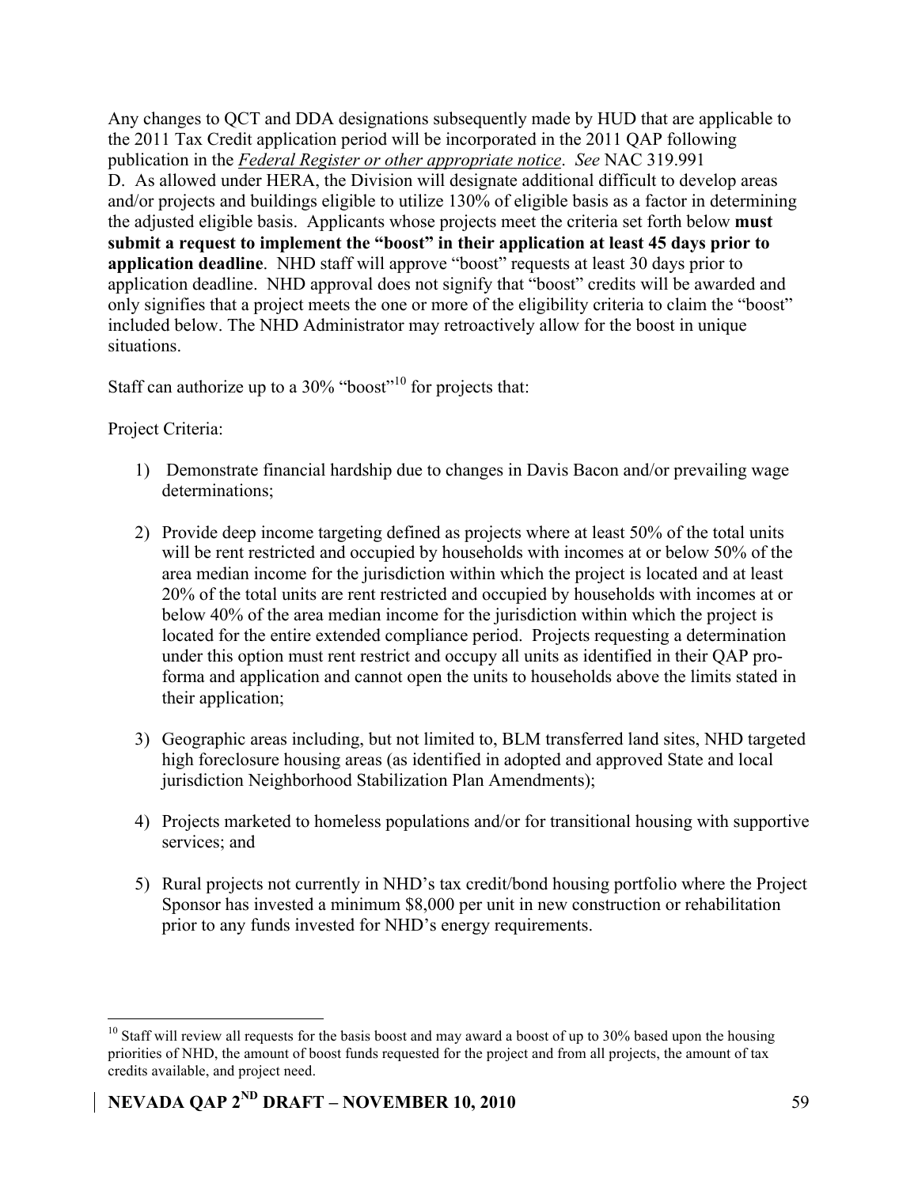Any changes to QCT and DDA designations subsequently made by HUD that are applicable to the 2011 Tax Credit application period will be incorporated in the 2011 QAP following publication in the *Federal Register or other appropriate notice*. *See* NAC 319.991

D. As allowed under HERA, the Division will designate additional difficult to develop areas and/or projects and buildings eligible to utilize 130% of eligible basis as a factor in determining the adjusted eligible basis. Applicants whose projects meet the criteria set forth below **must submit a request to implement the "boost" in their application at least 45 days prior to application deadline**. NHD staff will approve "boost" requests at least 30 days prior to application deadline. NHD approval does not signify that "boost" credits will be awarded and only signifies that a project meets the one or more of the eligibility criteria to claim the "boost" included below. The NHD Administrator may retroactively allow for the boost in unique situations.

Staff can authorize up to a 30% "boost"[10] for projects that:

Project Criteria:

1) Demonstrate financial hardship due to changes in Davis Bacon and/or prevailing wage determinations;

2) Provide deep income targeting defined as projects where at least 50% of the total units will be rent restricted and occupied by households with incomes at or below 50% of the area median income for the jurisdiction within which the project is located and at least 20% of the total units are rent restricted and occupied by households with incomes at or below 40% of the area median income for the jurisdiction within which the project is located for the entire extended compliance period. Projects requesting a determination under this option must rent restrict and occupy all units as identified in their QAP pro-forma and application and cannot open the units to households above the limits stated in their application;

3) Geographic areas including, but not limited to, BLM transferred land sites, NHD targeted high foreclosure housing areas (as identified in adopted and approved State and local jurisdiction Neighborhood Stabilization Plan Amendments);

4) Projects marketed to homeless populations and/or for transitional housing with supportive services; and

5) Rural projects not currently in NHD's tax credit/bond housing portfolio where the Project Sponsor has invested a minimum $8,000 per unit in new construction or rehabilitation prior to any funds invested for NHD's energy requirements.

[10] Staff will review all requests for the basis boost and may award a boost of up to 30% based upon the housing priorities of NHD, the amount of boost funds requested for the project and from all projects, the amount of tax credits available, and project need.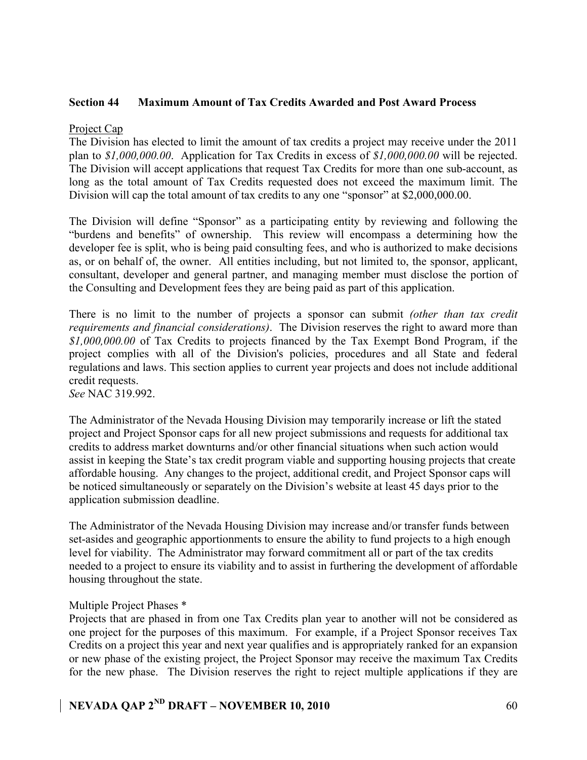## Section 44 Maximum Amount of Tax Credits Awarded and Post Award Process

Project Cap

The Division has elected to limit the amount of tax credits a project may receive under the 2011 plan to *$1,000,000.00*. Application for Tax Credits in excess of *$1,000,000.00* will be rejected. The Division will accept applications that request Tax Credits for more than one sub-account, as long as the total amount of Tax Credits requested does not exceed the maximum limit. The Division will cap the total amount of tax credits to any one "sponsor" at $2,000,000.00.

The Division will define "Sponsor" as a participating entity by reviewing and following the "burdens and benefits" of ownership. This review will encompass a determining how the developer fee is split, who is being paid consulting fees, and who is authorized to make decisions as, or on behalf of, the owner. All entities including, but not limited to, the sponsor, applicant, consultant, developer and general partner, and managing member must disclose the portion of the Consulting and Development fees they are being paid as part of this application.

There is no limit to the number of projects a sponsor can submit *(other than tax credit requirements and financial considerations)*. The Division reserves the right to award more than *$1,000,000.00* of Tax Credits to projects financed by the Tax Exempt Bond Program, if the project complies with all of the Division's policies, procedures and all State and federal regulations and laws. This section applies to current year projects and does not include additional credit requests.
*See* NAC 319.992.

The Administrator of the Nevada Housing Division may temporarily increase or lift the stated project and Project Sponsor caps for all new project submissions and requests for additional tax credits to address market downturns and/or other financial situations when such action would assist in keeping the State's tax credit program viable and supporting housing projects that create affordable housing. Any changes to the project, additional credit, and Project Sponsor caps will be noticed simultaneously or separately on the Division's website at least 45 days prior to the application submission deadline.

The Administrator of the Nevada Housing Division may increase and/or transfer funds between set-asides and geographic apportionments to ensure the ability to fund projects to a high enough level for viability. The Administrator may forward commitment all or part of the tax credits needed to a project to ensure its viability and to assist in furthering the development of affordable housing throughout the state.

Multiple Project Phases *

Projects that are phased in from one Tax Credits plan year to another will not be considered as one project for the purposes of this maximum. For example, if a Project Sponsor receives Tax Credits on a project this year and next year qualifies and is appropriately ranked for an expansion or new phase of the existing project, the Project Sponsor may receive the maximum Tax Credits for the new phase. The Division reserves the right to reject multiple applications if they are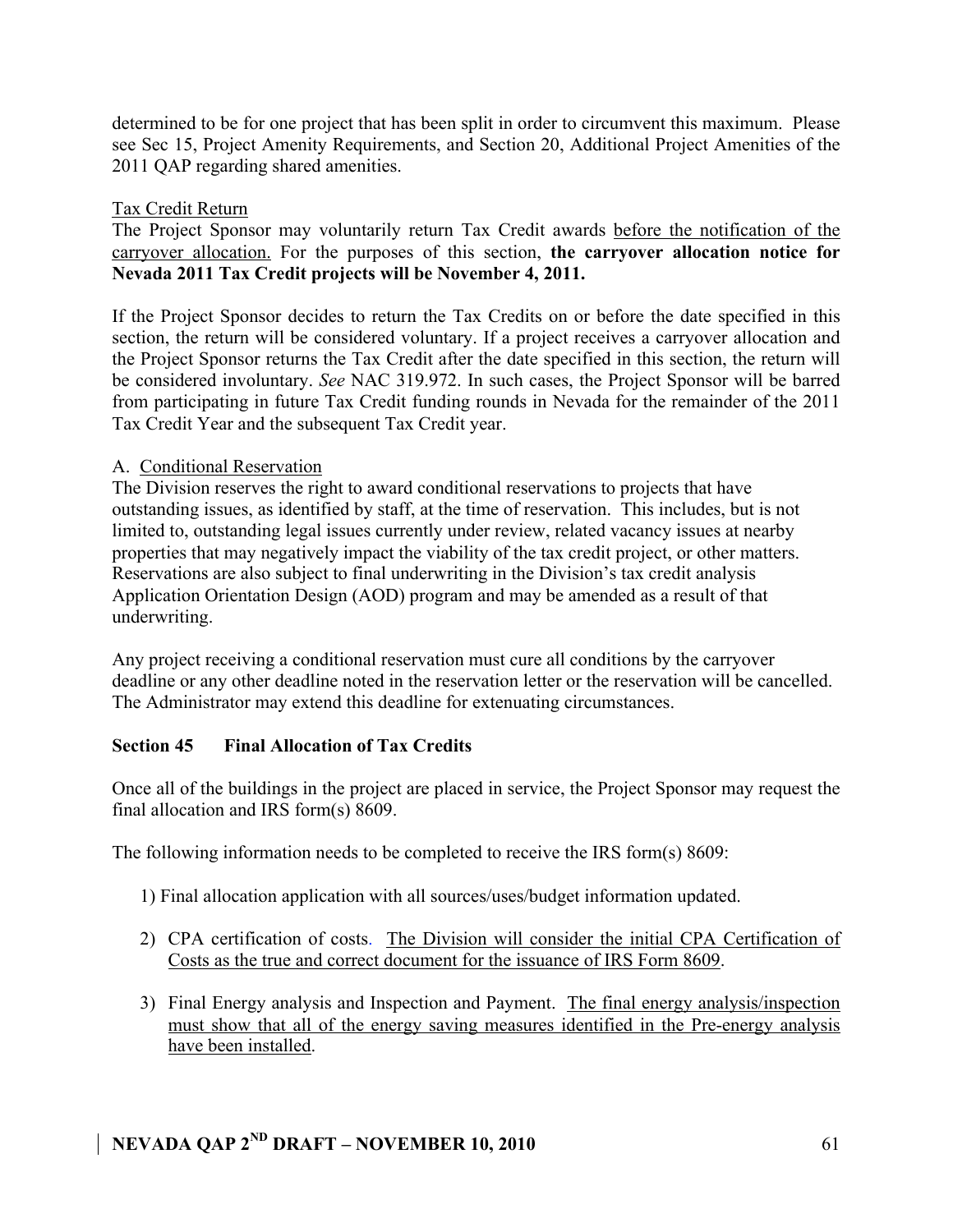determined to be for one project that has been split in order to circumvent this maximum. Please see Sec 15, Project Amenity Requirements, and Section 20, Additional Project Amenities of the 2011 QAP regarding shared amenities.

Tax Credit Return

The Project Sponsor may voluntarily return Tax Credit awards before the notification of the carryover allocation. For the purposes of this section, **the carryover allocation notice for Nevada 2011 Tax Credit projects will be November 4, 2011.**

If the Project Sponsor decides to return the Tax Credits on or before the date specified in this section, the return will be considered voluntary. If a project receives a carryover allocation and the Project Sponsor returns the Tax Credit after the date specified in this section, the return will be considered involuntary. *See* NAC 319.972. In such cases, the Project Sponsor will be barred from participating in future Tax Credit funding rounds in Nevada for the remainder of the 2011 Tax Credit Year and the subsequent Tax Credit year.

A. Conditional Reservation

The Division reserves the right to award conditional reservations to projects that have outstanding issues, as identified by staff, at the time of reservation. This includes, but is not limited to, outstanding legal issues currently under review, related vacancy issues at nearby properties that may negatively impact the viability of the tax credit project, or other matters. Reservations are also subject to final underwriting in the Division's tax credit analysis Application Orientation Design (AOD) program and may be amended as a result of that underwriting.

Any project receiving a conditional reservation must cure all conditions by the carryover deadline or any other deadline noted in the reservation letter or the reservation will be cancelled. The Administrator may extend this deadline for extenuating circumstances.

## Section 45 Final Allocation of Tax Credits

Once all of the buildings in the project are placed in service, the Project Sponsor may request the final allocation and IRS form(s) 8609.

The following information needs to be completed to receive the IRS form(s) 8609:

1) Final allocation application with all sources/uses/budget information updated.

2) CPA certification of costs. The Division will consider the initial CPA Certification of Costs as the true and correct document for the issuance of IRS Form 8609.

3) Final Energy analysis and Inspection and Payment. The final energy analysis/inspection must show that all of the energy saving measures identified in the Pre-energy analysis have been installed.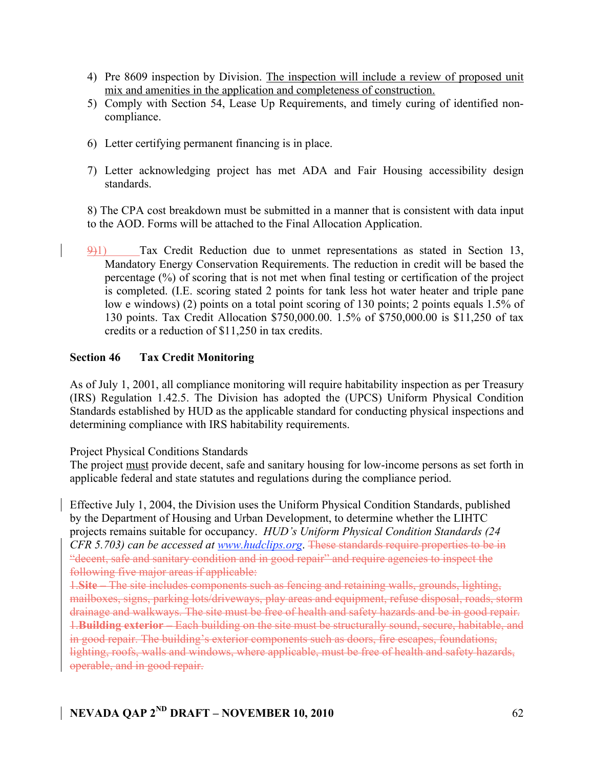4) Pre 8609 inspection by Division. <u>The inspection will include a review of proposed unit mix and amenities in the application and completeness of construction.</u>
5) Comply with Section 54, Lease Up Requirements, and timely curing of identified non-compliance.

6) Letter certifying permanent financing is in place.

7) Letter acknowledging project has met ADA and Fair Housing accessibility design standards.

8) The CPA cost breakdown must be submitted in a manner that is consistent with data input to the AOD. Forms will be attached to the Final Allocation Application.

~~9)~~1) Tax Credit Reduction due to unmet representations as stated in Section 13, Mandatory Energy Conservation Requirements. The reduction in credit will be based the percentage (%) of scoring that is not met when final testing or certification of the project is completed. (I.E. scoring stated 2 points for tank less hot water heater and triple pane low e windows) (2) points on a total point scoring of 130 points; 2 points equals 1.5% of 130 points. Tax Credit Allocation $750,000.00. 1.5% of $750,000.00 is $11,250 of tax credits or a reduction of $11,250 in tax credits.

**Section 46 Tax Credit Monitoring**

As of July 1, 2001, all compliance monitoring will require habitability inspection as per Treasury (IRS) Regulation 1.42.5. The Division has adopted the (UPCS) Uniform Physical Condition Standards established by HUD as the applicable standard for conducting physical inspections and determining compliance with IRS habitability requirements.

Project Physical Conditions Standards
The project <u>must</u> provide decent, safe and sanitary housing for low-income persons as set forth in applicable federal and state statutes and regulations during the compliance period.

Effective July 1, 2004, the Division uses the Uniform Physical Condition Standards, published by the Department of Housing and Urban Development, to determine whether the LIHTC projects remains suitable for occupancy. *HUD's Uniform Physical Condition Standards (24 CFR 5.703) can be accessed at [www.hudclips.org](www.hudclips.org).* ~~These standards require properties to be in "decent, safe and sanitary condition and in good repair" and require agencies to inspect the following five major areas if applicable:~~
~~1.**Site** – The site includes components such as fencing and retaining walls, grounds, lighting, mailboxes, signs, parking lots/driveways, play areas and equipment, refuse disposal, roads, storm drainage and walkways. The site must be free of health and safety hazards and be in good repair.~~
~~1.**Building exterior** – Each building on the site must be structurally sound, secure, habitable, and in good repair. The building's exterior components such as doors, fire escapes, foundations, lighting, roofs, walls and windows, where applicable, must be free of health and safety hazards, operable, and in good repair.~~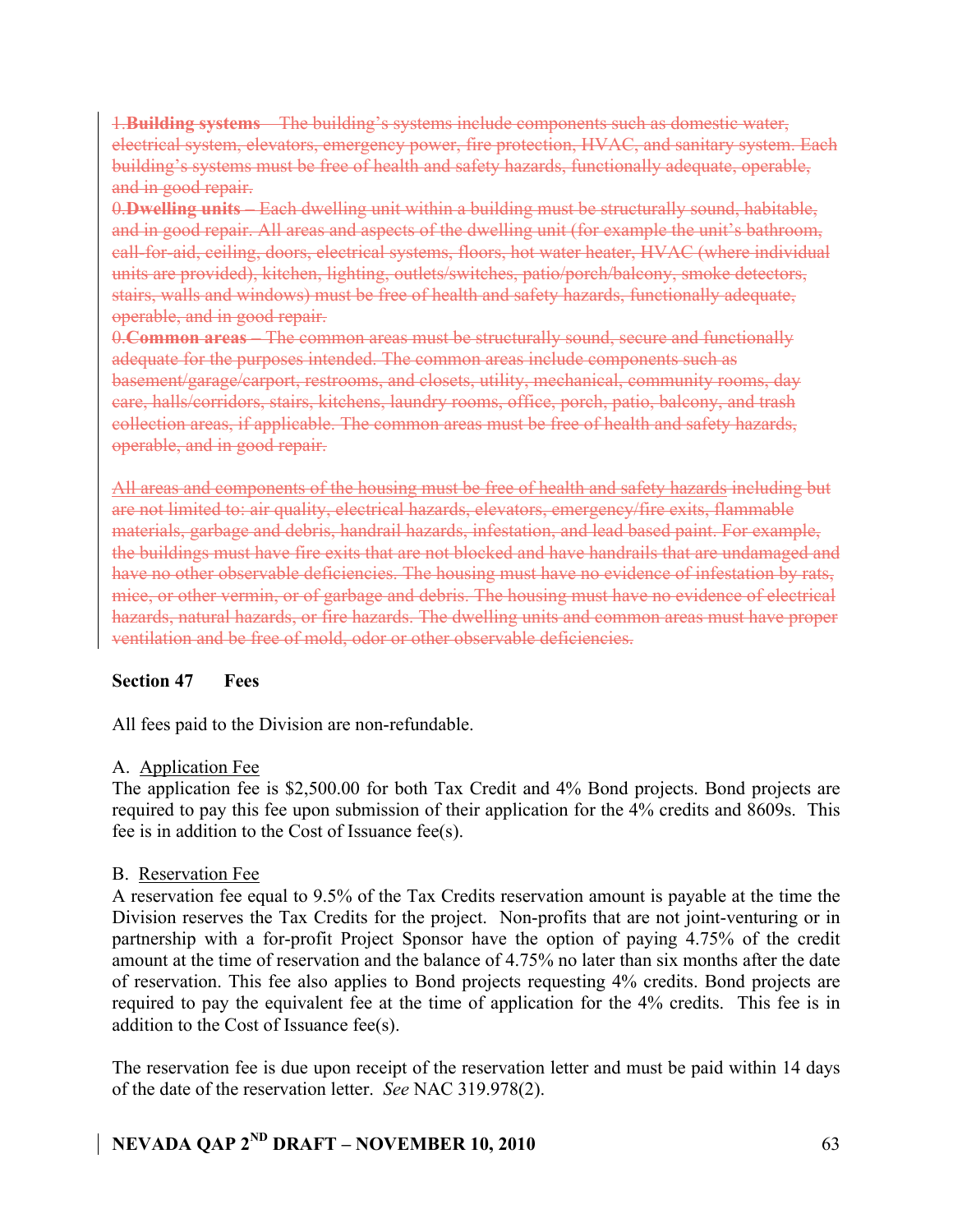~~1.**Building systems** – The building's systems include components such as domestic water, electrical system, elevators, emergency power, fire protection, HVAC, and sanitary system. Each building's systems must be free of health and safety hazards, functionally adequate, operable, and in good repair.~~

~~0.**Dwelling units** – Each dwelling unit within a building must be structurally sound, habitable, and in good repair. All areas and aspects of the dwelling unit (for example the unit's bathroom, call-for-aid, ceiling, doors, electrical systems, floors, hot water heater, HVAC (where individual units are provided), kitchen, lighting, outlets/switches, patio/porch/balcony, smoke detectors, stairs, walls and windows) must be free of health and safety hazards, functionally adequate, operable, and in good repair.~~

~~0.**Common areas** – The common areas must be structurally sound, secure and functionally adequate for the purposes intended. The common areas include components such as basement/garage/carport, restrooms, and closets, utility, mechanical, community rooms, day care, halls/corridors, stairs, kitchens, laundry rooms, office, porch, patio, balcony, and trash collection areas, if applicable. The common areas must be free of health and safety hazards, operable, and in good repair.~~

~~All areas and components of the housing must be free of health and safety hazards including but are not limited to: air quality, electrical hazards, elevators, emergency/fire exits, flammable materials, garbage and debris, handrail hazards, infestation, and lead based paint. For example, the buildings must have fire exits that are not blocked and have handrails that are undamaged and have no other observable deficiencies. The housing must have no evidence of infestation by rats, mice, or other vermin, or of garbage and debris. The housing must have no evidence of electrical hazards, natural hazards, or fire hazards. The dwelling units and common areas must have proper ventilation and be free of mold, odor or other observable deficiencies.~~

## Section 47 Fees

All fees paid to the Division are non-refundable.

A. Application Fee

The application fee is $2,500.00 for both Tax Credit and 4% Bond projects. Bond projects are required to pay this fee upon submission of their application for the 4% credits and 8609s. This fee is in addition to the Cost of Issuance fee(s).

B. Reservation Fee

A reservation fee equal to 9.5% of the Tax Credits reservation amount is payable at the time the Division reserves the Tax Credits for the project. Non-profits that are not joint-venturing or in partnership with a for-profit Project Sponsor have the option of paying 4.75% of the credit amount at the time of reservation and the balance of 4.75% no later than six months after the date of reservation. This fee also applies to Bond projects requesting 4% credits. Bond projects are required to pay the equivalent fee at the time of application for the 4% credits. This fee is in addition to the Cost of Issuance fee(s).

The reservation fee is due upon receipt of the reservation letter and must be paid within 14 days of the date of the reservation letter. *See* NAC 319.978(2).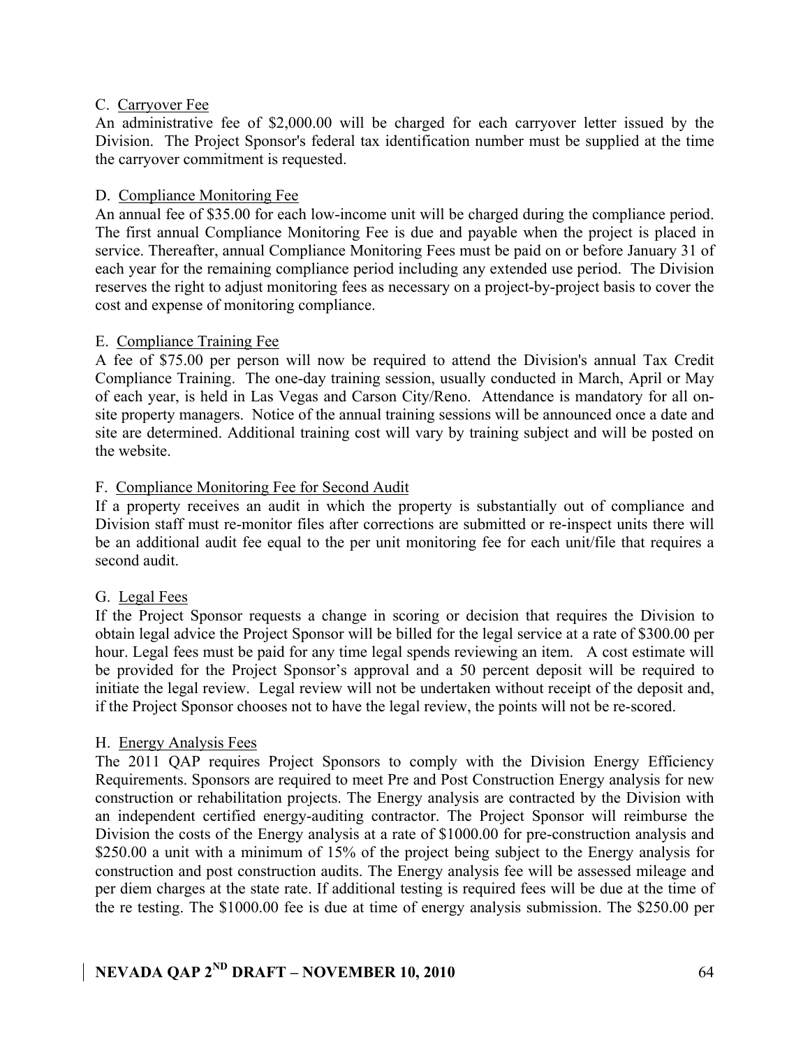C. Carryover Fee

An administrative fee of $2,000.00 will be charged for each carryover letter issued by the Division. The Project Sponsor's federal tax identification number must be supplied at the time the carryover commitment is requested.

D. Compliance Monitoring Fee

An annual fee of $35.00 for each low-income unit will be charged during the compliance period. The first annual Compliance Monitoring Fee is due and payable when the project is placed in service. Thereafter, annual Compliance Monitoring Fees must be paid on or before January 31 of each year for the remaining compliance period including any extended use period. The Division reserves the right to adjust monitoring fees as necessary on a project-by-project basis to cover the cost and expense of monitoring compliance.

E. Compliance Training Fee

A fee of $75.00 per person will now be required to attend the Division's annual Tax Credit Compliance Training. The one-day training session, usually conducted in March, April or May of each year, is held in Las Vegas and Carson City/Reno. Attendance is mandatory for all on-site property managers. Notice of the annual training sessions will be announced once a date and site are determined. Additional training cost will vary by training subject and will be posted on the website.

F. Compliance Monitoring Fee for Second Audit

If a property receives an audit in which the property is substantially out of compliance and Division staff must re-monitor files after corrections are submitted or re-inspect units there will be an additional audit fee equal to the per unit monitoring fee for each unit/file that requires a second audit.

G. Legal Fees

If the Project Sponsor requests a change in scoring or decision that requires the Division to obtain legal advice the Project Sponsor will be billed for the legal service at a rate of $300.00 per hour. Legal fees must be paid for any time legal spends reviewing an item. A cost estimate will be provided for the Project Sponsor's approval and a 50 percent deposit will be required to initiate the legal review. Legal review will not be undertaken without receipt of the deposit and, if the Project Sponsor chooses not to have the legal review, the points will not be re-scored.

H. Energy Analysis Fees

The 2011 QAP requires Project Sponsors to comply with the Division Energy Efficiency Requirements. Sponsors are required to meet Pre and Post Construction Energy analysis for new construction or rehabilitation projects. The Energy analysis are contracted by the Division with an independent certified energy-auditing contractor. The Project Sponsor will reimburse the Division the costs of the Energy analysis at a rate of $1000.00 for pre-construction analysis and $250.00 a unit with a minimum of 15% of the project being subject to the Energy analysis for construction and post construction audits. The Energy analysis fee will be assessed mileage and per diem charges at the state rate. If additional testing is required fees will be due at the time of the re testing. The $1000.00 fee is due at time of energy analysis submission. The $250.00 per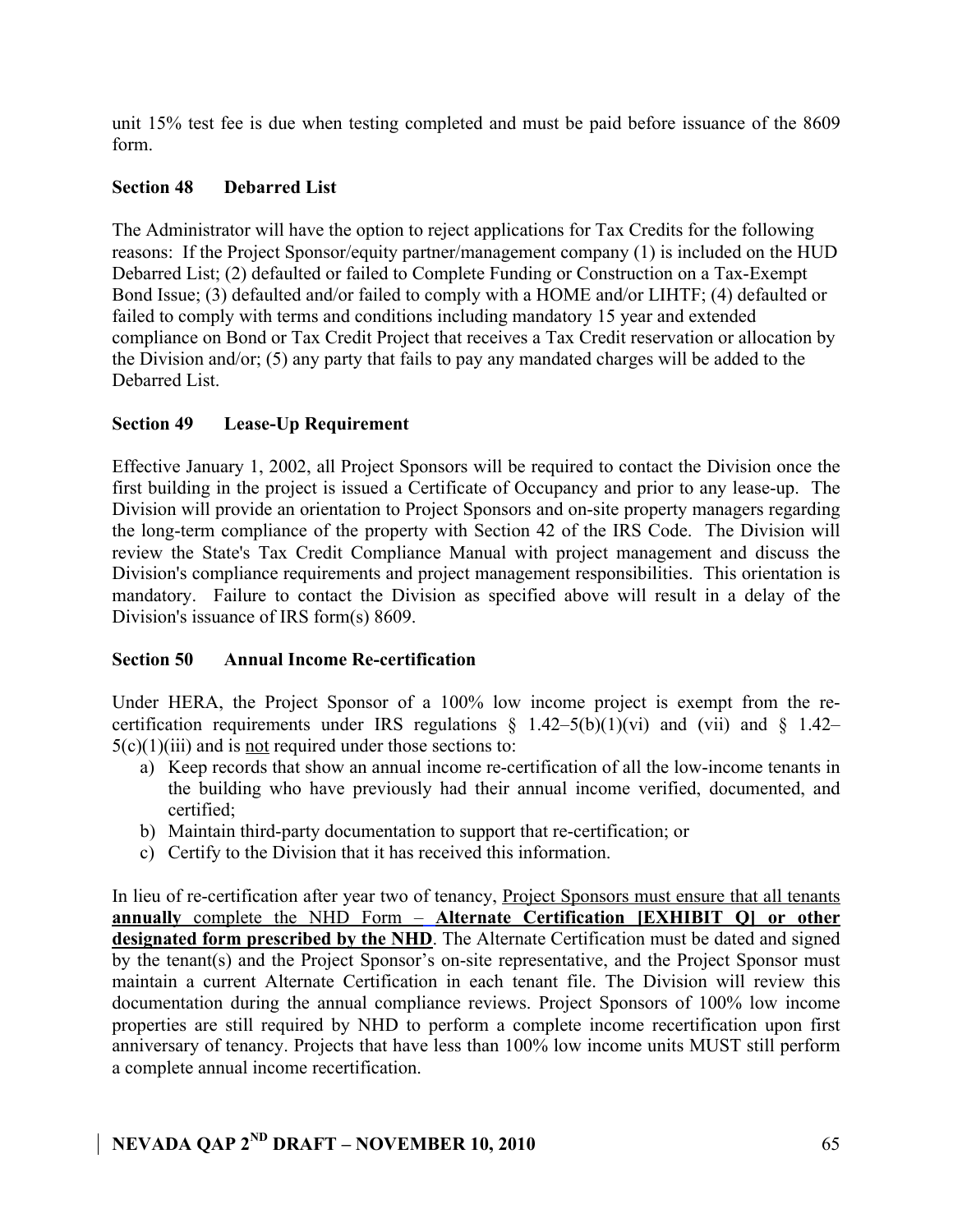unit 15% test fee is due when testing completed and must be paid before issuance of the 8609 form.

### Section 48 Debarred List

The Administrator will have the option to reject applications for Tax Credits for the following reasons: If the Project Sponsor/equity partner/management company (1) is included on the HUD Debarred List; (2) defaulted or failed to Complete Funding or Construction on a Tax-Exempt Bond Issue; (3) defaulted and/or failed to comply with a HOME and/or LIHTF; (4) defaulted or failed to comply with terms and conditions including mandatory 15 year and extended compliance on Bond or Tax Credit Project that receives a Tax Credit reservation or allocation by the Division and/or; (5) any party that fails to pay any mandated charges will be added to the Debarred List.

### Section 49 Lease-Up Requirement

Effective January 1, 2002, all Project Sponsors will be required to contact the Division once the first building in the project is issued a Certificate of Occupancy and prior to any lease-up. The Division will provide an orientation to Project Sponsors and on-site property managers regarding the long-term compliance of the property with Section 42 of the IRS Code. The Division will review the State's Tax Credit Compliance Manual with project management and discuss the Division's compliance requirements and project management responsibilities. This orientation is mandatory. Failure to contact the Division as specified above will result in a delay of the Division's issuance of IRS form(s) 8609.

### Section 50 Annual Income Re-certification

Under HERA, the Project Sponsor of a 100% low income project is exempt from the re-certification requirements under IRS regulations § 1.42–5(b)(1)(vi) and (vii) and § 1.42–5(c)(1)(iii) and is <u>not</u> required under those sections to:

a) Keep records that show an annual income re-certification of all the low-income tenants in the building who have previously had their annual income verified, documented, and certified;
b) Maintain third-party documentation to support that re-certification; or
c) Certify to the Division that it has received this information.

In lieu of re-certification after year two of tenancy, <u>Project Sponsors must ensure that all tenants</u> **<u>annually</u>** <u>complete the NHD Form –</u> **<u>Alternate Certification [EXHIBIT Q] or other designated form prescribed by the NHD</u>**. The Alternate Certification must be dated and signed by the tenant(s) and the Project Sponsor's on-site representative, and the Project Sponsor must maintain a current Alternate Certification in each tenant file. The Division will review this documentation during the annual compliance reviews. Project Sponsors of 100% low income properties are still required by NHD to perform a complete income recertification upon first anniversary of tenancy. Projects that have less than 100% low income units MUST still perform a complete annual income recertification.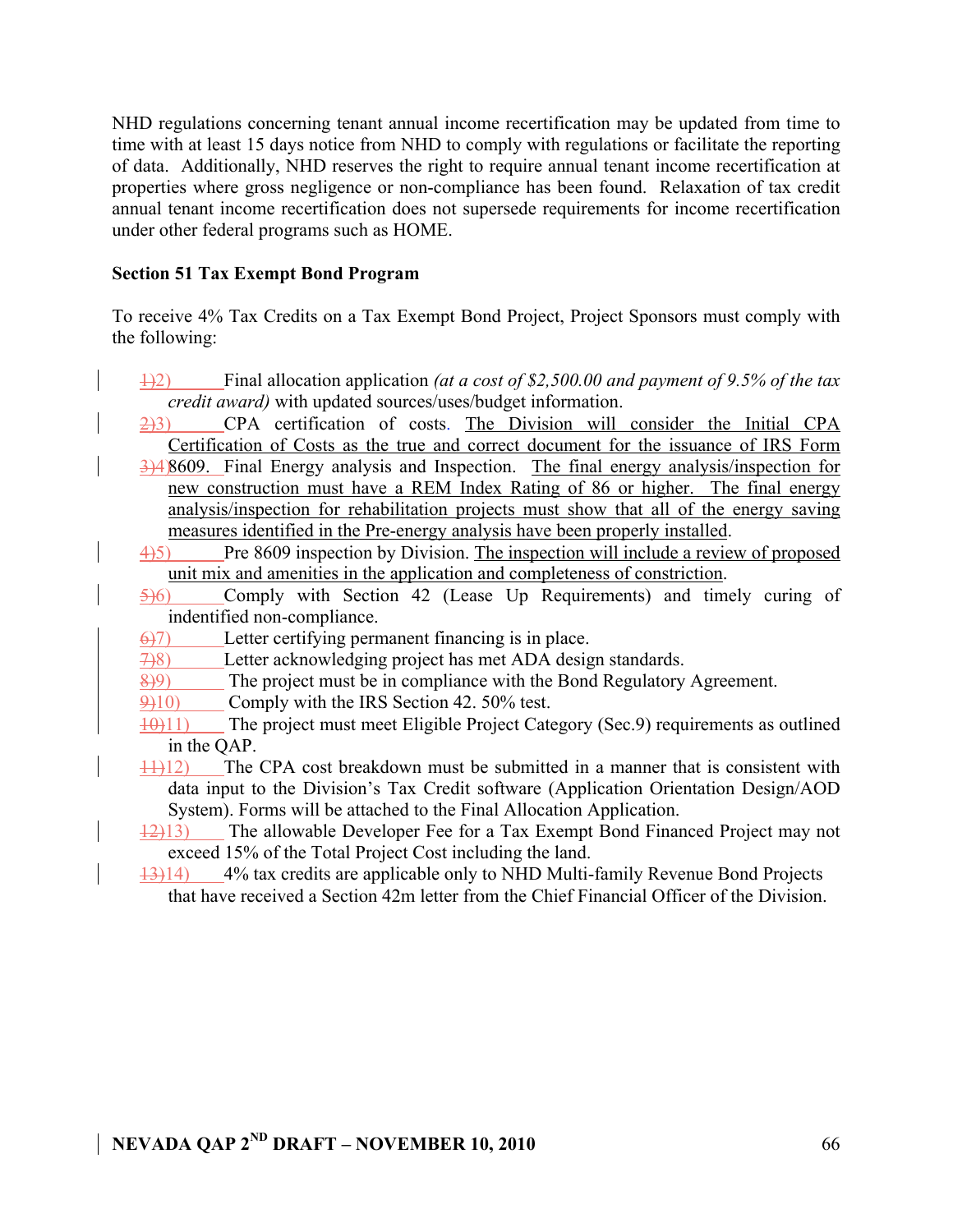NHD regulations concerning tenant annual income recertification may be updated from time to time with at least 15 days notice from NHD to comply with regulations or facilitate the reporting of data. Additionally, NHD reserves the right to require annual tenant income recertification at properties where gross negligence or non-compliance has been found. Relaxation of tax credit annual tenant income recertification does not supersede requirements for income recertification under other federal programs such as HOME.

**Section 51 Tax Exempt Bond Program**

To receive 4% Tax Credits on a Tax Exempt Bond Project, Project Sponsors must comply with the following:

1)2) Final allocation application *(at a cost of $2,500.00 and payment of 9.5% of the tax credit award)* with updated sources/uses/budget information.

2)3) CPA certification of costs. The Division will consider the Initial CPA Certification of Costs as the true and correct document for the issuance of IRS Form 8609.

3)4) Final Energy analysis and Inspection. The final energy analysis/inspection for new construction must have a REM Index Rating of 86 or higher. The final energy analysis/inspection for rehabilitation projects must show that all of the energy saving measures identified in the Pre-energy analysis have been properly installed.

4)5) Pre 8609 inspection by Division. The inspection will include a review of proposed unit mix and amenities in the application and completeness of constriction.

5)6) Comply with Section 42 (Lease Up Requirements) and timely curing of indentified non-compliance.

6)7) Letter certifying permanent financing is in place.

7)8) Letter acknowledging project has met ADA design standards.

8)9) The project must be in compliance with the Bond Regulatory Agreement.

9)10) Comply with the IRS Section 42. 50% test.

10)11) The project must meet Eligible Project Category (Sec.9) requirements as outlined in the QAP.

11)12) The CPA cost breakdown must be submitted in a manner that is consistent with data input to the Division's Tax Credit software (Application Orientation Design/AOD System). Forms will be attached to the Final Allocation Application.

12)13) The allowable Developer Fee for a Tax Exempt Bond Financed Project may not exceed 15% of the Total Project Cost including the land.

13)14) 4% tax credits are applicable only to NHD Multi-family Revenue Bond Projects that have received a Section 42m letter from the Chief Financial Officer of the Division.